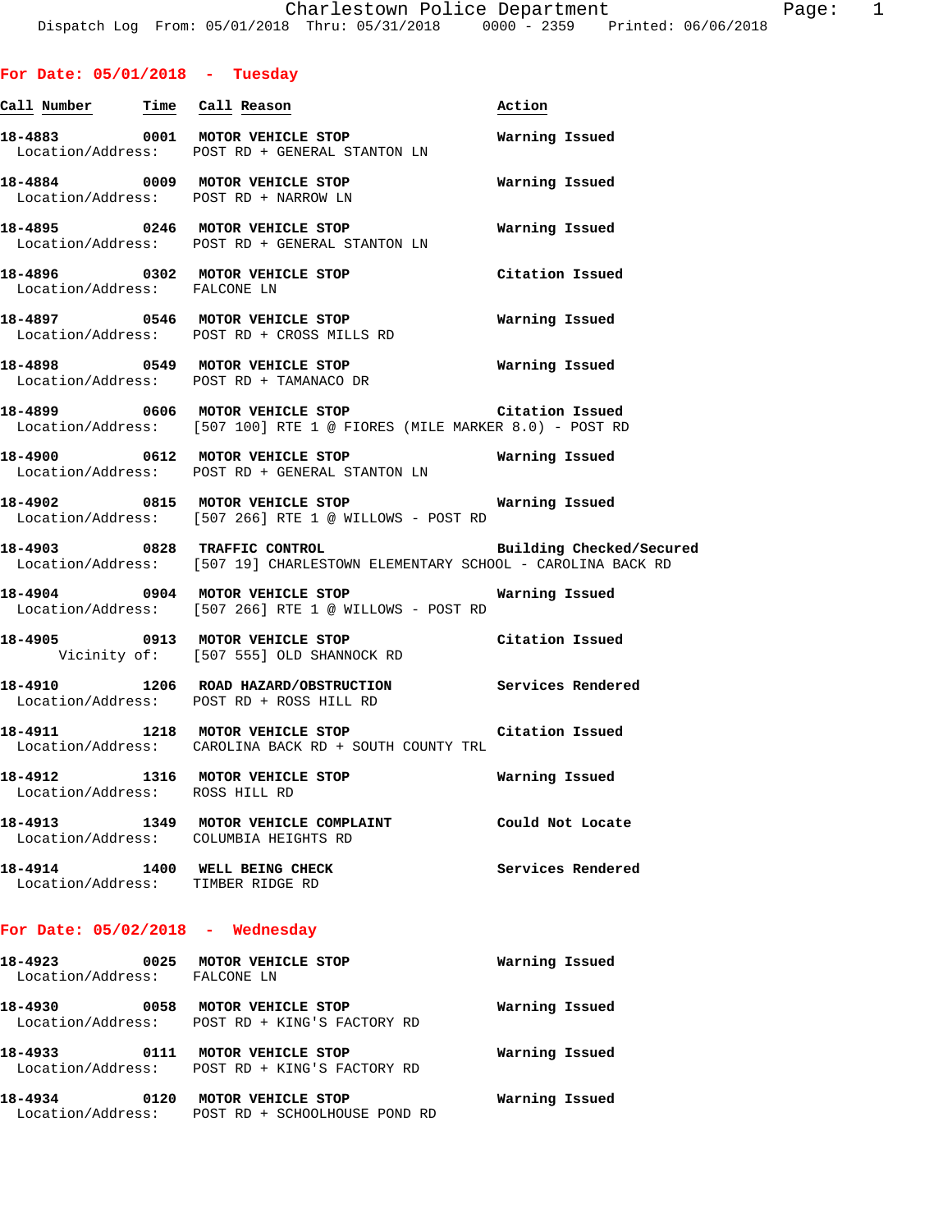# Charlestown Police Department

Dispatch Log From: 05/01/2018 Thru: 05/31/2018 0000 - 2359 Printed: 06/06/2018

## For Date: 05/01/2018 - Tuesday

| Call Number | Time | Call Reason | Action |
|---|---|---|---|
| 18-4883 | 0001 | MOTOR VEHICLE STOP | Warning Issued |
| Location/Address: | | POST RD + GENERAL STANTON LN | |
| 18-4884 | 0009 | MOTOR VEHICLE STOP | Warning Issued |
| Location/Address: | | POST RD + NARROW LN | |
| 18-4895 | 0246 | MOTOR VEHICLE STOP | Warning Issued |
| Location/Address: | | POST RD + GENERAL STANTON LN | |
| 18-4896 | 0302 | MOTOR VEHICLE STOP | Citation Issued |
| Location/Address: | | FALCONE LN | |
| 18-4897 | 0546 | MOTOR VEHICLE STOP | Warning Issued |
| Location/Address: | | POST RD + CROSS MILLS RD | |
| 18-4898 | 0549 | MOTOR VEHICLE STOP | Warning Issued |
| Location/Address: | | POST RD + TAMANACO DR | |
| 18-4899 | 0606 | MOTOR VEHICLE STOP | Citation Issued |
| Location/Address: | | [507 100] RTE 1 @ FIORES (MILE MARKER 8.0) - POST RD | |
| 18-4900 | 0612 | MOTOR VEHICLE STOP | Warning Issued |
| Location/Address: | | POST RD + GENERAL STANTON LN | |
| 18-4902 | 0815 | MOTOR VEHICLE STOP | Warning Issued |
| Location/Address: | | [507 266] RTE 1 @ WILLOWS - POST RD | |
| 18-4903 | 0828 | TRAFFIC CONTROL | Building Checked/Secured |
| Location/Address: | | [507 19] CHARLESTOWN ELEMENTARY SCHOOL - CAROLINA BACK RD | |
| 18-4904 | 0904 | MOTOR VEHICLE STOP | Warning Issued |
| Location/Address: | | [507 266] RTE 1 @ WILLOWS - POST RD | |
| 18-4905 | 0913 | MOTOR VEHICLE STOP | Citation Issued |
| Vicinity of: | | [507 555] OLD SHANNOCK RD | |
| 18-4910 | 1206 | ROAD HAZARD/OBSTRUCTION | Services Rendered |
| Location/Address: | | POST RD + ROSS HILL RD | |
| 18-4911 | 1218 | MOTOR VEHICLE STOP | Citation Issued |
| Location/Address: | | CAROLINA BACK RD + SOUTH COUNTY TRL | |
| 18-4912 | 1316 | MOTOR VEHICLE STOP | Warning Issued |
| Location/Address: | | ROSS HILL RD | |
| 18-4913 | 1349 | MOTOR VEHICLE COMPLAINT | Could Not Locate |
| Location/Address: | | COLUMBIA HEIGHTS RD | |
| 18-4914 | 1400 | WELL BEING CHECK | Services Rendered |
| Location/Address: | | TIMBER RIDGE RD | |

## For Date: 05/02/2018 - Wednesday

| Call Number | Time | Call Reason | Action |
|---|---|---|---|
| 18-4923 | 0025 | MOTOR VEHICLE STOP | Warning Issued |
| Location/Address: | | FALCONE LN | |
| 18-4930 | 0058 | MOTOR VEHICLE STOP | Warning Issued |
| Location/Address: | | POST RD + KING'S FACTORY RD | |
| 18-4933 | 0111 | MOTOR VEHICLE STOP | Warning Issued |
| Location/Address: | | POST RD + KING'S FACTORY RD | |
| 18-4934 | 0120 | MOTOR VEHICLE STOP | Warning Issued |
| Location/Address: | | POST RD + SCHOOLHOUSE POND RD | |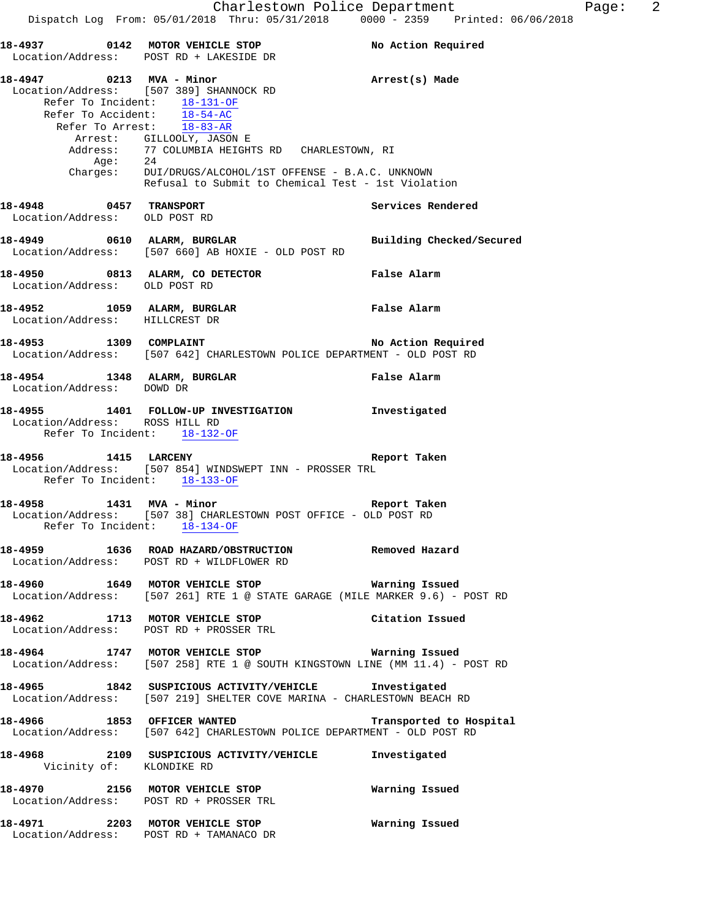**18-4937 0142 MOTOR VEHICLE STOP** — No Action Required
Location/Address: POST RD + LAKESIDE DR

**18-4947 0213 MVA - Minor** — Arrest(s) Made
Location/Address: [507 389] SHANNOCK RD
Refer To Incident: 18-131-OF
Refer To Accident: 18-54-AC
Refer To Arrest: 18-83-AR
Arrest: GILLOOLY, JASON E
Address: 77 COLUMBIA HEIGHTS RD CHARLESTOWN, RI
Age: 24
Charges: DUI/DRUGS/ALCOHOL/1ST OFFENSE - B.A.C. UNKNOWN
Refusal to Submit to Chemical Test - 1st Violation

**18-4948 0457 TRANSPORT** — Services Rendered
Location/Address: OLD POST RD

**18-4949 0610 ALARM, BURGLAR** — Building Checked/Secured
Location/Address: [507 660] AB HOXIE - OLD POST RD

**18-4950 0813 ALARM, CO DETECTOR** — False Alarm
Location/Address: OLD POST RD

**18-4952 1059 ALARM, BURGLAR** — False Alarm
Location/Address: HILLCREST DR

**18-4953 1309 COMPLAINT** — No Action Required
Location/Address: [507 642] CHARLESTOWN POLICE DEPARTMENT - OLD POST RD

**18-4954 1348 ALARM, BURGLAR** — False Alarm
Location/Address: DOWD DR

**18-4955 1401 FOLLOW-UP INVESTIGATION** — Investigated
Location/Address: ROSS HILL RD
Refer To Incident: 18-132-OF

**18-4956 1415 LARCENY** — Report Taken
Location/Address: [507 854] WINDSWEPT INN - PROSSER TRL
Refer To Incident: 18-133-OF

**18-4958 1431 MVA - Minor** — Report Taken
Location/Address: [507 38] CHARLESTOWN POST OFFICE - OLD POST RD
Refer To Incident: 18-134-OF

**18-4959 1636 ROAD HAZARD/OBSTRUCTION** — Removed Hazard
Location/Address: POST RD + WILDFLOWER RD

**18-4960 1649 MOTOR VEHICLE STOP** — Warning Issued
Location/Address: [507 261] RTE 1 @ STATE GARAGE (MILE MARKER 9.6) - POST RD

**18-4962 1713 MOTOR VEHICLE STOP** — Citation Issued
Location/Address: POST RD + PROSSER TRL

**18-4964 1747 MOTOR VEHICLE STOP** — Warning Issued
Location/Address: [507 258] RTE 1 @ SOUTH KINGSTOWN LINE (MM 11.4) - POST RD

**18-4965 1842 SUSPICIOUS ACTIVITY/VEHICLE** — Investigated
Location/Address: [507 219] SHELTER COVE MARINA - CHARLESTOWN BEACH RD

**18-4966 1853 OFFICER WANTED** — Transported to Hospital
Location/Address: [507 642] CHARLESTOWN POLICE DEPARTMENT - OLD POST RD

**18-4968 2109 SUSPICIOUS ACTIVITY/VEHICLE** — Investigated
Vicinity of: KLONDIKE RD

**18-4970 2156 MOTOR VEHICLE STOP** — Warning Issued
Location/Address: POST RD + PROSSER TRL

**18-4971 2203 MOTOR VEHICLE STOP** — Warning Issued
Location/Address: POST RD + TAMANACO DR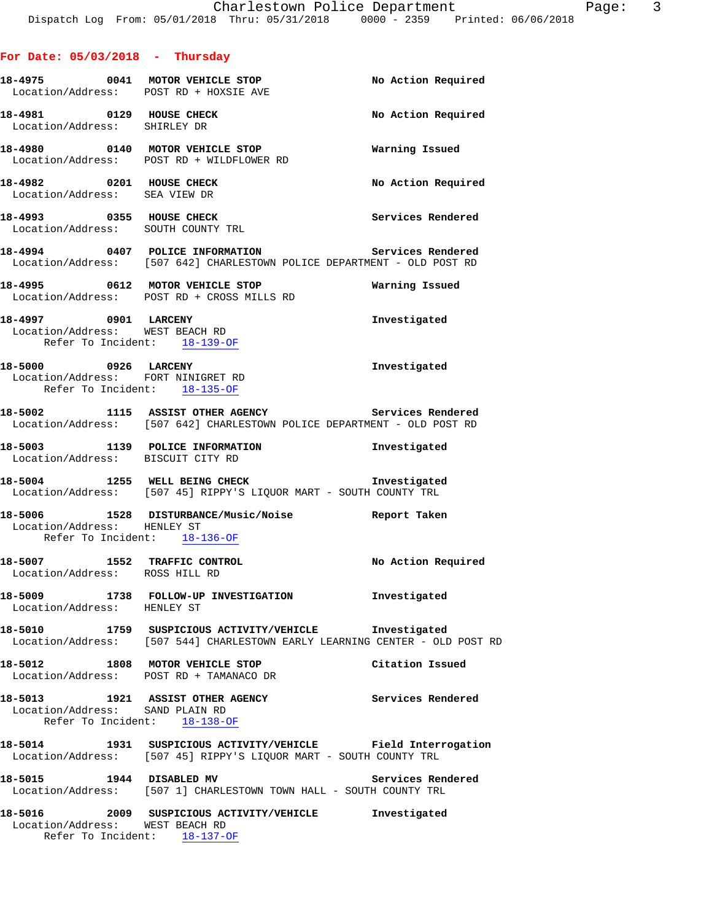## For Date: 05/03/2018 - Thursday

**18-4975 0041 MOTOR VEHICLE STOP** No Action Required
Location/Address: POST RD + HOXSIE AVE

**18-4981 0129 HOUSE CHECK** No Action Required
Location/Address: SHIRLEY DR

**18-4980 0140 MOTOR VEHICLE STOP** Warning Issued
Location/Address: POST RD + WILDFLOWER RD

**18-4982 0201 HOUSE CHECK** No Action Required
Location/Address: SEA VIEW DR

**18-4993 0355 HOUSE CHECK** Services Rendered
Location/Address: SOUTH COUNTY TRL

**18-4994 0407 POLICE INFORMATION** Services Rendered
Location/Address: [507 642] CHARLESTOWN POLICE DEPARTMENT - OLD POST RD

**18-4995 0612 MOTOR VEHICLE STOP** Warning Issued
Location/Address: POST RD + CROSS MILLS RD

**18-4997 0901 LARCENY** Investigated
Location/Address: WEST BEACH RD
Refer To Incident: 18-139-OF

**18-5000 0926 LARCENY** Investigated
Location/Address: FORT NINIGRET RD
Refer To Incident: 18-135-OF

**18-5002 1115 ASSIST OTHER AGENCY** Services Rendered
Location/Address: [507 642] CHARLESTOWN POLICE DEPARTMENT - OLD POST RD

**18-5003 1139 POLICE INFORMATION** Investigated
Location/Address: BISCUIT CITY RD

**18-5004 1255 WELL BEING CHECK** Investigated
Location/Address: [507 45] RIPPY'S LIQUOR MART - SOUTH COUNTY TRL

**18-5006 1528 DISTURBANCE/Music/Noise** Report Taken
Location/Address: HENLEY ST
Refer To Incident: 18-136-OF

**18-5007 1552 TRAFFIC CONTROL** No Action Required
Location/Address: ROSS HILL RD

**18-5009 1738 FOLLOW-UP INVESTIGATION** Investigated
Location/Address: HENLEY ST

**18-5010 1759 SUSPICIOUS ACTIVITY/VEHICLE** Investigated
Location/Address: [507 544] CHARLESTOWN EARLY LEARNING CENTER - OLD POST RD

**18-5012 1808 MOTOR VEHICLE STOP** Citation Issued
Location/Address: POST RD + TAMANACO DR

**18-5013 1921 ASSIST OTHER AGENCY** Services Rendered
Location/Address: SAND PLAIN RD
Refer To Incident: 18-138-OF

**18-5014 1931 SUSPICIOUS ACTIVITY/VEHICLE** Field Interrogation
Location/Address: [507 45] RIPPY'S LIQUOR MART - SOUTH COUNTY TRL

**18-5015 1944 DISABLED MV** Services Rendered
Location/Address: [507 1] CHARLESTOWN TOWN HALL - SOUTH COUNTY TRL

**18-5016 2009 SUSPICIOUS ACTIVITY/VEHICLE** Investigated
Location/Address: WEST BEACH RD
Refer To Incident: 18-137-OF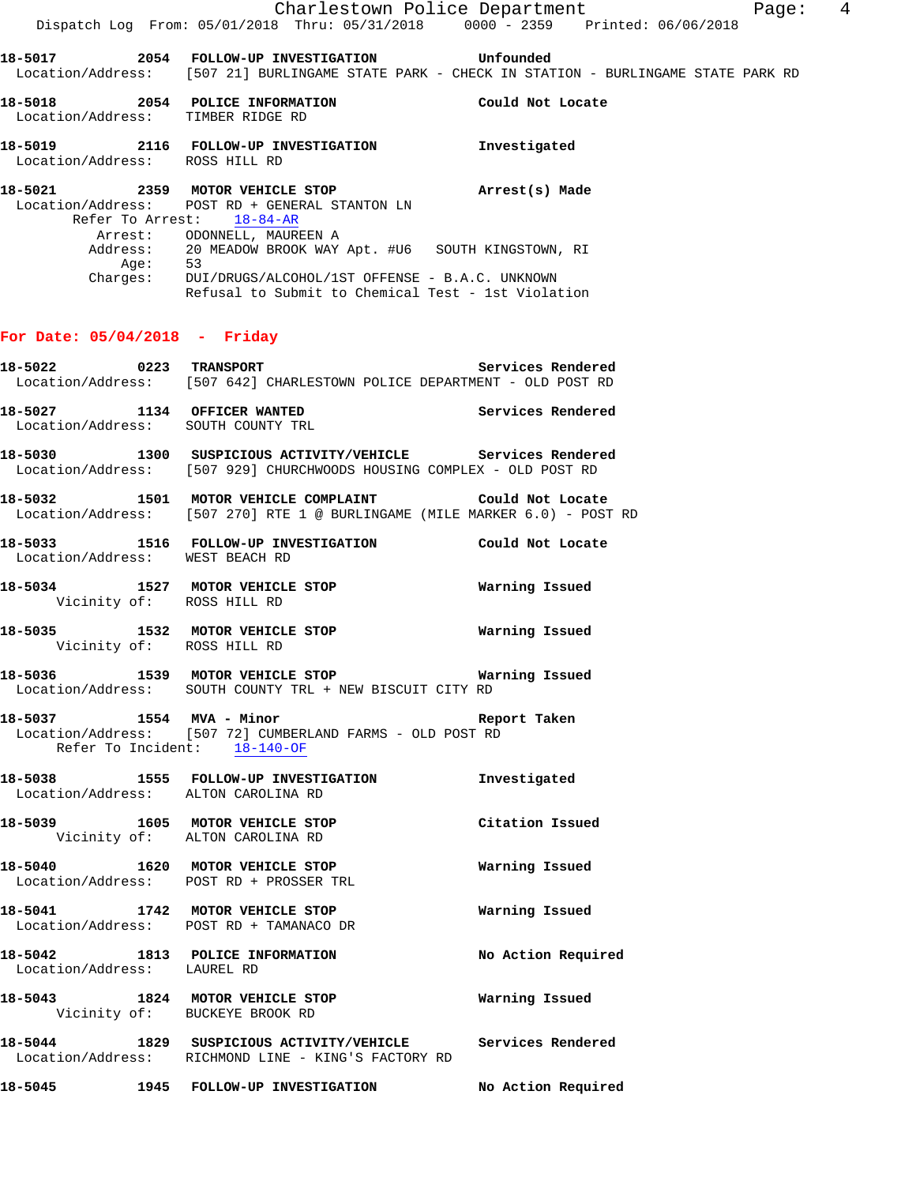**18-5017 2054 FOLLOW-UP INVESTIGATION Unfounded**
Location/Address: [507 21] BURLINGAME STATE PARK - CHECK IN STATION - BURLINGAME STATE PARK RD

**18-5018 2054 POLICE INFORMATION Could Not Locate**
Location/Address: TIMBER RIDGE RD

**18-5019 2116 FOLLOW-UP INVESTIGATION Investigated**
Location/Address: ROSS HILL RD

**18-5021 2359 MOTOR VEHICLE STOP Arrest(s) Made**
Location/Address: POST RD + GENERAL STANTON LN
Refer To Arrest: 18-84-AR
Arrest: ODONNELL, MAUREEN A
Address: 20 MEADOW BROOK WAY Apt. #U6 SOUTH KINGSTOWN, RI
Age: 53
Charges: DUI/DRUGS/ALCOHOL/1ST OFFENSE - B.A.C. UNKNOWN
Refusal to Submit to Chemical Test - 1st Violation

## For Date: 05/04/2018 - Friday

**18-5022 0223 TRANSPORT Services Rendered**
Location/Address: [507 642] CHARLESTOWN POLICE DEPARTMENT - OLD POST RD

**18-5027 1134 OFFICER WANTED Services Rendered**
Location/Address: SOUTH COUNTY TRL

**18-5030 1300 SUSPICIOUS ACTIVITY/VEHICLE Services Rendered**
Location/Address: [507 929] CHURCHWOODS HOUSING COMPLEX - OLD POST RD

**18-5032 1501 MOTOR VEHICLE COMPLAINT Could Not Locate**
Location/Address: [507 270] RTE 1 @ BURLINGAME (MILE MARKER 6.0) - POST RD

**18-5033 1516 FOLLOW-UP INVESTIGATION Could Not Locate**
Location/Address: WEST BEACH RD

**18-5034 1527 MOTOR VEHICLE STOP Warning Issued**
Vicinity of: ROSS HILL RD

**18-5035 1532 MOTOR VEHICLE STOP Warning Issued**
Vicinity of: ROSS HILL RD

**18-5036 1539 MOTOR VEHICLE STOP Warning Issued**
Location/Address: SOUTH COUNTY TRL + NEW BISCUIT CITY RD

**18-5037 1554 MVA - Minor Report Taken**
Location/Address: [507 72] CUMBERLAND FARMS - OLD POST RD
Refer To Incident: 18-140-OF

**18-5038 1555 FOLLOW-UP INVESTIGATION Investigated**
Location/Address: ALTON CAROLINA RD

**18-5039 1605 MOTOR VEHICLE STOP Citation Issued**
Vicinity of: ALTON CAROLINA RD

**18-5040 1620 MOTOR VEHICLE STOP Warning Issued**
Location/Address: POST RD + PROSSER TRL

**18-5041 1742 MOTOR VEHICLE STOP Warning Issued**
Location/Address: POST RD + TAMANACO DR

**18-5042 1813 POLICE INFORMATION No Action Required**
Location/Address: LAUREL RD

**18-5043 1824 MOTOR VEHICLE STOP Warning Issued**
Vicinity of: BUCKEYE BROOK RD

**18-5044 1829 SUSPICIOUS ACTIVITY/VEHICLE Services Rendered**
Location/Address: RICHMOND LINE - KING'S FACTORY RD

**18-5045 1945 FOLLOW-UP INVESTIGATION No Action Required**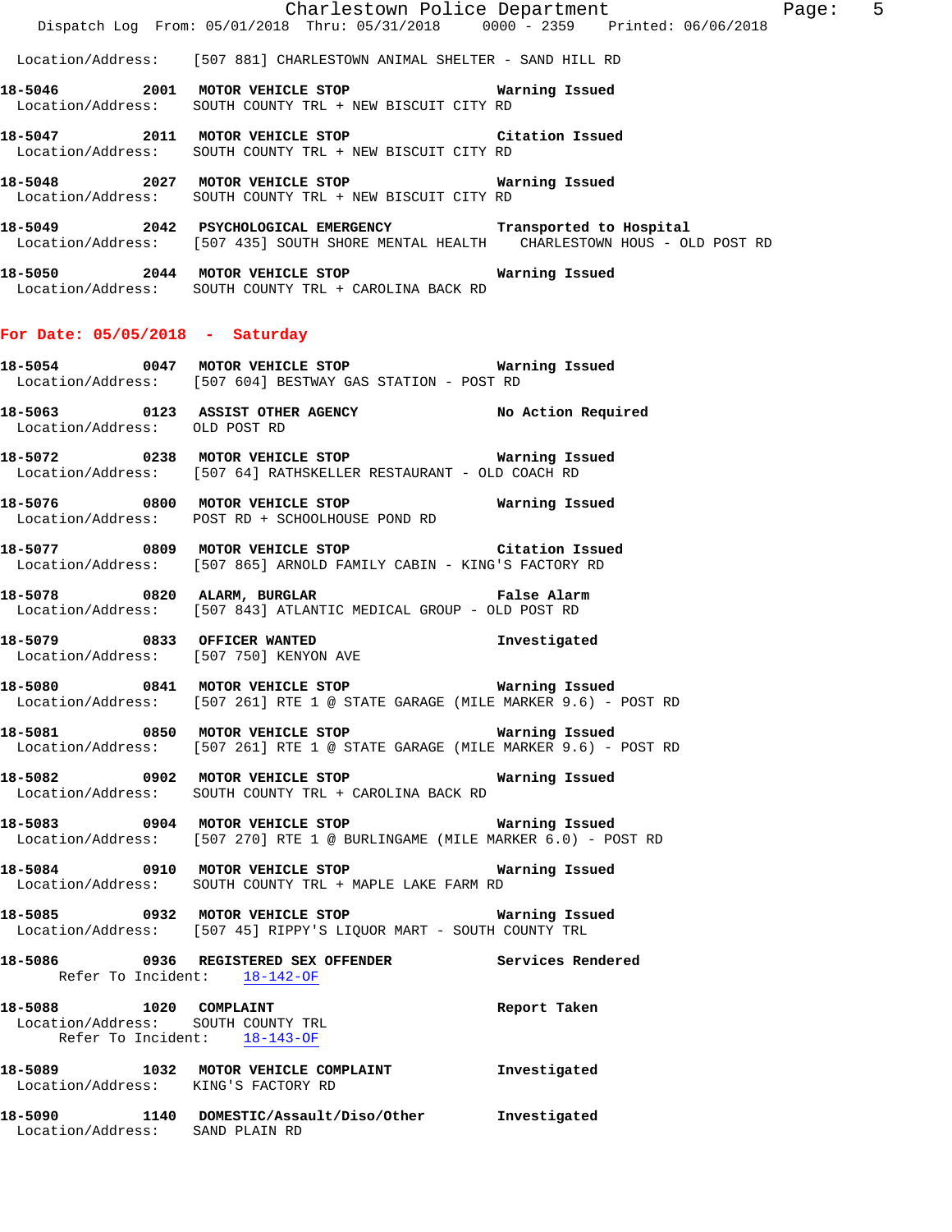Location/Address: [507 881] CHARLESTOWN ANIMAL SHELTER - SAND HILL RD

**18-5046 2001 MOTOR VEHICLE STOP Warning Issued**
Location/Address: SOUTH COUNTY TRL + NEW BISCUIT CITY RD

**18-5047 2011 MOTOR VEHICLE STOP Citation Issued**
Location/Address: SOUTH COUNTY TRL + NEW BISCUIT CITY RD

**18-5048 2027 MOTOR VEHICLE STOP Warning Issued**
Location/Address: SOUTH COUNTY TRL + NEW BISCUIT CITY RD

**18-5049 2042 PSYCHOLOGICAL EMERGENCY Transported to Hospital**
Location/Address: [507 435] SOUTH SHORE MENTAL HEALTH CHARLESTOWN HOUS - OLD POST RD

**18-5050 2044 MOTOR VEHICLE STOP Warning Issued**
Location/Address: SOUTH COUNTY TRL + CAROLINA BACK RD

## For Date: 05/05/2018 - Saturday

**18-5054 0047 MOTOR VEHICLE STOP Warning Issued**
Location/Address: [507 604] BESTWAY GAS STATION - POST RD

**18-5063 0123 ASSIST OTHER AGENCY No Action Required**
Location/Address: OLD POST RD

**18-5072 0238 MOTOR VEHICLE STOP Warning Issued**
Location/Address: [507 64] RATHSKELLER RESTAURANT - OLD COACH RD

**18-5076 0800 MOTOR VEHICLE STOP Warning Issued**
Location/Address: POST RD + SCHOOLHOUSE POND RD

**18-5077 0809 MOTOR VEHICLE STOP Citation Issued**
Location/Address: [507 865] ARNOLD FAMILY CABIN - KING'S FACTORY RD

**18-5078 0820 ALARM, BURGLAR False Alarm**
Location/Address: [507 843] ATLANTIC MEDICAL GROUP - OLD POST RD

**18-5079 0833 OFFICER WANTED Investigated**
Location/Address: [507 750] KENYON AVE

**18-5080 0841 MOTOR VEHICLE STOP Warning Issued**
Location/Address: [507 261] RTE 1 @ STATE GARAGE (MILE MARKER 9.6) - POST RD

**18-5081 0850 MOTOR VEHICLE STOP Warning Issued**
Location/Address: [507 261] RTE 1 @ STATE GARAGE (MILE MARKER 9.6) - POST RD

**18-5082 0902 MOTOR VEHICLE STOP Warning Issued**
Location/Address: SOUTH COUNTY TRL + CAROLINA BACK RD

**18-5083 0904 MOTOR VEHICLE STOP Warning Issued**
Location/Address: [507 270] RTE 1 @ BURLINGAME (MILE MARKER 6.0) - POST RD

**18-5084 0910 MOTOR VEHICLE STOP Warning Issued**
Location/Address: SOUTH COUNTY TRL + MAPLE LAKE FARM RD

**18-5085 0932 MOTOR VEHICLE STOP Warning Issued**
Location/Address: [507 45] RIPPY'S LIQUOR MART - SOUTH COUNTY TRL

**18-5086 0936 REGISTERED SEX OFFENDER Services Rendered**
Refer To Incident: 18-142-OF

**18-5088 1020 COMPLAINT Report Taken**
Location/Address: SOUTH COUNTY TRL
Refer To Incident: 18-143-OF

**18-5089 1032 MOTOR VEHICLE COMPLAINT Investigated**
Location/Address: KING'S FACTORY RD

**18-5090 1140 DOMESTIC/Assault/Diso/Other Investigated**
Location/Address: SAND PLAIN RD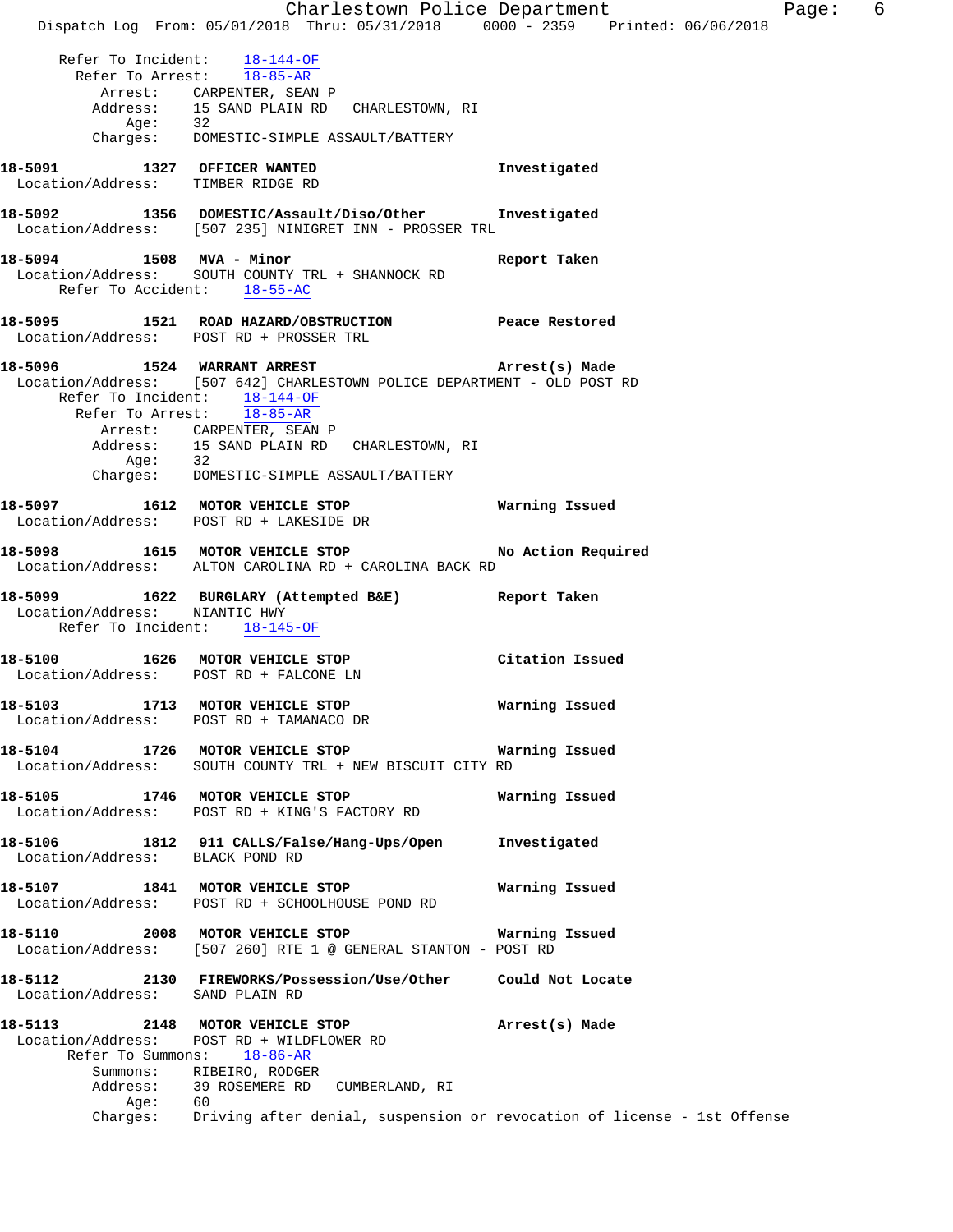Refer To Incident: 18-144-OF
Refer To Arrest: 18-85-AR
Arrest: CARPENTER, SEAN P
Address: 15 SAND PLAIN RD CHARLESTOWN, RI
Age: 32
Charges: DOMESTIC-SIMPLE ASSAULT/BATTERY

**18-5091 1327 OFFICER WANTED** Investigated
Location/Address: TIMBER RIDGE RD

**18-5092 1356 DOMESTIC/Assault/Diso/Other** Investigated
Location/Address: [507 235] NINIGRET INN - PROSSER TRL

**18-5094 1508 MVA - Minor** Report Taken
Location/Address: SOUTH COUNTY TRL + SHANNOCK RD
Refer To Accident: 18-55-AC

**18-5095 1521 ROAD HAZARD/OBSTRUCTION** Peace Restored
Location/Address: POST RD + PROSSER TRL

**18-5096 1524 WARRANT ARREST** Arrest(s) Made
Location/Address: [507 642] CHARLESTOWN POLICE DEPARTMENT - OLD POST RD
Refer To Incident: 18-144-OF
Refer To Arrest: 18-85-AR
Arrest: CARPENTER, SEAN P
Address: 15 SAND PLAIN RD CHARLESTOWN, RI
Age: 32
Charges: DOMESTIC-SIMPLE ASSAULT/BATTERY

**18-5097 1612 MOTOR VEHICLE STOP** Warning Issued
Location/Address: POST RD + LAKESIDE DR

**18-5098 1615 MOTOR VEHICLE STOP** No Action Required
Location/Address: ALTON CAROLINA RD + CAROLINA BACK RD

**18-5099 1622 BURGLARY (Attempted B&E)** Report Taken
Location/Address: NIANTIC HWY
Refer To Incident: 18-145-OF

**18-5100 1626 MOTOR VEHICLE STOP** Citation Issued
Location/Address: POST RD + FALCONE LN

**18-5103 1713 MOTOR VEHICLE STOP** Warning Issued
Location/Address: POST RD + TAMANACO DR

**18-5104 1726 MOTOR VEHICLE STOP** Warning Issued
Location/Address: SOUTH COUNTY TRL + NEW BISCUIT CITY RD

**18-5105 1746 MOTOR VEHICLE STOP** Warning Issued
Location/Address: POST RD + KING'S FACTORY RD

**18-5106 1812 911 CALLS/False/Hang-Ups/Open** Investigated
Location/Address: BLACK POND RD

**18-5107 1841 MOTOR VEHICLE STOP** Warning Issued
Location/Address: POST RD + SCHOOLHOUSE POND RD

**18-5110 2008 MOTOR VEHICLE STOP** Warning Issued
Location/Address: [507 260] RTE 1 @ GENERAL STANTON - POST RD

**18-5112 2130 FIREWORKS/Possession/Use/Other** Could Not Locate
Location/Address: SAND PLAIN RD

**18-5113 2148 MOTOR VEHICLE STOP** Arrest(s) Made
Location/Address: POST RD + WILDFLOWER RD
Refer To Summons: 18-86-AR
Summons: RIBEIRO, RODGER
Address: 39 ROSEMERE RD CUMBERLAND, RI
Age: 60
Charges: Driving after denial, suspension or revocation of license - 1st Offense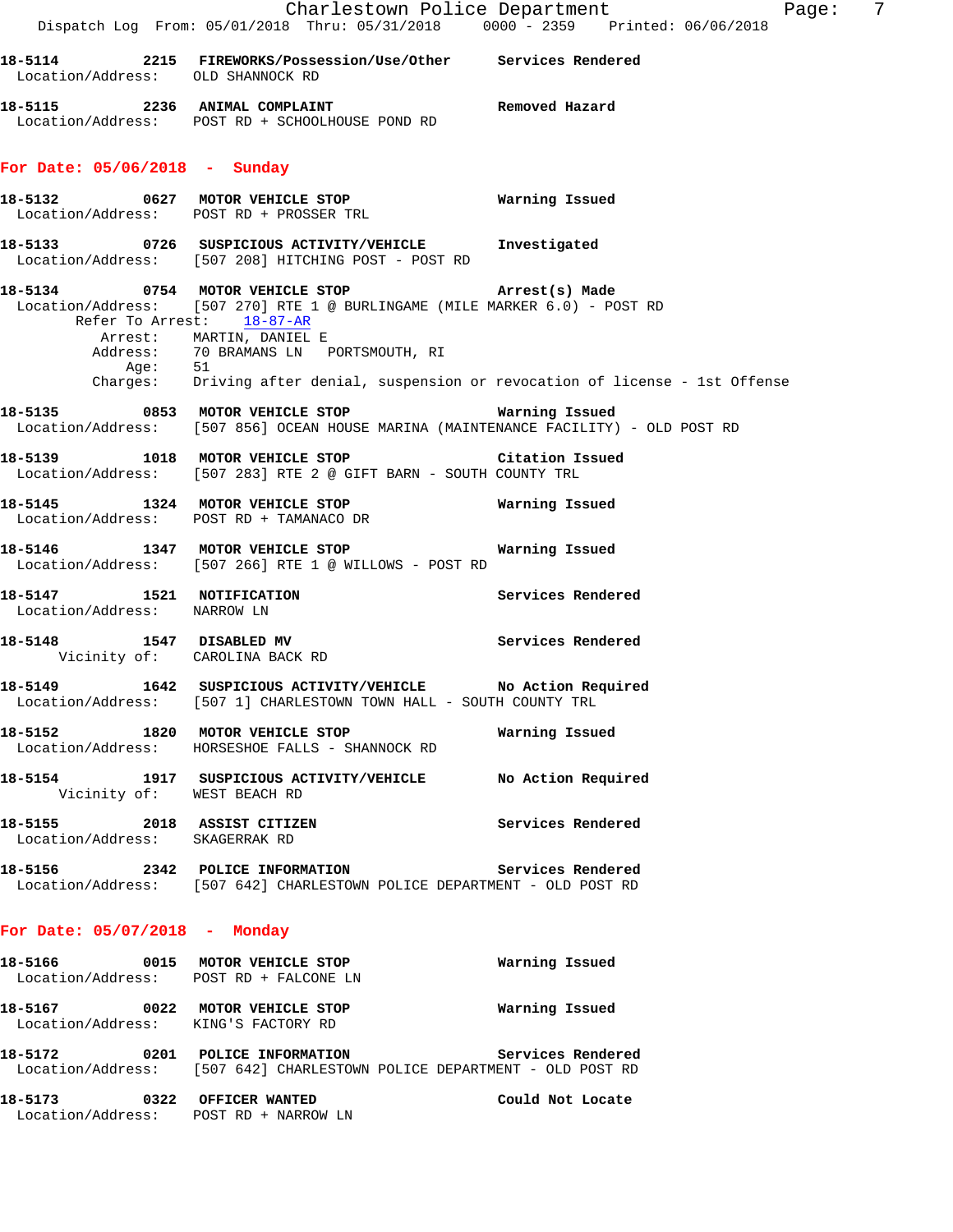**18-5114 2215 FIREWORKS/Possession/Use/Other Services Rendered**
Location/Address: OLD SHANNOCK RD

**18-5115 2236 ANIMAL COMPLAINT Removed Hazard**
Location/Address: POST RD + SCHOOLHOUSE POND RD

## For Date: 05/06/2018 - Sunday

**18-5132 0627 MOTOR VEHICLE STOP Warning Issued**
Location/Address: POST RD + PROSSER TRL

**18-5133 0726 SUSPICIOUS ACTIVITY/VEHICLE Investigated**
Location/Address: [507 208] HITCHING POST - POST RD

**18-5134 0754 MOTOR VEHICLE STOP Arrest(s) Made**
Location/Address: [507 270] RTE 1 @ BURLINGAME (MILE MARKER 6.0) - POST RD
Refer To Arrest: 18-87-AR
Arrest: MARTIN, DANIEL E
Address: 70 BRAMANS LN PORTSMOUTH, RI
Age: 51
Charges: Driving after denial, suspension or revocation of license - 1st Offense

**18-5135 0853 MOTOR VEHICLE STOP Warning Issued**
Location/Address: [507 856] OCEAN HOUSE MARINA (MAINTENANCE FACILITY) - OLD POST RD

**18-5139 1018 MOTOR VEHICLE STOP Citation Issued**
Location/Address: [507 283] RTE 2 @ GIFT BARN - SOUTH COUNTY TRL

**18-5145 1324 MOTOR VEHICLE STOP Warning Issued**
Location/Address: POST RD + TAMANACO DR

**18-5146 1347 MOTOR VEHICLE STOP Warning Issued**
Location/Address: [507 266] RTE 1 @ WILLOWS - POST RD

**18-5147 1521 NOTIFICATION Services Rendered**
Location/Address: NARROW LN

**18-5148 1547 DISABLED MV Services Rendered**
Vicinity of: CAROLINA BACK RD

**18-5149 1642 SUSPICIOUS ACTIVITY/VEHICLE No Action Required**
Location/Address: [507 1] CHARLESTOWN TOWN HALL - SOUTH COUNTY TRL

**18-5152 1820 MOTOR VEHICLE STOP Warning Issued**
Location/Address: HORSESHOE FALLS - SHANNOCK RD

**18-5154 1917 SUSPICIOUS ACTIVITY/VEHICLE No Action Required**
Vicinity of: WEST BEACH RD

**18-5155 2018 ASSIST CITIZEN Services Rendered**
Location/Address: SKAGERRAK RD

**18-5156 2342 POLICE INFORMATION Services Rendered**
Location/Address: [507 642] CHARLESTOWN POLICE DEPARTMENT - OLD POST RD

## For Date: 05/07/2018 - Monday

**18-5166 0015 MOTOR VEHICLE STOP Warning Issued**
Location/Address: POST RD + FALCONE LN

**18-5167 0022 MOTOR VEHICLE STOP Warning Issued**
Location/Address: KING'S FACTORY RD

**18-5172 0201 POLICE INFORMATION Services Rendered**
Location/Address: [507 642] CHARLESTOWN POLICE DEPARTMENT - OLD POST RD

**18-5173 0322 OFFICER WANTED Could Not Locate**
Location/Address: POST RD + NARROW LN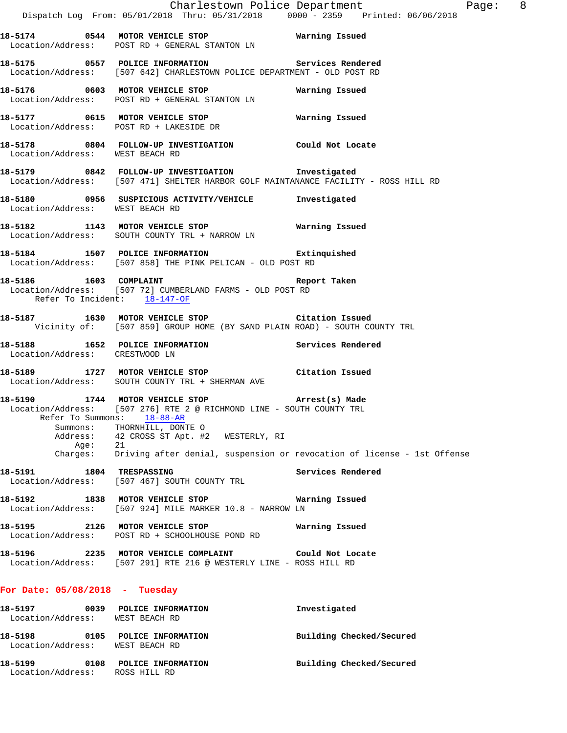**18-5174 0544 MOTOR VEHICLE STOP** Warning Issued
Location/Address: POST RD + GENERAL STANTON LN

**18-5175 0557 POLICE INFORMATION** Services Rendered
Location/Address: [507 642] CHARLESTOWN POLICE DEPARTMENT - OLD POST RD

**18-5176 0603 MOTOR VEHICLE STOP** Warning Issued
Location/Address: POST RD + GENERAL STANTON LN

**18-5177 0615 MOTOR VEHICLE STOP** Warning Issued
Location/Address: POST RD + LAKESIDE DR

**18-5178 0804 FOLLOW-UP INVESTIGATION** Could Not Locate
Location/Address: WEST BEACH RD

**18-5179 0842 FOLLOW-UP INVESTIGATION** Investigated
Location/Address: [507 471] SHELTER HARBOR GOLF MAINTANANCE FACILITY - ROSS HILL RD

**18-5180 0956 SUSPICIOUS ACTIVITY/VEHICLE** Investigated
Location/Address: WEST BEACH RD

**18-5182 1143 MOTOR VEHICLE STOP** Warning Issued
Location/Address: SOUTH COUNTY TRL + NARROW LN

**18-5184 1507 POLICE INFORMATION** Extinquished
Location/Address: [507 858] THE PINK PELICAN - OLD POST RD

**18-5186 1603 COMPLAINT** Report Taken
Location/Address: [507 72] CUMBERLAND FARMS - OLD POST RD
Refer To Incident: 18-147-OF

**18-5187 1630 MOTOR VEHICLE STOP** Citation Issued
Vicinity of: [507 859] GROUP HOME (BY SAND PLAIN ROAD) - SOUTH COUNTY TRL

**18-5188 1652 POLICE INFORMATION** Services Rendered
Location/Address: CRESTWOOD LN

**18-5189 1727 MOTOR VEHICLE STOP** Citation Issued
Location/Address: SOUTH COUNTY TRL + SHERMAN AVE

**18-5190 1744 MOTOR VEHICLE STOP** Arrest(s) Made
Location/Address: [507 276] RTE 2 @ RICHMOND LINE - SOUTH COUNTY TRL
Refer To Summons: 18-88-AR
Summons: THORNHILL, DONTE O
Address: 42 CROSS ST Apt. #2 WESTERLY, RI
Age: 21
Charges: Driving after denial, suspension or revocation of license - 1st Offense

**18-5191 1804 TRESPASSING** Services Rendered
Location/Address: [507 467] SOUTH COUNTY TRL

**18-5192 1838 MOTOR VEHICLE STOP** Warning Issued
Location/Address: [507 924] MILE MARKER 10.8 - NARROW LN

**18-5195 2126 MOTOR VEHICLE STOP** Warning Issued
Location/Address: POST RD + SCHOOLHOUSE POND RD

**18-5196 2235 MOTOR VEHICLE COMPLAINT** Could Not Locate
Location/Address: [507 291] RTE 216 @ WESTERLY LINE - ROSS HILL RD

## For Date: 05/08/2018 - Tuesday

**18-5197 0039 POLICE INFORMATION** Investigated
Location/Address: WEST BEACH RD

**18-5198 0105 POLICE INFORMATION** Building Checked/Secured
Location/Address: WEST BEACH RD

**18-5199 0108 POLICE INFORMATION** Building Checked/Secured
Location/Address: ROSS HILL RD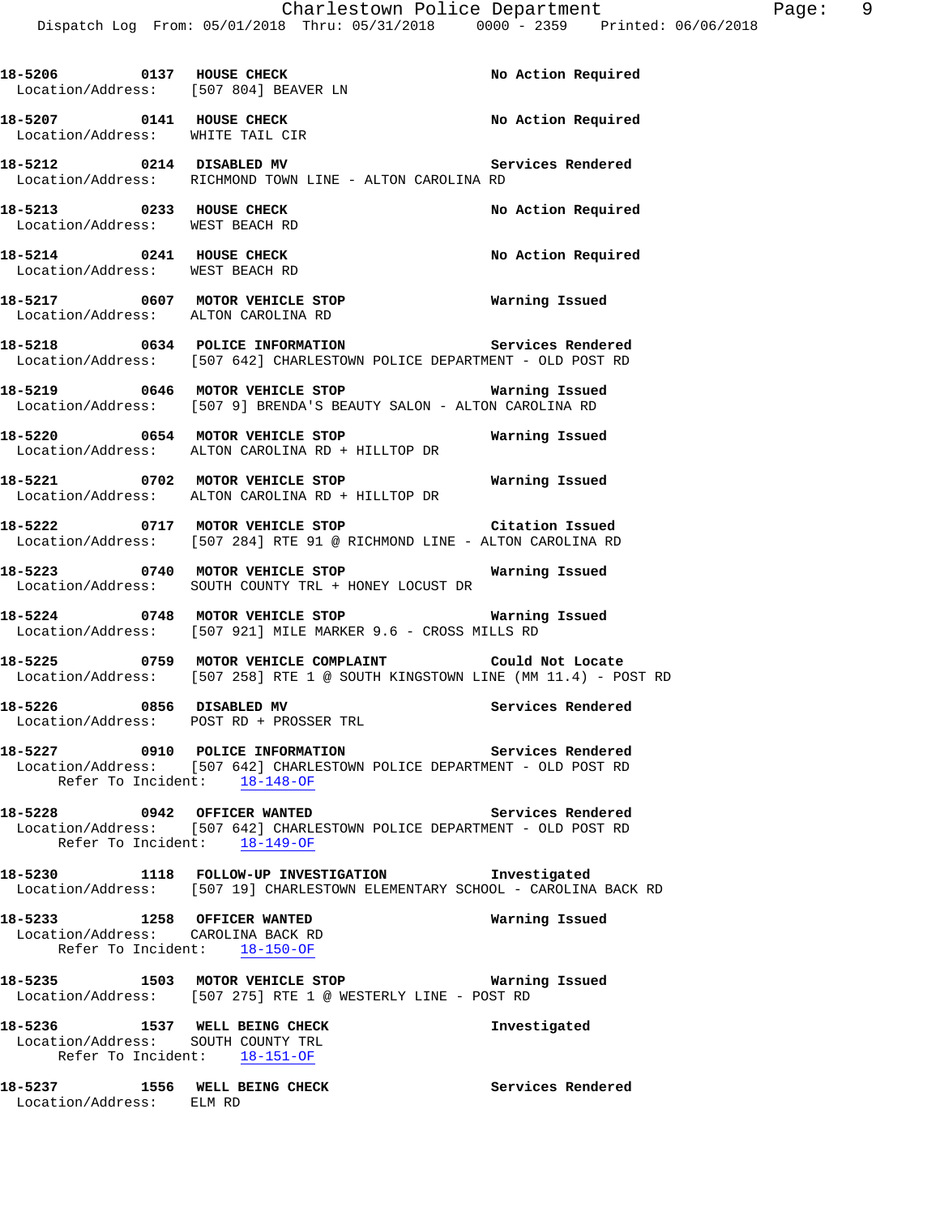**18-5206** 0137 **HOUSE CHECK** No Action Required
Location/Address: [507 804] BEAVER LN

**18-5207** 0141 **HOUSE CHECK** No Action Required
Location/Address: WHITE TAIL CIR

**18-5212** 0214 **DISABLED MV** Services Rendered
Location/Address: RICHMOND TOWN LINE - ALTON CAROLINA RD

**18-5213** 0233 **HOUSE CHECK** No Action Required
Location/Address: WEST BEACH RD

**18-5214** 0241 **HOUSE CHECK** No Action Required
Location/Address: WEST BEACH RD

**18-5217** 0607 **MOTOR VEHICLE STOP** Warning Issued
Location/Address: ALTON CAROLINA RD

**18-5218** 0634 **POLICE INFORMATION** Services Rendered
Location/Address: [507 642] CHARLESTOWN POLICE DEPARTMENT - OLD POST RD

**18-5219** 0646 **MOTOR VEHICLE STOP** Warning Issued
Location/Address: [507 9] BRENDA'S BEAUTY SALON - ALTON CAROLINA RD

**18-5220** 0654 **MOTOR VEHICLE STOP** Warning Issued
Location/Address: ALTON CAROLINA RD + HILLTOP DR

**18-5221** 0702 **MOTOR VEHICLE STOP** Warning Issued
Location/Address: ALTON CAROLINA RD + HILLTOP DR

**18-5222** 0717 **MOTOR VEHICLE STOP** Citation Issued
Location/Address: [507 284] RTE 91 @ RICHMOND LINE - ALTON CAROLINA RD

**18-5223** 0740 **MOTOR VEHICLE STOP** Warning Issued
Location/Address: SOUTH COUNTY TRL + HONEY LOCUST DR

**18-5224** 0748 **MOTOR VEHICLE STOP** Warning Issued
Location/Address: [507 921] MILE MARKER 9.6 - CROSS MILLS RD

**18-5225** 0759 **MOTOR VEHICLE COMPLAINT** Could Not Locate
Location/Address: [507 258] RTE 1 @ SOUTH KINGSTOWN LINE (MM 11.4) - POST RD

**18-5226** 0856 **DISABLED MV** Services Rendered
Location/Address: POST RD + PROSSER TRL

**18-5227** 0910 **POLICE INFORMATION** Services Rendered
Location/Address: [507 642] CHARLESTOWN POLICE DEPARTMENT - OLD POST RD
Refer To Incident: 18-148-OF

**18-5228** 0942 **OFFICER WANTED** Services Rendered
Location/Address: [507 642] CHARLESTOWN POLICE DEPARTMENT - OLD POST RD
Refer To Incident: 18-149-OF

**18-5230** 1118 **FOLLOW-UP INVESTIGATION** Investigated
Location/Address: [507 19] CHARLESTOWN ELEMENTARY SCHOOL - CAROLINA BACK RD

**18-5233** 1258 **OFFICER WANTED** Warning Issued
Location/Address: CAROLINA BACK RD
Refer To Incident: 18-150-OF

**18-5235** 1503 **MOTOR VEHICLE STOP** Warning Issued
Location/Address: [507 275] RTE 1 @ WESTERLY LINE - POST RD

**18-5236** 1537 **WELL BEING CHECK** Investigated
Location/Address: SOUTH COUNTY TRL
Refer To Incident: 18-151-OF

**18-5237** 1556 **WELL BEING CHECK** Services Rendered
Location/Address: ELM RD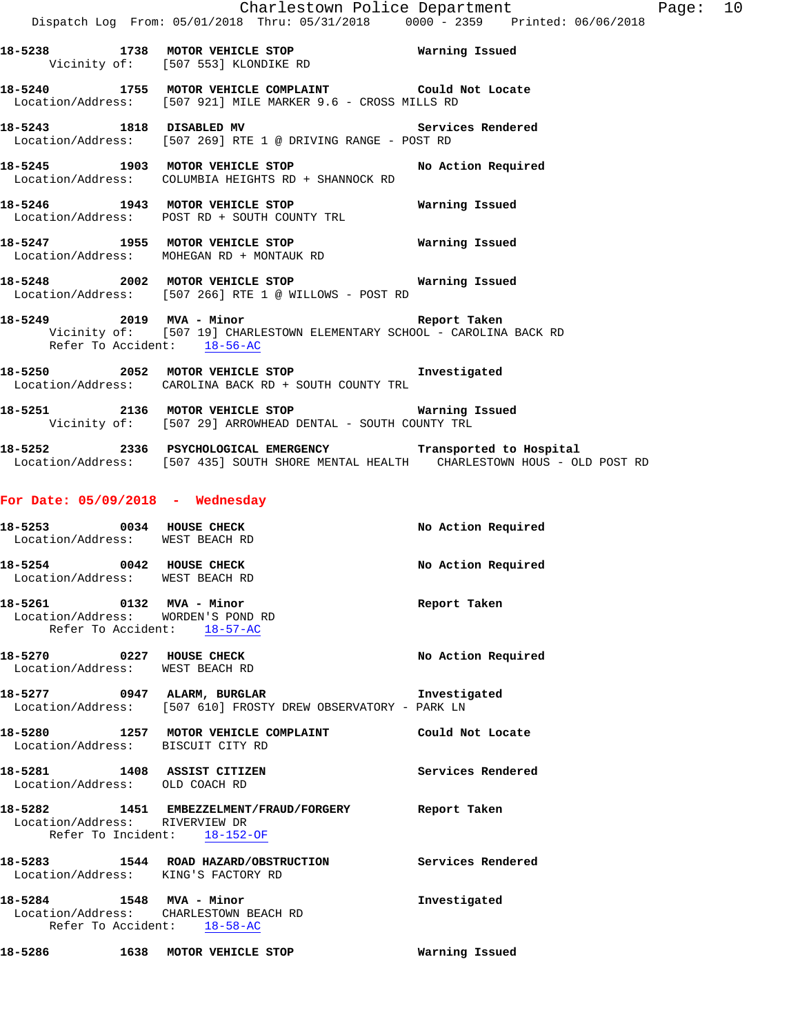**18-5238 1738 MOTOR VEHICLE STOP** Warning Issued
Vicinity of: [507 553] KLONDIKE RD

**18-5240 1755 MOTOR VEHICLE COMPLAINT** Could Not Locate
Location/Address: [507 921] MILE MARKER 9.6 - CROSS MILLS RD

**18-5243 1818 DISABLED MV** Services Rendered
Location/Address: [507 269] RTE 1 @ DRIVING RANGE - POST RD

**18-5245 1903 MOTOR VEHICLE STOP** No Action Required
Location/Address: COLUMBIA HEIGHTS RD + SHANNOCK RD

**18-5246 1943 MOTOR VEHICLE STOP** Warning Issued
Location/Address: POST RD + SOUTH COUNTY TRL

**18-5247 1955 MOTOR VEHICLE STOP** Warning Issued
Location/Address: MOHEGAN RD + MONTAUK RD

**18-5248 2002 MOTOR VEHICLE STOP** Warning Issued
Location/Address: [507 266] RTE 1 @ WILLOWS - POST RD

**18-5249 2019 MVA - Minor** Report Taken
Vicinity of: [507 19] CHARLESTOWN ELEMENTARY SCHOOL - CAROLINA BACK RD
Refer To Accident: 18-56-AC

**18-5250 2052 MOTOR VEHICLE STOP** Investigated
Location/Address: CAROLINA BACK RD + SOUTH COUNTY TRL

**18-5251 2136 MOTOR VEHICLE STOP** Warning Issued
Vicinity of: [507 29] ARROWHEAD DENTAL - SOUTH COUNTY TRL

**18-5252 2336 PSYCHOLOGICAL EMERGENCY** Transported to Hospital
Location/Address: [507 435] SOUTH SHORE MENTAL HEALTH CHARLESTOWN HOUS - OLD POST RD

## For Date: 05/09/2018 - Wednesday

**18-5253 0034 HOUSE CHECK** No Action Required
Location/Address: WEST BEACH RD

**18-5254 0042 HOUSE CHECK** No Action Required
Location/Address: WEST BEACH RD

**18-5261 0132 MVA - Minor** Report Taken
Location/Address: WORDEN'S POND RD
Refer To Accident: 18-57-AC

**18-5270 0227 HOUSE CHECK** No Action Required
Location/Address: WEST BEACH RD

**18-5277 0947 ALARM, BURGLAR** Investigated
Location/Address: [507 610] FROSTY DREW OBSERVATORY - PARK LN

**18-5280 1257 MOTOR VEHICLE COMPLAINT** Could Not Locate
Location/Address: BISCUIT CITY RD

**18-5281 1408 ASSIST CITIZEN** Services Rendered
Location/Address: OLD COACH RD

**18-5282 1451 EMBEZZELMENT/FRAUD/FORGERY** Report Taken
Location/Address: RIVERVIEW DR
Refer To Incident: 18-152-OF

**18-5283 1544 ROAD HAZARD/OBSTRUCTION** Services Rendered
Location/Address: KING'S FACTORY RD

**18-5284 1548 MVA - Minor** Investigated
Location/Address: CHARLESTOWN BEACH RD
Refer To Accident: 18-58-AC

**18-5286 1638 MOTOR VEHICLE STOP** Warning Issued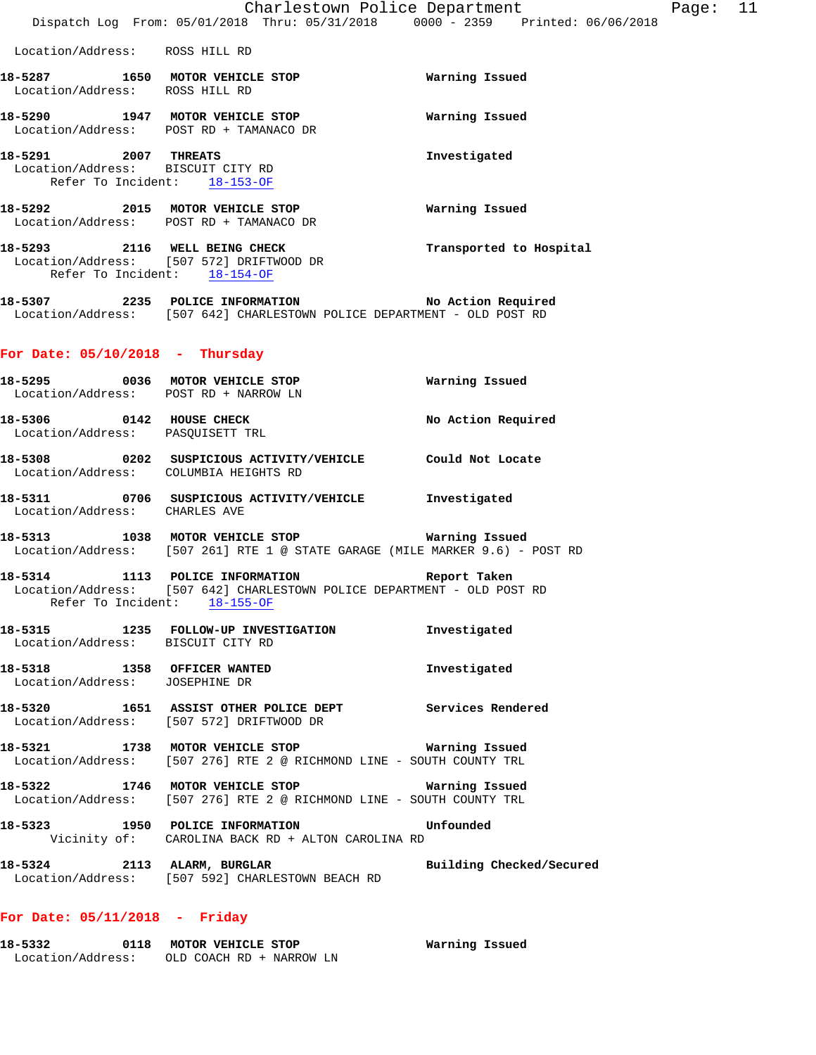Location/Address: ROSS HILL RD

**18-5287 1650 MOTOR VEHICLE STOP** Warning Issued
Location/Address: ROSS HILL RD

**18-5290 1947 MOTOR VEHICLE STOP** Warning Issued
Location/Address: POST RD + TAMANACO DR

**18-5291 2007 THREATS** Investigated
Location/Address: BISCUIT CITY RD
Refer To Incident: 18-153-OF

**18-5292 2015 MOTOR VEHICLE STOP** Warning Issued
Location/Address: POST RD + TAMANACO DR

**18-5293 2116 WELL BEING CHECK** Transported to Hospital
Location/Address: [507 572] DRIFTWOOD DR
Refer To Incident: 18-154-OF

**18-5307 2235 POLICE INFORMATION** No Action Required
Location/Address: [507 642] CHARLESTOWN POLICE DEPARTMENT - OLD POST RD

## For Date: 05/10/2018 - Thursday

**18-5295 0036 MOTOR VEHICLE STOP** Warning Issued
Location/Address: POST RD + NARROW LN

**18-5306 0142 HOUSE CHECK** No Action Required
Location/Address: PASQUISETT TRL

**18-5308 0202 SUSPICIOUS ACTIVITY/VEHICLE** Could Not Locate
Location/Address: COLUMBIA HEIGHTS RD

**18-5311 0706 SUSPICIOUS ACTIVITY/VEHICLE** Investigated
Location/Address: CHARLES AVE

**18-5313 1038 MOTOR VEHICLE STOP** Warning Issued
Location/Address: [507 261] RTE 1 @ STATE GARAGE (MILE MARKER 9.6) - POST RD

**18-5314 1113 POLICE INFORMATION** Report Taken
Location/Address: [507 642] CHARLESTOWN POLICE DEPARTMENT - OLD POST RD
Refer To Incident: 18-155-OF

**18-5315 1235 FOLLOW-UP INVESTIGATION** Investigated
Location/Address: BISCUIT CITY RD

**18-5318 1358 OFFICER WANTED** Investigated
Location/Address: JOSEPHINE DR

**18-5320 1651 ASSIST OTHER POLICE DEPT** Services Rendered
Location/Address: [507 572] DRIFTWOOD DR

**18-5321 1738 MOTOR VEHICLE STOP** Warning Issued
Location/Address: [507 276] RTE 2 @ RICHMOND LINE - SOUTH COUNTY TRL

**18-5322 1746 MOTOR VEHICLE STOP** Warning Issued
Location/Address: [507 276] RTE 2 @ RICHMOND LINE - SOUTH COUNTY TRL

**18-5323 1950 POLICE INFORMATION** Unfounded
Vicinity of: CAROLINA BACK RD + ALTON CAROLINA RD

**18-5324 2113 ALARM, BURGLAR** Building Checked/Secured
Location/Address: [507 592] CHARLESTOWN BEACH RD

## For Date: 05/11/2018 - Friday

**18-5332 0118 MOTOR VEHICLE STOP** Warning Issued
Location/Address: OLD COACH RD + NARROW LN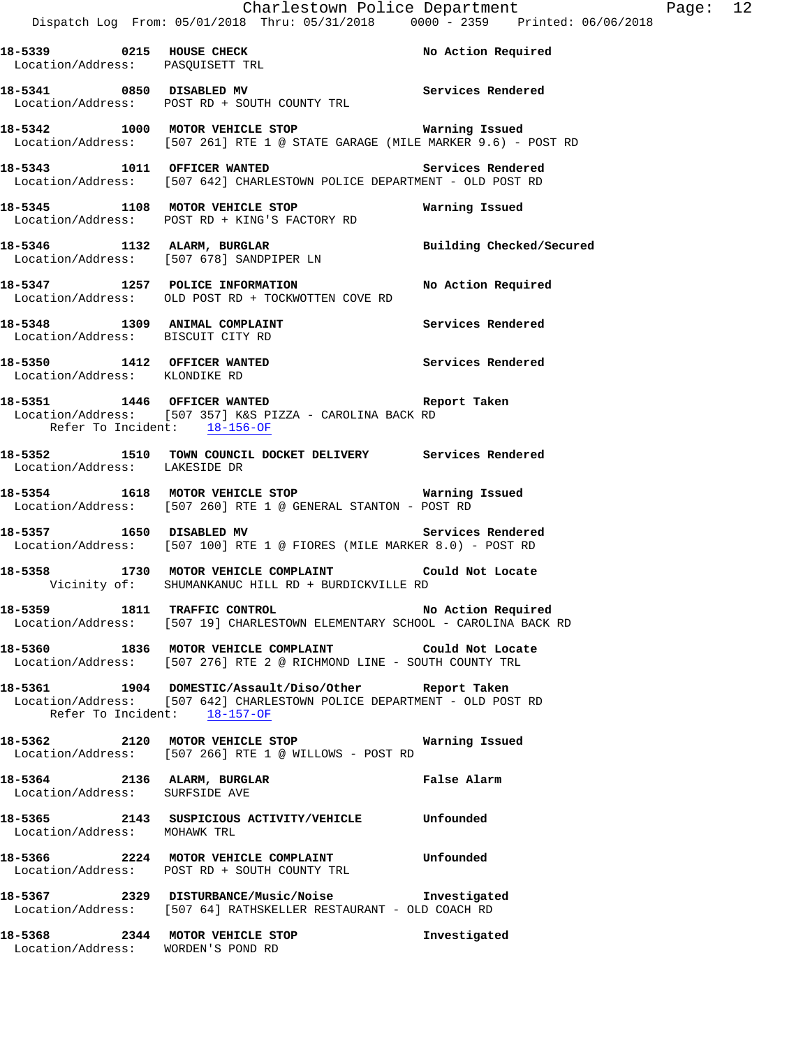**18-5339 0215 HOUSE CHECK** No Action Required
Location/Address: PASQUISETT TRL

**18-5341 0850 DISABLED MV** Services Rendered
Location/Address: POST RD + SOUTH COUNTY TRL

**18-5342 1000 MOTOR VEHICLE STOP** Warning Issued
Location/Address: [507 261] RTE 1 @ STATE GARAGE (MILE MARKER 9.6) - POST RD

**18-5343 1011 OFFICER WANTED** Services Rendered
Location/Address: [507 642] CHARLESTOWN POLICE DEPARTMENT - OLD POST RD

**18-5345 1108 MOTOR VEHICLE STOP** Warning Issued
Location/Address: POST RD + KING'S FACTORY RD

**18-5346 1132 ALARM, BURGLAR** Building Checked/Secured
Location/Address: [507 678] SANDPIPER LN

**18-5347 1257 POLICE INFORMATION** No Action Required
Location/Address: OLD POST RD + TOCKWOTTEN COVE RD

**18-5348 1309 ANIMAL COMPLAINT** Services Rendered
Location/Address: BISCUIT CITY RD

**18-5350 1412 OFFICER WANTED** Services Rendered
Location/Address: KLONDIKE RD

**18-5351 1446 OFFICER WANTED** Report Taken
Location/Address: [507 357] K&S PIZZA - CAROLINA BACK RD
Refer To Incident: 18-156-OF

**18-5352 1510 TOWN COUNCIL DOCKET DELIVERY** Services Rendered
Location/Address: LAKESIDE DR

**18-5354 1618 MOTOR VEHICLE STOP** Warning Issued
Location/Address: [507 260] RTE 1 @ GENERAL STANTON - POST RD

**18-5357 1650 DISABLED MV** Services Rendered
Location/Address: [507 100] RTE 1 @ FIORES (MILE MARKER 8.0) - POST RD

**18-5358 1730 MOTOR VEHICLE COMPLAINT** Could Not Locate
Vicinity of: SHUMANKANUC HILL RD + BURDICKVILLE RD

**18-5359 1811 TRAFFIC CONTROL** No Action Required
Location/Address: [507 19] CHARLESTOWN ELEMENTARY SCHOOL - CAROLINA BACK RD

**18-5360 1836 MOTOR VEHICLE COMPLAINT** Could Not Locate
Location/Address: [507 276] RTE 2 @ RICHMOND LINE - SOUTH COUNTY TRL

**18-5361 1904 DOMESTIC/Assault/Diso/Other** Report Taken
Location/Address: [507 642] CHARLESTOWN POLICE DEPARTMENT - OLD POST RD
Refer To Incident: 18-157-OF

**18-5362 2120 MOTOR VEHICLE STOP** Warning Issued
Location/Address: [507 266] RTE 1 @ WILLOWS - POST RD

**18-5364 2136 ALARM, BURGLAR** False Alarm
Location/Address: SURFSIDE AVE

**18-5365 2143 SUSPICIOUS ACTIVITY/VEHICLE** Unfounded
Location/Address: MOHAWK TRL

**18-5366 2224 MOTOR VEHICLE COMPLAINT** Unfounded
Location/Address: POST RD + SOUTH COUNTY TRL

**18-5367 2329 DISTURBANCE/Music/Noise** Investigated
Location/Address: [507 64] RATHSKELLER RESTAURANT - OLD COACH RD

**18-5368 2344 MOTOR VEHICLE STOP** Investigated
Location/Address: WORDEN'S POND RD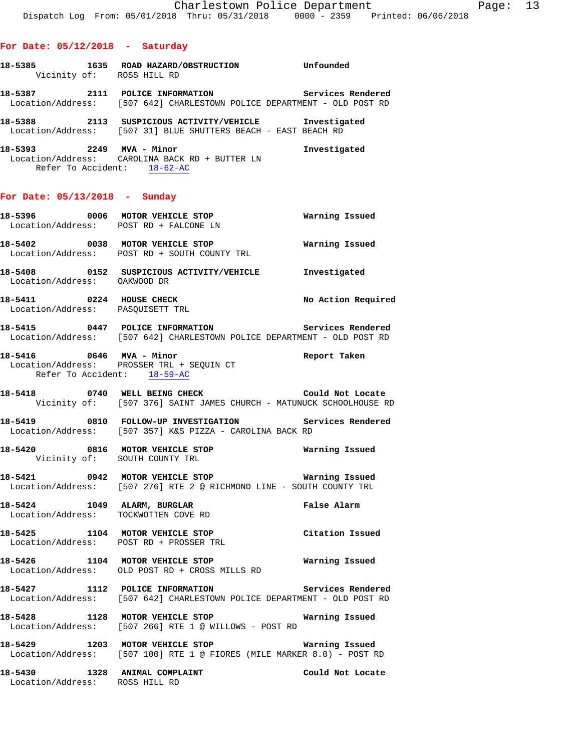## For Date: 05/12/2018 - Saturday

**18-5385 1635 ROAD HAZARD/OBSTRUCTION** Unfounded
Vicinity of: ROSS HILL RD

**18-5387 2111 POLICE INFORMATION** Services Rendered
Location/Address: [507 642] CHARLESTOWN POLICE DEPARTMENT - OLD POST RD

**18-5388 2113 SUSPICIOUS ACTIVITY/VEHICLE** Investigated
Location/Address: [507 31] BLUE SHUTTERS BEACH - EAST BEACH RD

**18-5393 2249 MVA - Minor** Investigated
Location/Address: CAROLINA BACK RD + BUTTER LN
Refer To Accident: 18-62-AC

## For Date: 05/13/2018 - Sunday

**18-5396 0006 MOTOR VEHICLE STOP** Warning Issued
Location/Address: POST RD + FALCONE LN

**18-5402 0038 MOTOR VEHICLE STOP** Warning Issued
Location/Address: POST RD + SOUTH COUNTY TRL

**18-5408 0152 SUSPICIOUS ACTIVITY/VEHICLE** Investigated
Location/Address: OAKWOOD DR

**18-5411 0224 HOUSE CHECK** No Action Required
Location/Address: PASQUISETT TRL

**18-5415 0447 POLICE INFORMATION** Services Rendered
Location/Address: [507 642] CHARLESTOWN POLICE DEPARTMENT - OLD POST RD

**18-5416 0646 MVA - Minor** Report Taken
Location/Address: PROSSER TRL + SEQUIN CT
Refer To Accident: 18-59-AC

**18-5418 0740 WELL BEING CHECK** Could Not Locate
Vicinity of: [507 376] SAINT JAMES CHURCH - MATUNUCK SCHOOLHOUSE RD

**18-5419 0810 FOLLOW-UP INVESTIGATION** Services Rendered
Location/Address: [507 357] K&S PIZZA - CAROLINA BACK RD

**18-5420 0816 MOTOR VEHICLE STOP** Warning Issued
Vicinity of: SOUTH COUNTY TRL

**18-5421 0942 MOTOR VEHICLE STOP** Warning Issued
Location/Address: [507 276] RTE 2 @ RICHMOND LINE - SOUTH COUNTY TRL

**18-5424 1049 ALARM, BURGLAR** False Alarm
Location/Address: TOCKWOTTEN COVE RD

**18-5425 1104 MOTOR VEHICLE STOP** Citation Issued
Location/Address: POST RD + PROSSER TRL

**18-5426 1104 MOTOR VEHICLE STOP** Warning Issued
Location/Address: OLD POST RD + CROSS MILLS RD

**18-5427 1112 POLICE INFORMATION** Services Rendered
Location/Address: [507 642] CHARLESTOWN POLICE DEPARTMENT - OLD POST RD

**18-5428 1128 MOTOR VEHICLE STOP** Warning Issued
Location/Address: [507 266] RTE 1 @ WILLOWS - POST RD

**18-5429 1203 MOTOR VEHICLE STOP** Warning Issued
Location/Address: [507 100] RTE 1 @ FIORES (MILE MARKER 8.0) - POST RD

**18-5430 1328 ANIMAL COMPLAINT** Could Not Locate
Location/Address: ROSS HILL RD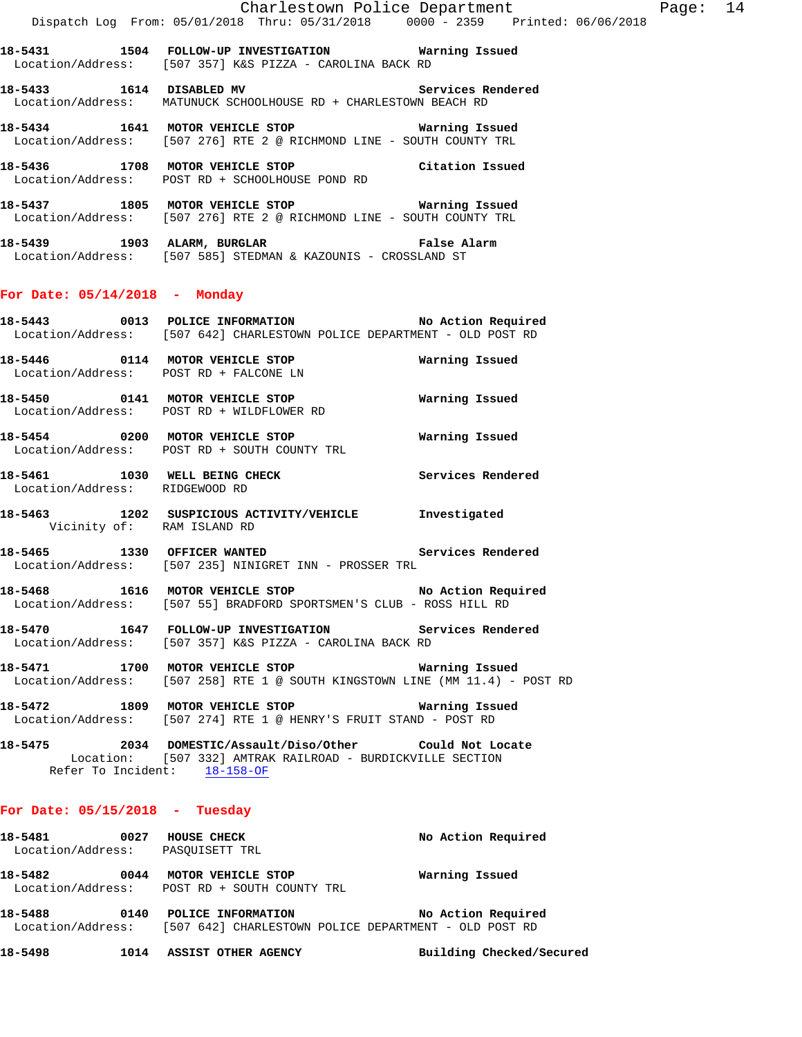18-5431 1504 FOLLOW-UP INVESTIGATION Warning Issued
Location/Address: [507 357] K&S PIZZA - CAROLINA BACK RD

18-5433 1614 DISABLED MV Services Rendered
Location/Address: MATUNUCK SCHOOLHOUSE RD + CHARLESTOWN BEACH RD

18-5434 1641 MOTOR VEHICLE STOP Warning Issued
Location/Address: [507 276] RTE 2 @ RICHMOND LINE - SOUTH COUNTY TRL

18-5436 1708 MOTOR VEHICLE STOP Citation Issued
Location/Address: POST RD + SCHOOLHOUSE POND RD

18-5437 1805 MOTOR VEHICLE STOP Warning Issued
Location/Address: [507 276] RTE 2 @ RICHMOND LINE - SOUTH COUNTY TRL

18-5439 1903 ALARM, BURGLAR False Alarm
Location/Address: [507 585] STEDMAN & KAZOUNIS - CROSSLAND ST

## For Date: 05/14/2018 - Monday

18-5443 0013 POLICE INFORMATION No Action Required
Location/Address: [507 642] CHARLESTOWN POLICE DEPARTMENT - OLD POST RD

18-5446 0114 MOTOR VEHICLE STOP Warning Issued
Location/Address: POST RD + FALCONE LN

18-5450 0141 MOTOR VEHICLE STOP Warning Issued
Location/Address: POST RD + WILDFLOWER RD

18-5454 0200 MOTOR VEHICLE STOP Warning Issued
Location/Address: POST RD + SOUTH COUNTY TRL

18-5461 1030 WELL BEING CHECK Services Rendered
Location/Address: RIDGEWOOD RD

18-5463 1202 SUSPICIOUS ACTIVITY/VEHICLE Investigated
Vicinity of: RAM ISLAND RD

18-5465 1330 OFFICER WANTED Services Rendered
Location/Address: [507 235] NINIGRET INN - PROSSER TRL

18-5468 1616 MOTOR VEHICLE STOP No Action Required
Location/Address: [507 55] BRADFORD SPORTSMEN'S CLUB - ROSS HILL RD

18-5470 1647 FOLLOW-UP INVESTIGATION Services Rendered
Location/Address: [507 357] K&S PIZZA - CAROLINA BACK RD

18-5471 1700 MOTOR VEHICLE STOP Warning Issued
Location/Address: [507 258] RTE 1 @ SOUTH KINGSTOWN LINE (MM 11.4) - POST RD

18-5472 1809 MOTOR VEHICLE STOP Warning Issued
Location/Address: [507 274] RTE 1 @ HENRY'S FRUIT STAND - POST RD

18-5475 2034 DOMESTIC/Assault/Diso/Other Could Not Locate
Location: [507 332] AMTRAK RAILROAD - BURDICKVILLE SECTION
Refer To Incident: 18-158-OF

## For Date: 05/15/2018 - Tuesday

18-5481 0027 HOUSE CHECK No Action Required
Location/Address: PASQUISETT TRL

18-5482 0044 MOTOR VEHICLE STOP Warning Issued
Location/Address: POST RD + SOUTH COUNTY TRL

18-5488 0140 POLICE INFORMATION No Action Required
Location/Address: [507 642] CHARLESTOWN POLICE DEPARTMENT - OLD POST RD

18-5498 1014 ASSIST OTHER AGENCY Building Checked/Secured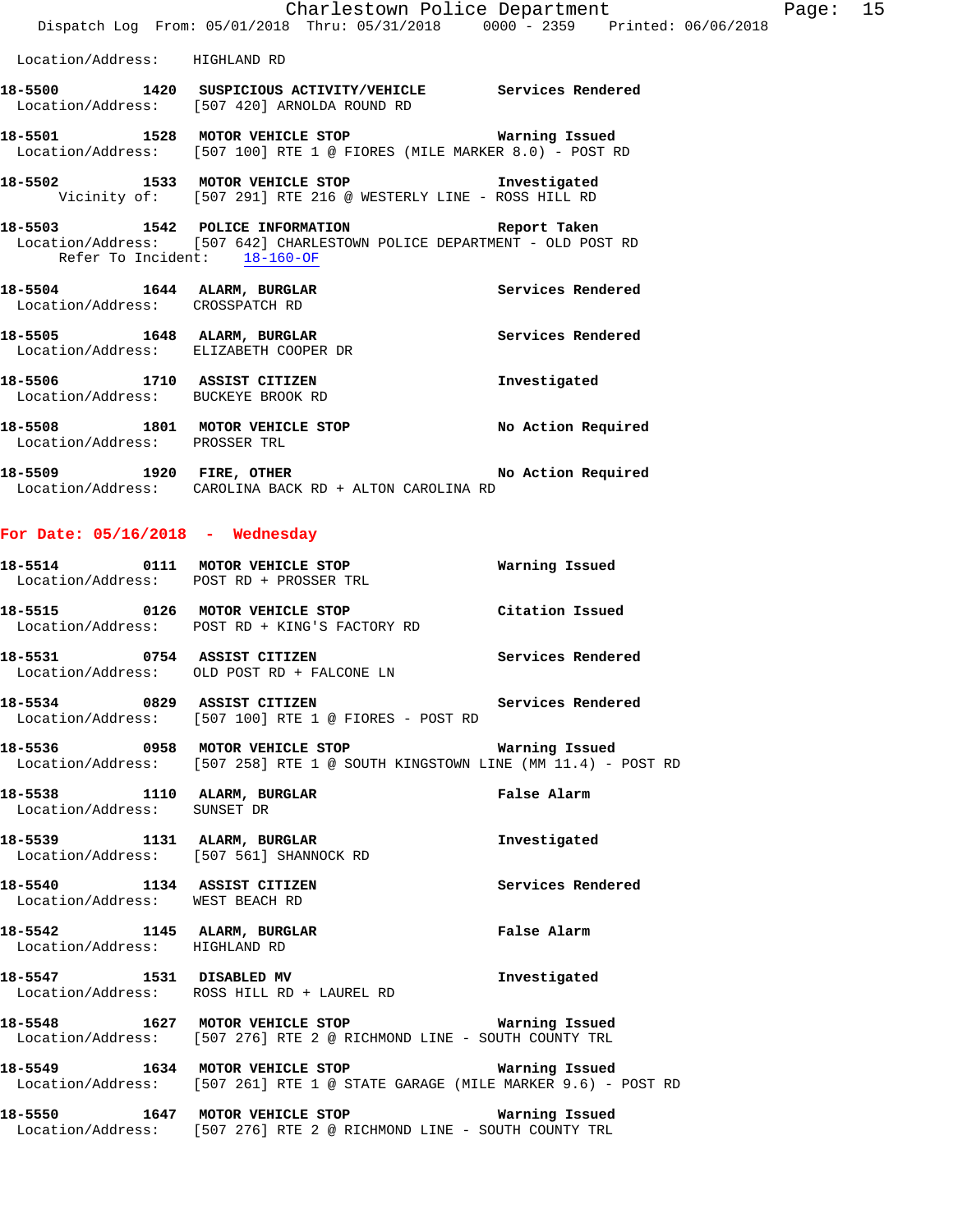Location/Address: HIGHLAND RD

**18-5500 1420 SUSPICIOUS ACTIVITY/VEHICLE Services Rendered**
Location/Address: [507 420] ARNOLDA ROUND RD

**18-5501 1528 MOTOR VEHICLE STOP Warning Issued**
Location/Address: [507 100] RTE 1 @ FIORES (MILE MARKER 8.0) - POST RD

**18-5502 1533 MOTOR VEHICLE STOP Investigated**
Vicinity of: [507 291] RTE 216 @ WESTERLY LINE - ROSS HILL RD

**18-5503 1542 POLICE INFORMATION Report Taken**
Location/Address: [507 642] CHARLESTOWN POLICE DEPARTMENT - OLD POST RD
Refer To Incident: 18-160-OF

**18-5504 1644 ALARM, BURGLAR Services Rendered**
Location/Address: CROSSPATCH RD

**18-5505 1648 ALARM, BURGLAR Services Rendered**
Location/Address: ELIZABETH COOPER DR

**18-5506 1710 ASSIST CITIZEN Investigated**
Location/Address: BUCKEYE BROOK RD

**18-5508 1801 MOTOR VEHICLE STOP No Action Required**
Location/Address: PROSSER TRL

**18-5509 1920 FIRE, OTHER No Action Required**
Location/Address: CAROLINA BACK RD + ALTON CAROLINA RD

## For Date: 05/16/2018 - Wednesday

**18-5514 0111 MOTOR VEHICLE STOP Warning Issued**
Location/Address: POST RD + PROSSER TRL

**18-5515 0126 MOTOR VEHICLE STOP Citation Issued**
Location/Address: POST RD + KING'S FACTORY RD

**18-5531 0754 ASSIST CITIZEN Services Rendered**
Location/Address: OLD POST RD + FALCONE LN

**18-5534 0829 ASSIST CITIZEN Services Rendered**
Location/Address: [507 100] RTE 1 @ FIORES - POST RD

**18-5536 0958 MOTOR VEHICLE STOP Warning Issued**
Location/Address: [507 258] RTE 1 @ SOUTH KINGSTOWN LINE (MM 11.4) - POST RD

**18-5538 1110 ALARM, BURGLAR False Alarm**
Location/Address: SUNSET DR

**18-5539 1131 ALARM, BURGLAR Investigated**
Location/Address: [507 561] SHANNOCK RD

**18-5540 1134 ASSIST CITIZEN Services Rendered**
Location/Address: WEST BEACH RD

**18-5542 1145 ALARM, BURGLAR False Alarm**
Location/Address: HIGHLAND RD

**18-5547 1531 DISABLED MV Investigated**
Location/Address: ROSS HILL RD + LAUREL RD

**18-5548 1627 MOTOR VEHICLE STOP Warning Issued**
Location/Address: [507 276] RTE 2 @ RICHMOND LINE - SOUTH COUNTY TRL

**18-5549 1634 MOTOR VEHICLE STOP Warning Issued**
Location/Address: [507 261] RTE 1 @ STATE GARAGE (MILE MARKER 9.6) - POST RD

**18-5550 1647 MOTOR VEHICLE STOP Warning Issued**
Location/Address: [507 276] RTE 2 @ RICHMOND LINE - SOUTH COUNTY TRL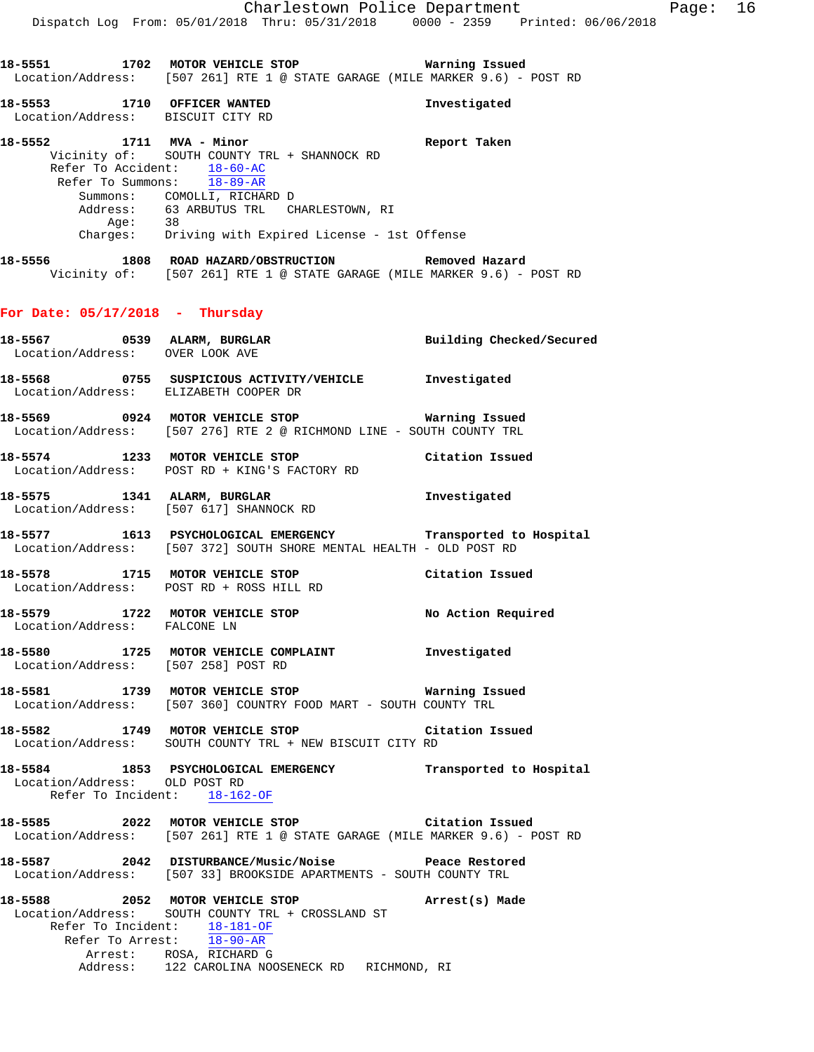**18-5551 1702 MOTOR VEHICLE STOP** Warning Issued
Location/Address: [507 261] RTE 1 @ STATE GARAGE (MILE MARKER 9.6) - POST RD

**18-5553 1710 OFFICER WANTED** Investigated
Location/Address: BISCUIT CITY RD

**18-5552 1711 MVA - Minor** Report Taken
Vicinity of: SOUTH COUNTY TRL + SHANNOCK RD
Refer To Accident: 18-60-AC
Refer To Summons: 18-89-AR
Summons: COMOLLI, RICHARD D
Address: 63 ARBUTUS TRL CHARLESTOWN, RI
Age: 38
Charges: Driving with Expired License - 1st Offense

**18-5556 1808 ROAD HAZARD/OBSTRUCTION** Removed Hazard
Vicinity of: [507 261] RTE 1 @ STATE GARAGE (MILE MARKER 9.6) - POST RD

## For Date: 05/17/2018 - Thursday

**18-5567 0539 ALARM, BURGLAR** Building Checked/Secured
Location/Address: OVER LOOK AVE

**18-5568 0755 SUSPICIOUS ACTIVITY/VEHICLE** Investigated
Location/Address: ELIZABETH COOPER DR

**18-5569 0924 MOTOR VEHICLE STOP** Warning Issued
Location/Address: [507 276] RTE 2 @ RICHMOND LINE - SOUTH COUNTY TRL

**18-5574 1233 MOTOR VEHICLE STOP** Citation Issued
Location/Address: POST RD + KING'S FACTORY RD

**18-5575 1341 ALARM, BURGLAR** Investigated
Location/Address: [507 617] SHANNOCK RD

**18-5577 1613 PSYCHOLOGICAL EMERGENCY** Transported to Hospital
Location/Address: [507 372] SOUTH SHORE MENTAL HEALTH - OLD POST RD

**18-5578 1715 MOTOR VEHICLE STOP** Citation Issued
Location/Address: POST RD + ROSS HILL RD

**18-5579 1722 MOTOR VEHICLE STOP** No Action Required
Location/Address: FALCONE LN

**18-5580 1725 MOTOR VEHICLE COMPLAINT** Investigated
Location/Address: [507 258] POST RD

**18-5581 1739 MOTOR VEHICLE STOP** Warning Issued
Location/Address: [507 360] COUNTRY FOOD MART - SOUTH COUNTY TRL

**18-5582 1749 MOTOR VEHICLE STOP** Citation Issued
Location/Address: SOUTH COUNTY TRL + NEW BISCUIT CITY RD

**18-5584 1853 PSYCHOLOGICAL EMERGENCY** Transported to Hospital
Location/Address: OLD POST RD
Refer To Incident: 18-162-OF

**18-5585 2022 MOTOR VEHICLE STOP** Citation Issued
Location/Address: [507 261] RTE 1 @ STATE GARAGE (MILE MARKER 9.6) - POST RD

**18-5587 2042 DISTURBANCE/Music/Noise** Peace Restored
Location/Address: [507 33] BROOKSIDE APARTMENTS - SOUTH COUNTY TRL

**18-5588 2052 MOTOR VEHICLE STOP** Arrest(s) Made
Location/Address: SOUTH COUNTY TRL + CROSSLAND ST
Refer To Incident: 18-181-OF
Refer To Arrest: 18-90-AR
Arrest: ROSA, RICHARD G
Address: 122 CAROLINA NOOSENECK RD RICHMOND, RI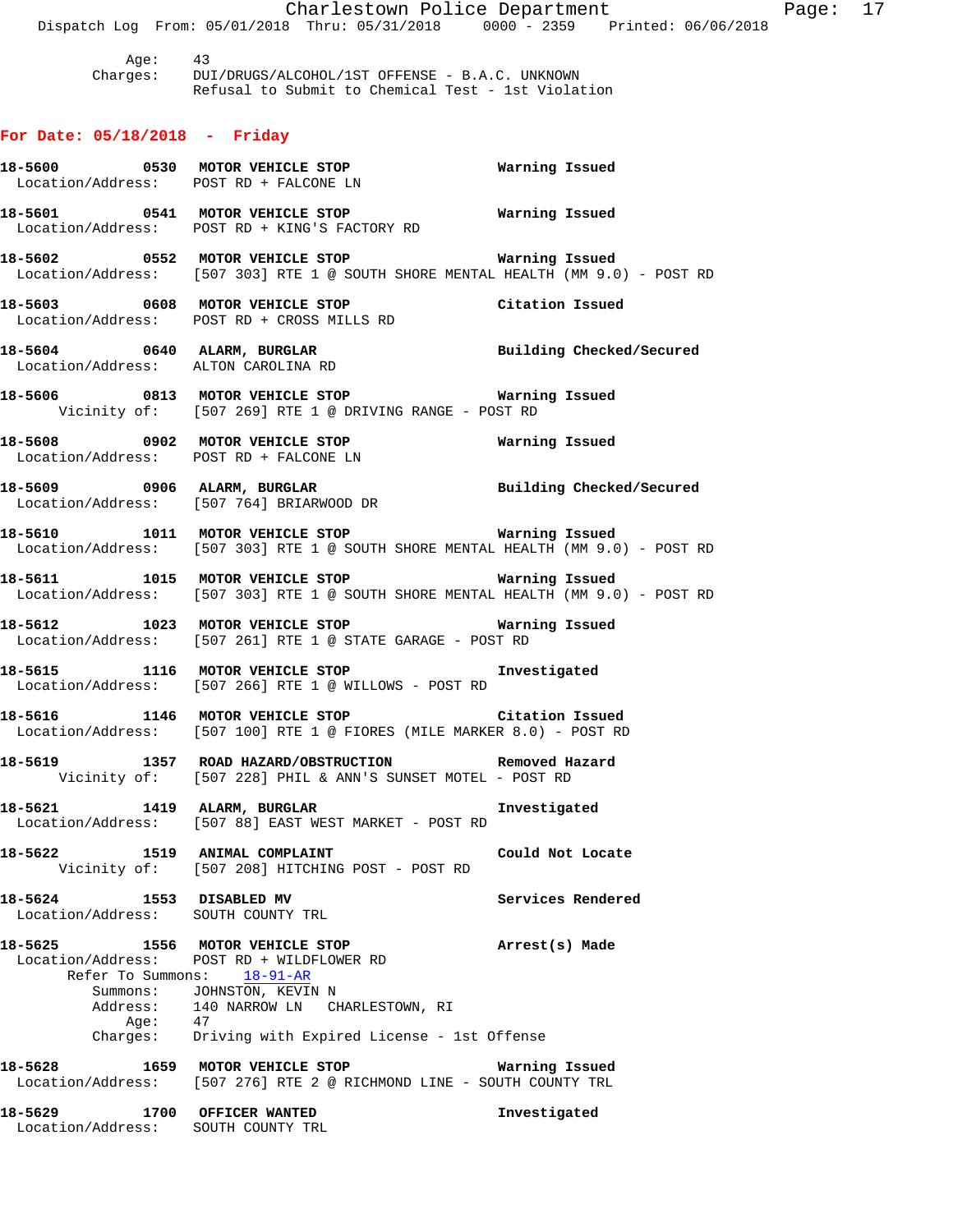Age: 43
Charges: DUI/DRUGS/ALCOHOL/1ST OFFENSE - B.A.C. UNKNOWN
Refusal to Submit to Chemical Test - 1st Violation

## For Date: 05/18/2018 - Friday

**18-5600 0530 MOTOR VEHICLE STOP** Warning Issued
Location/Address: POST RD + FALCONE LN

**18-5601 0541 MOTOR VEHICLE STOP** Warning Issued
Location/Address: POST RD + KING'S FACTORY RD

**18-5602 0552 MOTOR VEHICLE STOP** Warning Issued
Location/Address: [507 303] RTE 1 @ SOUTH SHORE MENTAL HEALTH (MM 9.0) - POST RD

**18-5603 0608 MOTOR VEHICLE STOP** Citation Issued
Location/Address: POST RD + CROSS MILLS RD

**18-5604 0640 ALARM, BURGLAR** Building Checked/Secured
Location/Address: ALTON CAROLINA RD

**18-5606 0813 MOTOR VEHICLE STOP** Warning Issued
Vicinity of: [507 269] RTE 1 @ DRIVING RANGE - POST RD

**18-5608 0902 MOTOR VEHICLE STOP** Warning Issued
Location/Address: POST RD + FALCONE LN

**18-5609 0906 ALARM, BURGLAR** Building Checked/Secured
Location/Address: [507 764] BRIARWOOD DR

**18-5610 1011 MOTOR VEHICLE STOP** Warning Issued
Location/Address: [507 303] RTE 1 @ SOUTH SHORE MENTAL HEALTH (MM 9.0) - POST RD

**18-5611 1015 MOTOR VEHICLE STOP** Warning Issued
Location/Address: [507 303] RTE 1 @ SOUTH SHORE MENTAL HEALTH (MM 9.0) - POST RD

**18-5612 1023 MOTOR VEHICLE STOP** Warning Issued
Location/Address: [507 261] RTE 1 @ STATE GARAGE - POST RD

**18-5615 1116 MOTOR VEHICLE STOP** Investigated
Location/Address: [507 266] RTE 1 @ WILLOWS - POST RD

**18-5616 1146 MOTOR VEHICLE STOP** Citation Issued
Location/Address: [507 100] RTE 1 @ FIORES (MILE MARKER 8.0) - POST RD

**18-5619 1357 ROAD HAZARD/OBSTRUCTION** Removed Hazard
Vicinity of: [507 228] PHIL & ANN'S SUNSET MOTEL - POST RD

**18-5621 1419 ALARM, BURGLAR** Investigated
Location/Address: [507 88] EAST WEST MARKET - POST RD

**18-5622 1519 ANIMAL COMPLAINT** Could Not Locate
Vicinity of: [507 208] HITCHING POST - POST RD

**18-5624 1553 DISABLED MV** Services Rendered
Location/Address: SOUTH COUNTY TRL

**18-5625 1556 MOTOR VEHICLE STOP** Arrest(s) Made
Location/Address: POST RD + WILDFLOWER RD
Refer To Summons: 18-91-AR
Summons: JOHNSTON, KEVIN N
Address: 140 NARROW LN CHARLESTOWN, RI
Age: 47
Charges: Driving with Expired License - 1st Offense

**18-5628 1659 MOTOR VEHICLE STOP** Warning Issued
Location/Address: [507 276] RTE 2 @ RICHMOND LINE - SOUTH COUNTY TRL

**18-5629 1700 OFFICER WANTED** Investigated
Location/Address: SOUTH COUNTY TRL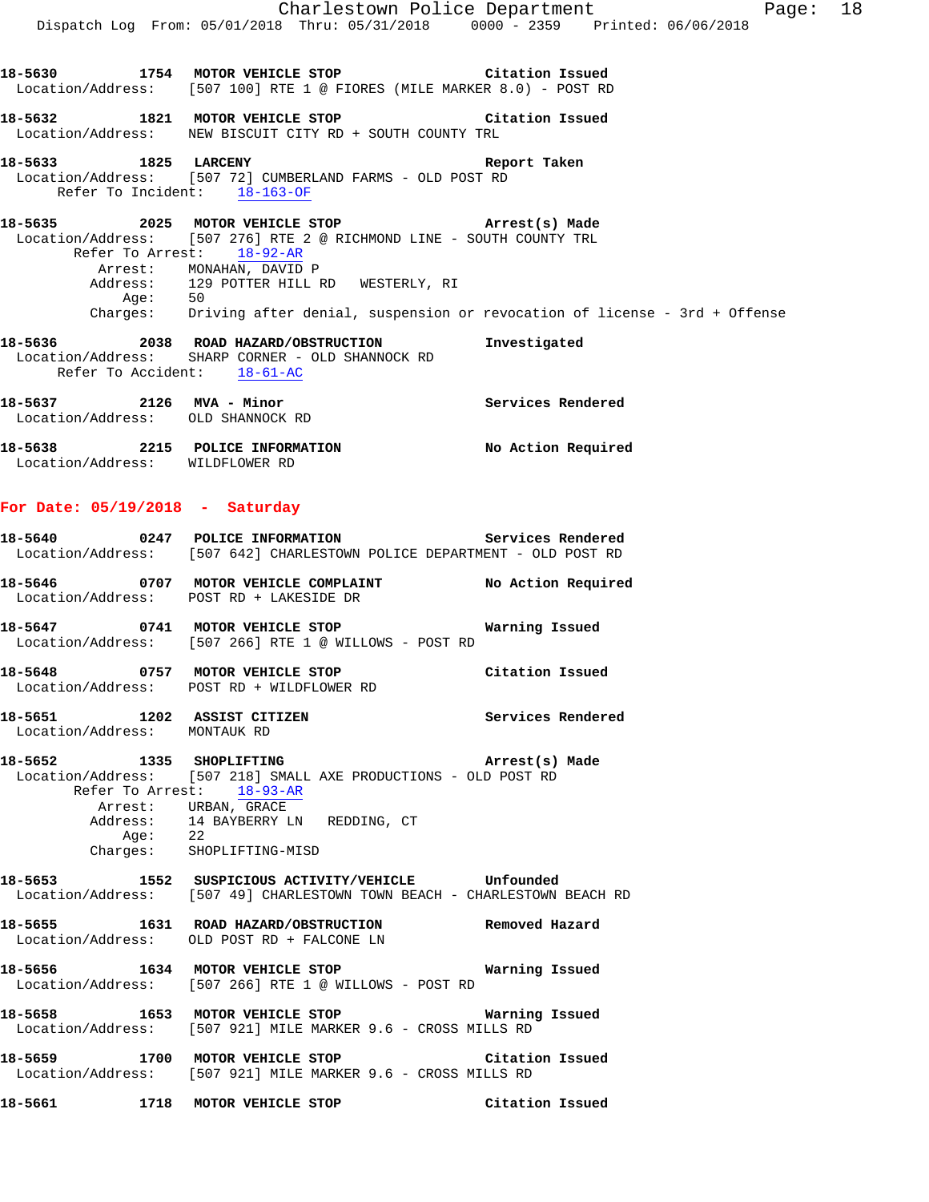**18-5630 1754 MOTOR VEHICLE STOP Citation Issued**
Location/Address: [507 100] RTE 1 @ FIORES (MILE MARKER 8.0) - POST RD

**18-5632 1821 MOTOR VEHICLE STOP Citation Issued**
Location/Address: NEW BISCUIT CITY RD + SOUTH COUNTY TRL

**18-5633 1825 LARCENY Report Taken**
Location/Address: [507 72] CUMBERLAND FARMS - OLD POST RD
Refer To Incident: 18-163-OF

**18-5635 2025 MOTOR VEHICLE STOP Arrest(s) Made**
Location/Address: [507 276] RTE 2 @ RICHMOND LINE - SOUTH COUNTY TRL
Refer To Arrest: 18-92-AR
Arrest: MONAHAN, DAVID P
Address: 129 POTTER HILL RD WESTERLY, RI
Age: 50
Charges: Driving after denial, suspension or revocation of license - 3rd + Offense

**18-5636 2038 ROAD HAZARD/OBSTRUCTION Investigated**
Location/Address: SHARP CORNER - OLD SHANNOCK RD
Refer To Accident: 18-61-AC

**18-5637 2126 MVA - Minor Services Rendered**
Location/Address: OLD SHANNOCK RD

**18-5638 2215 POLICE INFORMATION No Action Required**
Location/Address: WILDFLOWER RD

## For Date: 05/19/2018 - Saturday

**18-5640 0247 POLICE INFORMATION Services Rendered**
Location/Address: [507 642] CHARLESTOWN POLICE DEPARTMENT - OLD POST RD

**18-5646 0707 MOTOR VEHICLE COMPLAINT No Action Required**
Location/Address: POST RD + LAKESIDE DR

**18-5647 0741 MOTOR VEHICLE STOP Warning Issued**
Location/Address: [507 266] RTE 1 @ WILLOWS - POST RD

**18-5648 0757 MOTOR VEHICLE STOP Citation Issued**
Location/Address: POST RD + WILDFLOWER RD

**18-5651 1202 ASSIST CITIZEN Services Rendered**
Location/Address: MONTAUK RD

**18-5652 1335 SHOPLIFTING Arrest(s) Made**
Location/Address: [507 218] SMALL AXE PRODUCTIONS - OLD POST RD
Refer To Arrest: 18-93-AR
Arrest: URBAN, GRACE
Address: 14 BAYBERRY LN REDDING, CT
Age: 22
Charges: SHOPLIFTING-MISD

**18-5653 1552 SUSPICIOUS ACTIVITY/VEHICLE Unfounded**
Location/Address: [507 49] CHARLESTOWN TOWN BEACH - CHARLESTOWN BEACH RD

**18-5655 1631 ROAD HAZARD/OBSTRUCTION Removed Hazard**
Location/Address: OLD POST RD + FALCONE LN

**18-5656 1634 MOTOR VEHICLE STOP Warning Issued**
Location/Address: [507 266] RTE 1 @ WILLOWS - POST RD

**18-5658 1653 MOTOR VEHICLE STOP Warning Issued**
Location/Address: [507 921] MILE MARKER 9.6 - CROSS MILLS RD

**18-5659 1700 MOTOR VEHICLE STOP Citation Issued**
Location/Address: [507 921] MILE MARKER 9.6 - CROSS MILLS RD

**18-5661 1718 MOTOR VEHICLE STOP Citation Issued**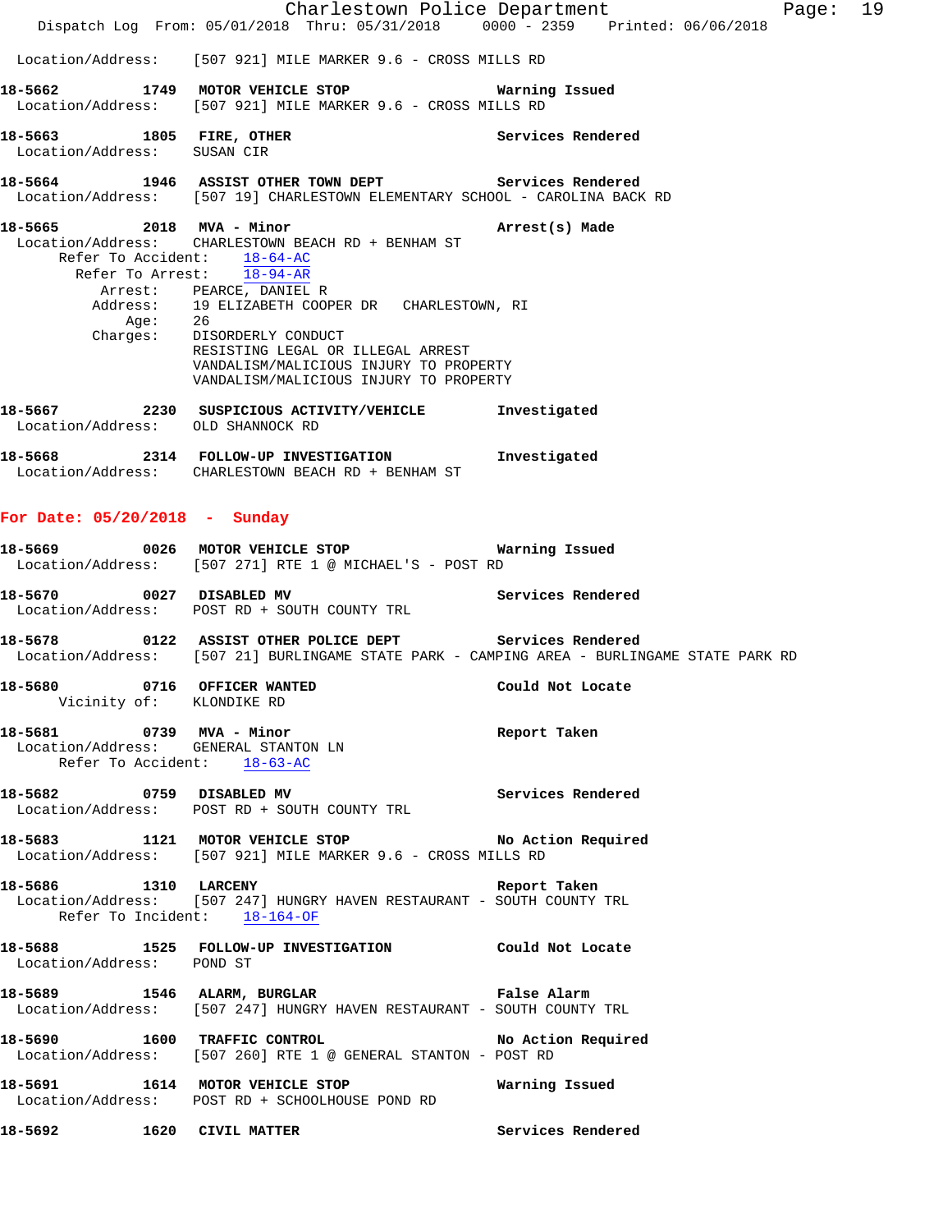Location/Address: [507 921] MILE MARKER 9.6 - CROSS MILLS RD

**18-5662 1749 MOTOR VEHICLE STOP** Warning Issued
Location/Address: [507 921] MILE MARKER 9.6 - CROSS MILLS RD

**18-5663 1805 FIRE, OTHER** Services Rendered
Location/Address: SUSAN CIR

**18-5664 1946 ASSIST OTHER TOWN DEPT** Services Rendered
Location/Address: [507 19] CHARLESTOWN ELEMENTARY SCHOOL - CAROLINA BACK RD

**18-5665 2018 MVA - Minor** Arrest(s) Made
Location/Address: CHARLESTOWN BEACH RD + BENHAM ST
Refer To Accident: 18-64-AC
Refer To Arrest: 18-94-AR
Arrest: PEARCE, DANIEL R
Address: 19 ELIZABETH COOPER DR CHARLESTOWN, RI
Age: 26
Charges: DISORDERLY CONDUCT
RESISTING LEGAL OR ILLEGAL ARREST
VANDALISM/MALICIOUS INJURY TO PROPERTY
VANDALISM/MALICIOUS INJURY TO PROPERTY

**18-5667 2230 SUSPICIOUS ACTIVITY/VEHICLE** Investigated
Location/Address: OLD SHANNOCK RD

**18-5668 2314 FOLLOW-UP INVESTIGATION** Investigated
Location/Address: CHARLESTOWN BEACH RD + BENHAM ST

## For Date: 05/20/2018 - Sunday

**18-5669 0026 MOTOR VEHICLE STOP** Warning Issued
Location/Address: [507 271] RTE 1 @ MICHAEL'S - POST RD

**18-5670 0027 DISABLED MV** Services Rendered
Location/Address: POST RD + SOUTH COUNTY TRL

**18-5678 0122 ASSIST OTHER POLICE DEPT** Services Rendered
Location/Address: [507 21] BURLINGAME STATE PARK - CAMPING AREA - BURLINGAME STATE PARK RD

**18-5680 0716 OFFICER WANTED** Could Not Locate
Vicinity of: KLONDIKE RD

**18-5681 0739 MVA - Minor** Report Taken
Location/Address: GENERAL STANTON LN
Refer To Accident: 18-63-AC

**18-5682 0759 DISABLED MV** Services Rendered
Location/Address: POST RD + SOUTH COUNTY TRL

**18-5683 1121 MOTOR VEHICLE STOP** No Action Required
Location/Address: [507 921] MILE MARKER 9.6 - CROSS MILLS RD

**18-5686 1310 LARCENY** Report Taken
Location/Address: [507 247] HUNGRY HAVEN RESTAURANT - SOUTH COUNTY TRL
Refer To Incident: 18-164-OF

**18-5688 1525 FOLLOW-UP INVESTIGATION** Could Not Locate
Location/Address: POND ST

**18-5689 1546 ALARM, BURGLAR** False Alarm
Location/Address: [507 247] HUNGRY HAVEN RESTAURANT - SOUTH COUNTY TRL

**18-5690 1600 TRAFFIC CONTROL** No Action Required
Location/Address: [507 260] RTE 1 @ GENERAL STANTON - POST RD

**18-5691 1614 MOTOR VEHICLE STOP** Warning Issued
Location/Address: POST RD + SCHOOLHOUSE POND RD

**18-5692 1620 CIVIL MATTER** Services Rendered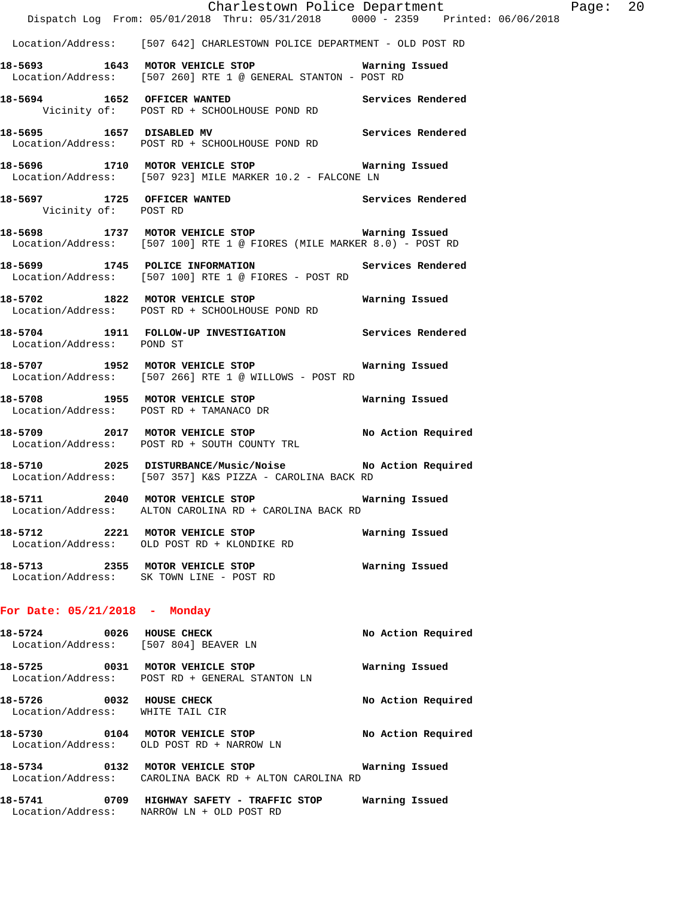Location/Address: [507 642] CHARLESTOWN POLICE DEPARTMENT - OLD POST RD

**18-5693 1643 MOTOR VEHICLE STOP** Warning Issued
Location/Address: [507 260] RTE 1 @ GENERAL STANTON - POST RD

**18-5694 1652 OFFICER WANTED** Services Rendered
Vicinity of: POST RD + SCHOOLHOUSE POND RD

**18-5695 1657 DISABLED MV** Services Rendered
Location/Address: POST RD + SCHOOLHOUSE POND RD

**18-5696 1710 MOTOR VEHICLE STOP** Warning Issued
Location/Address: [507 923] MILE MARKER 10.2 - FALCONE LN

**18-5697 1725 OFFICER WANTED** Services Rendered
Vicinity of: POST RD

**18-5698 1737 MOTOR VEHICLE STOP** Warning Issued
Location/Address: [507 100] RTE 1 @ FIORES (MILE MARKER 8.0) - POST RD

**18-5699 1745 POLICE INFORMATION** Services Rendered
Location/Address: [507 100] RTE 1 @ FIORES - POST RD

**18-5702 1822 MOTOR VEHICLE STOP** Warning Issued
Location/Address: POST RD + SCHOOLHOUSE POND RD

**18-5704 1911 FOLLOW-UP INVESTIGATION** Services Rendered
Location/Address: POND ST

**18-5707 1952 MOTOR VEHICLE STOP** Warning Issued
Location/Address: [507 266] RTE 1 @ WILLOWS - POST RD

**18-5708 1955 MOTOR VEHICLE STOP** Warning Issued
Location/Address: POST RD + TAMANACO DR

**18-5709 2017 MOTOR VEHICLE STOP** No Action Required
Location/Address: POST RD + SOUTH COUNTY TRL

**18-5710 2025 DISTURBANCE/Music/Noise** No Action Required
Location/Address: [507 357] K&S PIZZA - CAROLINA BACK RD

**18-5711 2040 MOTOR VEHICLE STOP** Warning Issued
Location/Address: ALTON CAROLINA RD + CAROLINA BACK RD

**18-5712 2221 MOTOR VEHICLE STOP** Warning Issued
Location/Address: OLD POST RD + KLONDIKE RD

**18-5713 2355 MOTOR VEHICLE STOP** Warning Issued
Location/Address: SK TOWN LINE - POST RD

## For Date: 05/21/2018 - Monday

**18-5724 0026 HOUSE CHECK** No Action Required
Location/Address: [507 804] BEAVER LN

**18-5725 0031 MOTOR VEHICLE STOP** Warning Issued
Location/Address: POST RD + GENERAL STANTON LN

**18-5726 0032 HOUSE CHECK** No Action Required
Location/Address: WHITE TAIL CIR

**18-5730 0104 MOTOR VEHICLE STOP** No Action Required
Location/Address: OLD POST RD + NARROW LN

**18-5734 0132 MOTOR VEHICLE STOP** Warning Issued
Location/Address: CAROLINA BACK RD + ALTON CAROLINA RD

**18-5741 0709 HIGHWAY SAFETY - TRAFFIC STOP** Warning Issued
Location/Address: NARROW LN + OLD POST RD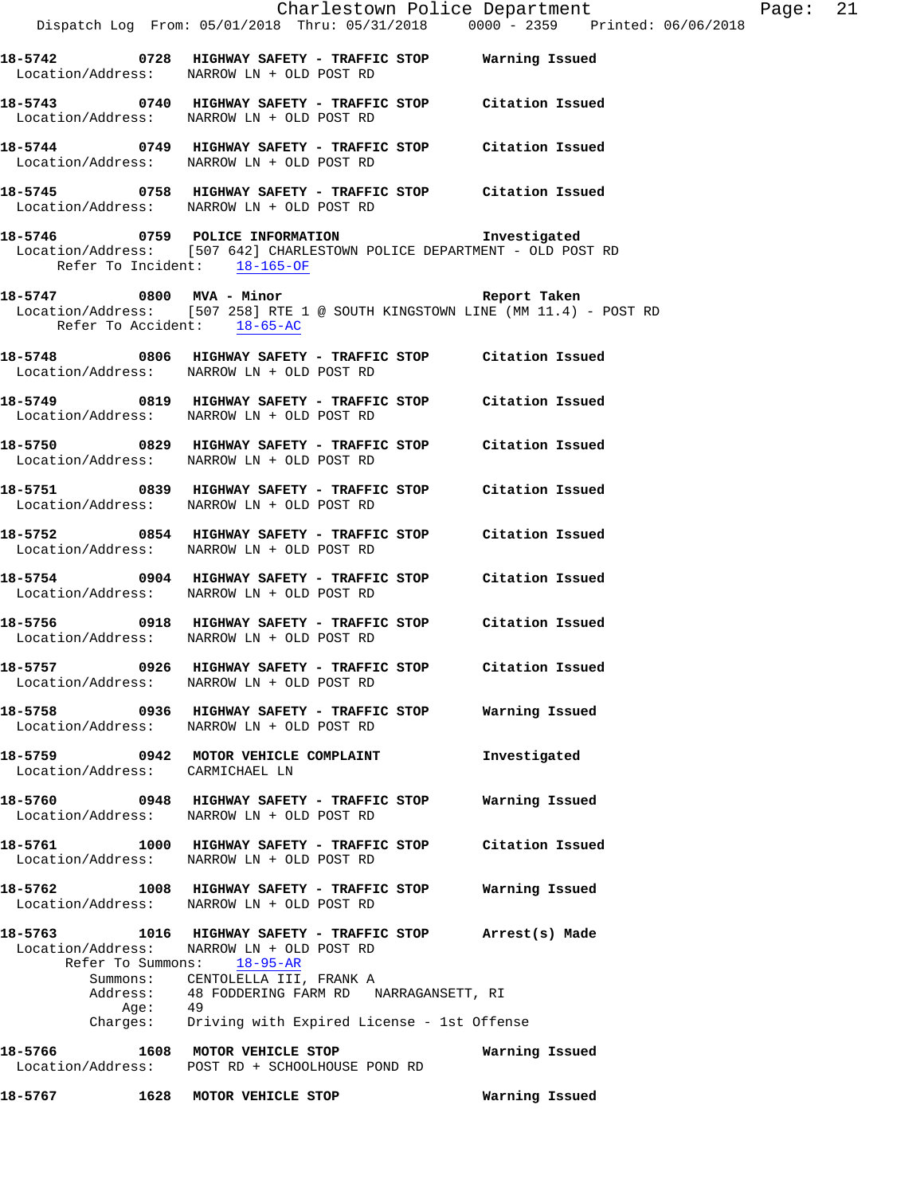18-5742 0728 HIGHWAY SAFETY - TRAFFIC STOP Warning Issued
Location/Address: NARROW LN + OLD POST RD

18-5743 0740 HIGHWAY SAFETY - TRAFFIC STOP Citation Issued
Location/Address: NARROW LN + OLD POST RD

18-5744 0749 HIGHWAY SAFETY - TRAFFIC STOP Citation Issued
Location/Address: NARROW LN + OLD POST RD

18-5745 0758 HIGHWAY SAFETY - TRAFFIC STOP Citation Issued
Location/Address: NARROW LN + OLD POST RD

18-5746 0759 POLICE INFORMATION Investigated
Location/Address: [507 642] CHARLESTOWN POLICE DEPARTMENT - OLD POST RD
Refer To Incident: 18-165-OF

18-5747 0800 MVA - Minor Report Taken
Location/Address: [507 258] RTE 1 @ SOUTH KINGSTOWN LINE (MM 11.4) - POST RD
Refer To Accident: 18-65-AC

18-5748 0806 HIGHWAY SAFETY - TRAFFIC STOP Citation Issued
Location/Address: NARROW LN + OLD POST RD

18-5749 0819 HIGHWAY SAFETY - TRAFFIC STOP Citation Issued
Location/Address: NARROW LN + OLD POST RD

18-5750 0829 HIGHWAY SAFETY - TRAFFIC STOP Citation Issued
Location/Address: NARROW LN + OLD POST RD

18-5751 0839 HIGHWAY SAFETY - TRAFFIC STOP Citation Issued
Location/Address: NARROW LN + OLD POST RD

18-5752 0854 HIGHWAY SAFETY - TRAFFIC STOP Citation Issued
Location/Address: NARROW LN + OLD POST RD

18-5754 0904 HIGHWAY SAFETY - TRAFFIC STOP Citation Issued
Location/Address: NARROW LN + OLD POST RD

18-5756 0918 HIGHWAY SAFETY - TRAFFIC STOP Citation Issued
Location/Address: NARROW LN + OLD POST RD

18-5757 0926 HIGHWAY SAFETY - TRAFFIC STOP Citation Issued
Location/Address: NARROW LN + OLD POST RD

18-5758 0936 HIGHWAY SAFETY - TRAFFIC STOP Warning Issued
Location/Address: NARROW LN + OLD POST RD

18-5759 0942 MOTOR VEHICLE COMPLAINT Investigated
Location/Address: CARMICHAEL LN

18-5760 0948 HIGHWAY SAFETY - TRAFFIC STOP Warning Issued
Location/Address: NARROW LN + OLD POST RD

18-5761 1000 HIGHWAY SAFETY - TRAFFIC STOP Citation Issued
Location/Address: NARROW LN + OLD POST RD

18-5762 1008 HIGHWAY SAFETY - TRAFFIC STOP Warning Issued
Location/Address: NARROW LN + OLD POST RD

18-5763 1016 HIGHWAY SAFETY - TRAFFIC STOP Arrest(s) Made
Location/Address: NARROW LN + OLD POST RD
Refer To Summons: 18-95-AR
Summons: CENTOLELLA III, FRANK A
Address: 48 FODDERING FARM RD NARRAGANSETT, RI
Age: 49
Charges: Driving with Expired License - 1st Offense

18-5766 1608 MOTOR VEHICLE STOP Warning Issued
Location/Address: POST RD + SCHOOLHOUSE POND RD

18-5767 1628 MOTOR VEHICLE STOP Warning Issued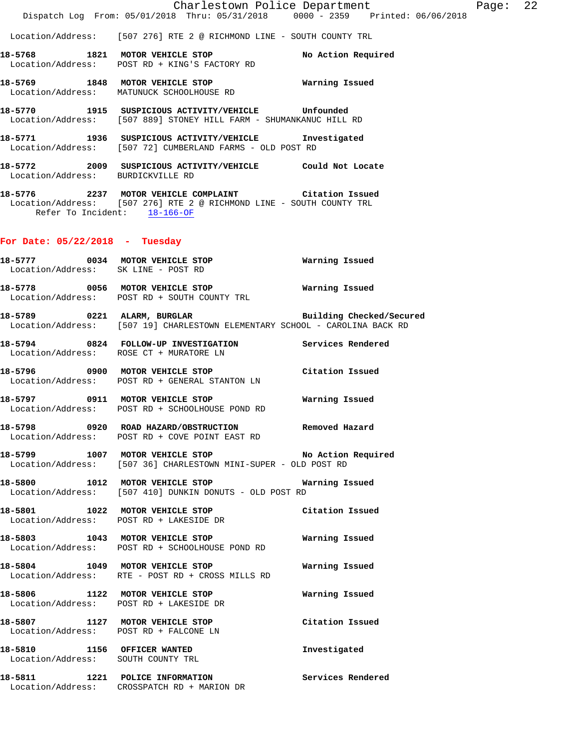Location/Address: [507 276] RTE 2 @ RICHMOND LINE - SOUTH COUNTY TRL

**18-5768 1821 MOTOR VEHICLE STOP** — **No Action Required**
Location/Address: POST RD + KING'S FACTORY RD

**18-5769 1848 MOTOR VEHICLE STOP** — **Warning Issued**
Location/Address: MATUNUCK SCHOOLHOUSE RD

**18-5770 1915 SUSPICIOUS ACTIVITY/VEHICLE** — **Unfounded**
Location/Address: [507 889] STONEY HILL FARM - SHUMANKANUC HILL RD

**18-5771 1936 SUSPICIOUS ACTIVITY/VEHICLE** — **Investigated**
Location/Address: [507 72] CUMBERLAND FARMS - OLD POST RD

**18-5772 2009 SUSPICIOUS ACTIVITY/VEHICLE** — **Could Not Locate**
Location/Address: BURDICKVILLE RD

**18-5776 2237 MOTOR VEHICLE COMPLAINT** — **Citation Issued**
Location/Address: [507 276] RTE 2 @ RICHMOND LINE - SOUTH COUNTY TRL
Refer To Incident: 18-166-OF

## For Date: 05/22/2018 - Tuesday

**18-5777 0034 MOTOR VEHICLE STOP** — **Warning Issued**
Location/Address: SK LINE - POST RD

**18-5778 0056 MOTOR VEHICLE STOP** — **Warning Issued**
Location/Address: POST RD + SOUTH COUNTY TRL

**18-5789 0221 ALARM, BURGLAR** — **Building Checked/Secured**
Location/Address: [507 19] CHARLESTOWN ELEMENTARY SCHOOL - CAROLINA BACK RD

**18-5794 0824 FOLLOW-UP INVESTIGATION** — **Services Rendered**
Location/Address: ROSE CT + MURATORE LN

**18-5796 0900 MOTOR VEHICLE STOP** — **Citation Issued**
Location/Address: POST RD + GENERAL STANTON LN

**18-5797 0911 MOTOR VEHICLE STOP** — **Warning Issued**
Location/Address: POST RD + SCHOOLHOUSE POND RD

**18-5798 0920 ROAD HAZARD/OBSTRUCTION** — **Removed Hazard**
Location/Address: POST RD + COVE POINT EAST RD

**18-5799 1007 MOTOR VEHICLE STOP** — **No Action Required**
Location/Address: [507 36] CHARLESTOWN MINI-SUPER - OLD POST RD

**18-5800 1012 MOTOR VEHICLE STOP** — **Warning Issued**
Location/Address: [507 410] DUNKIN DONUTS - OLD POST RD

**18-5801 1022 MOTOR VEHICLE STOP** — **Citation Issued**
Location/Address: POST RD + LAKESIDE DR

**18-5803 1043 MOTOR VEHICLE STOP** — **Warning Issued**
Location/Address: POST RD + SCHOOLHOUSE POND RD

**18-5804 1049 MOTOR VEHICLE STOP** — **Warning Issued**
Location/Address: RTE - POST RD + CROSS MILLS RD

**18-5806 1122 MOTOR VEHICLE STOP** — **Warning Issued**
Location/Address: POST RD + LAKESIDE DR

**18-5807 1127 MOTOR VEHICLE STOP** — **Citation Issued**
Location/Address: POST RD + FALCONE LN

**18-5810 1156 OFFICER WANTED** — **Investigated**
Location/Address: SOUTH COUNTY TRL

**18-5811 1221 POLICE INFORMATION** — **Services Rendered**
Location/Address: CROSSPATCH RD + MARION DR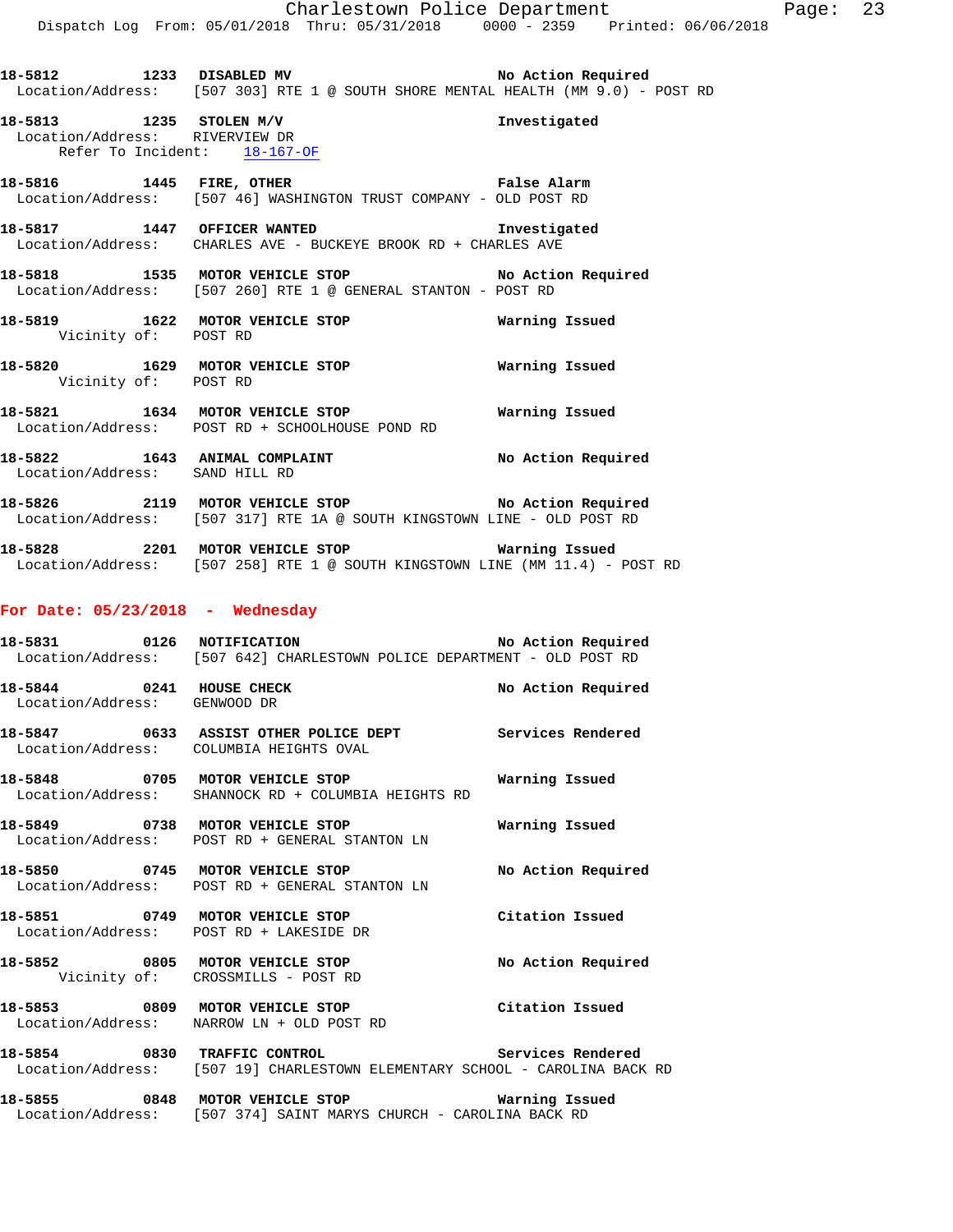18-5812 1233 DISABLED MV No Action Required
Location/Address: [507 303] RTE 1 @ SOUTH SHORE MENTAL HEALTH (MM 9.0) - POST RD

18-5813 1235 STOLEN M/V Investigated
Location/Address: RIVERVIEW DR
Refer To Incident: 18-167-OF

18-5816 1445 FIRE, OTHER False Alarm
Location/Address: [507 46] WASHINGTON TRUST COMPANY - OLD POST RD

18-5817 1447 OFFICER WANTED Investigated
Location/Address: CHARLES AVE - BUCKEYE BROOK RD + CHARLES AVE

18-5818 1535 MOTOR VEHICLE STOP No Action Required
Location/Address: [507 260] RTE 1 @ GENERAL STANTON - POST RD

18-5819 1622 MOTOR VEHICLE STOP Warning Issued
Vicinity of: POST RD

18-5820 1629 MOTOR VEHICLE STOP Warning Issued
Vicinity of: POST RD

18-5821 1634 MOTOR VEHICLE STOP Warning Issued
Location/Address: POST RD + SCHOOLHOUSE POND RD

18-5822 1643 ANIMAL COMPLAINT No Action Required
Location/Address: SAND HILL RD

18-5826 2119 MOTOR VEHICLE STOP No Action Required
Location/Address: [507 317] RTE 1A @ SOUTH KINGSTOWN LINE - OLD POST RD

18-5828 2201 MOTOR VEHICLE STOP Warning Issued
Location/Address: [507 258] RTE 1 @ SOUTH KINGSTOWN LINE (MM 11.4) - POST RD

## For Date: 05/23/2018 - Wednesday

18-5831 0126 NOTIFICATION No Action Required
Location/Address: [507 642] CHARLESTOWN POLICE DEPARTMENT - OLD POST RD

18-5844 0241 HOUSE CHECK No Action Required
Location/Address: GENWOOD DR

18-5847 0633 ASSIST OTHER POLICE DEPT Services Rendered
Location/Address: COLUMBIA HEIGHTS OVAL

18-5848 0705 MOTOR VEHICLE STOP Warning Issued
Location/Address: SHANNOCK RD + COLUMBIA HEIGHTS RD

18-5849 0738 MOTOR VEHICLE STOP Warning Issued
Location/Address: POST RD + GENERAL STANTON LN

18-5850 0745 MOTOR VEHICLE STOP No Action Required
Location/Address: POST RD + GENERAL STANTON LN

18-5851 0749 MOTOR VEHICLE STOP Citation Issued
Location/Address: POST RD + LAKESIDE DR

18-5852 0805 MOTOR VEHICLE STOP No Action Required
Vicinity of: CROSSMILLS - POST RD

18-5853 0809 MOTOR VEHICLE STOP Citation Issued
Location/Address: NARROW LN + OLD POST RD

18-5854 0830 TRAFFIC CONTROL Services Rendered
Location/Address: [507 19] CHARLESTOWN ELEMENTARY SCHOOL - CAROLINA BACK RD

18-5855 0848 MOTOR VEHICLE STOP Warning Issued
Location/Address: [507 374] SAINT MARYS CHURCH - CAROLINA BACK RD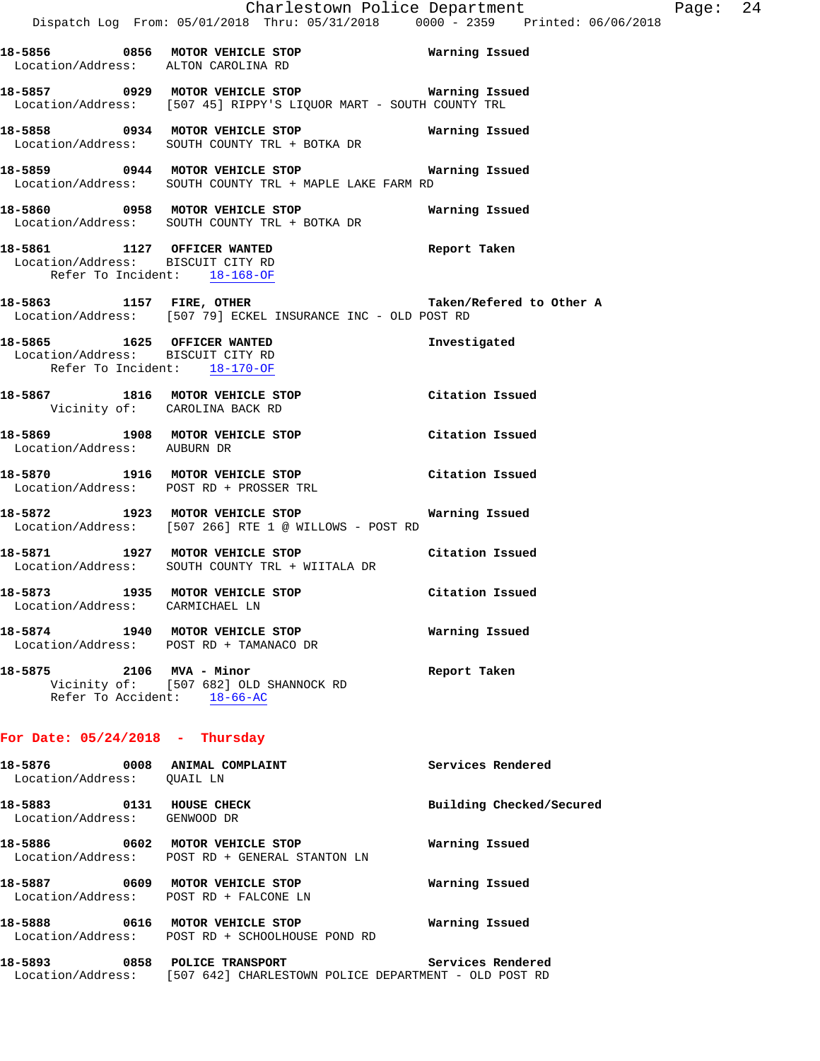18-5856 0856 **MOTOR VEHICLE STOP** Warning Issued
Location/Address: ALTON CAROLINA RD

18-5857 0929 **MOTOR VEHICLE STOP** Warning Issued
Location/Address: [507 45] RIPPY'S LIQUOR MART - SOUTH COUNTY TRL

18-5858 0934 **MOTOR VEHICLE STOP** Warning Issued
Location/Address: SOUTH COUNTY TRL + BOTKA DR

18-5859 0944 **MOTOR VEHICLE STOP** Warning Issued
Location/Address: SOUTH COUNTY TRL + MAPLE LAKE FARM RD

18-5860 0958 **MOTOR VEHICLE STOP** Warning Issued
Location/Address: SOUTH COUNTY TRL + BOTKA DR

18-5861 1127 **OFFICER WANTED** Report Taken
Location/Address: BISCUIT CITY RD
Refer To Incident: 18-168-OF

18-5863 1157 **FIRE, OTHER** Taken/Refered to Other A
Location/Address: [507 79] ECKEL INSURANCE INC - OLD POST RD

18-5865 1625 **OFFICER WANTED** Investigated
Location/Address: BISCUIT CITY RD
Refer To Incident: 18-170-OF

18-5867 1816 **MOTOR VEHICLE STOP** Citation Issued
Vicinity of: CAROLINA BACK RD

18-5869 1908 **MOTOR VEHICLE STOP** Citation Issued
Location/Address: AUBURN DR

18-5870 1916 **MOTOR VEHICLE STOP** Citation Issued
Location/Address: POST RD + PROSSER TRL

18-5872 1923 **MOTOR VEHICLE STOP** Warning Issued
Location/Address: [507 266] RTE 1 @ WILLOWS - POST RD

18-5871 1927 **MOTOR VEHICLE STOP** Citation Issued
Location/Address: SOUTH COUNTY TRL + WIITALA DR

18-5873 1935 **MOTOR VEHICLE STOP** Citation Issued
Location/Address: CARMICHAEL LN

18-5874 1940 **MOTOR VEHICLE STOP** Warning Issued
Location/Address: POST RD + TAMANACO DR

18-5875 2106 **MVA - Minor** Report Taken
Vicinity of: [507 682] OLD SHANNOCK RD
Refer To Accident: 18-66-AC

## For Date: 05/24/2018 - Thursday

18-5876 0008 **ANIMAL COMPLAINT** Services Rendered
Location/Address: QUAIL LN

18-5883 0131 **HOUSE CHECK** Building Checked/Secured
Location/Address: GENWOOD DR

18-5886 0602 **MOTOR VEHICLE STOP** Warning Issued
Location/Address: POST RD + GENERAL STANTON LN

18-5887 0609 **MOTOR VEHICLE STOP** Warning Issued
Location/Address: POST RD + FALCONE LN

18-5888 0616 **MOTOR VEHICLE STOP** Warning Issued
Location/Address: POST RD + SCHOOLHOUSE POND RD

18-5893 0858 **POLICE TRANSPORT** Services Rendered
Location/Address: [507 642] CHARLESTOWN POLICE DEPARTMENT - OLD POST RD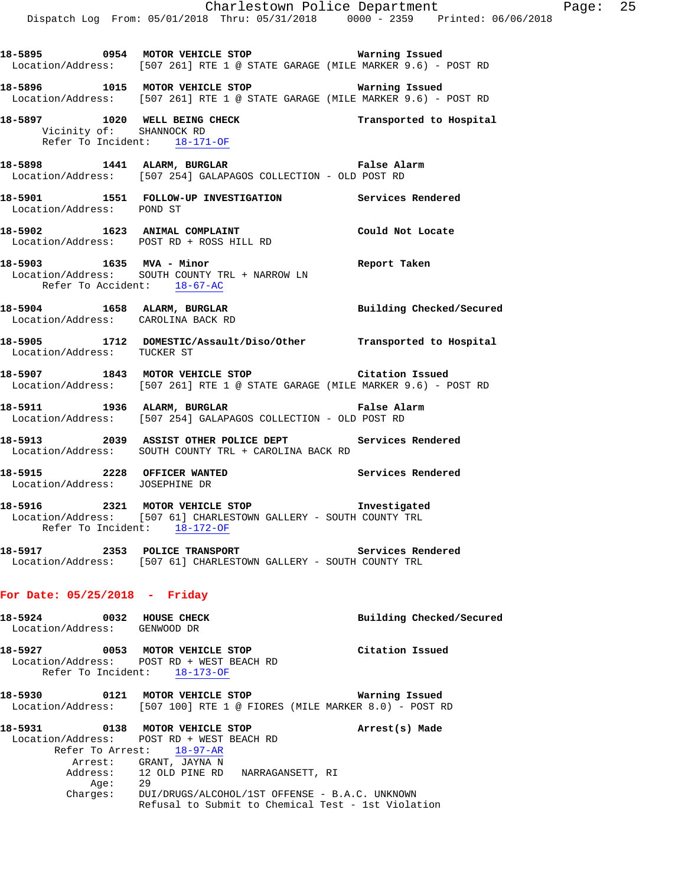**18-5895** **0954** **MOTOR VEHICLE STOP** **Warning Issued**
Location/Address: [507 261] RTE 1 @ STATE GARAGE (MILE MARKER 9.6) - POST RD

**18-5896** **1015** **MOTOR VEHICLE STOP** **Warning Issued**
Location/Address: [507 261] RTE 1 @ STATE GARAGE (MILE MARKER 9.6) - POST RD

**18-5897** **1020** **WELL BEING CHECK** **Transported to Hospital**
Vicinity of: SHANNOCK RD
Refer To Incident: 18-171-OF

**18-5898** **1441** **ALARM, BURGLAR** **False Alarm**
Location/Address: [507 254] GALAPAGOS COLLECTION - OLD POST RD

**18-5901** **1551** **FOLLOW-UP INVESTIGATION** **Services Rendered**
Location/Address: POND ST

**18-5902** **1623** **ANIMAL COMPLAINT** **Could Not Locate**
Location/Address: POST RD + ROSS HILL RD

**18-5903** **1635** **MVA - Minor** **Report Taken**
Location/Address: SOUTH COUNTY TRL + NARROW LN
Refer To Accident: 18-67-AC

**18-5904** **1658** **ALARM, BURGLAR** **Building Checked/Secured**
Location/Address: CAROLINA BACK RD

**18-5905** **1712** **DOMESTIC/Assault/Diso/Other** **Transported to Hospital**
Location/Address: TUCKER ST

**18-5907** **1843** **MOTOR VEHICLE STOP** **Citation Issued**
Location/Address: [507 261] RTE 1 @ STATE GARAGE (MILE MARKER 9.6) - POST RD

**18-5911** **1936** **ALARM, BURGLAR** **False Alarm**
Location/Address: [507 254] GALAPAGOS COLLECTION - OLD POST RD

**18-5913** **2039** **ASSIST OTHER POLICE DEPT** **Services Rendered**
Location/Address: SOUTH COUNTY TRL + CAROLINA BACK RD

**18-5915** **2228** **OFFICER WANTED** **Services Rendered**
Location/Address: JOSEPHINE DR

**18-5916** **2321** **MOTOR VEHICLE STOP** **Investigated**
Location/Address: [507 61] CHARLESTOWN GALLERY - SOUTH COUNTY TRL
Refer To Incident: 18-172-OF

**18-5917** **2353** **POLICE TRANSPORT** **Services Rendered**
Location/Address: [507 61] CHARLESTOWN GALLERY - SOUTH COUNTY TRL

## For Date: 05/25/2018 - Friday

**18-5924** **0032** **HOUSE CHECK** **Building Checked/Secured**
Location/Address: GENWOOD DR

**18-5927** **0053** **MOTOR VEHICLE STOP** **Citation Issued**
Location/Address: POST RD + WEST BEACH RD
Refer To Incident: 18-173-OF

**18-5930** **0121** **MOTOR VEHICLE STOP** **Warning Issued**
Location/Address: [507 100] RTE 1 @ FIORES (MILE MARKER 8.0) - POST RD

**18-5931** **0138** **MOTOR VEHICLE STOP** **Arrest(s) Made**
Location/Address: POST RD + WEST BEACH RD
Refer To Arrest: 18-97-AR
Arrest: GRANT, JAYNA N
Address: 12 OLD PINE RD NARRAGANSETT, RI
Age: 29
Charges: DUI/DRUGS/ALCOHOL/1ST OFFENSE - B.A.C. UNKNOWN
Refusal to Submit to Chemical Test - 1st Violation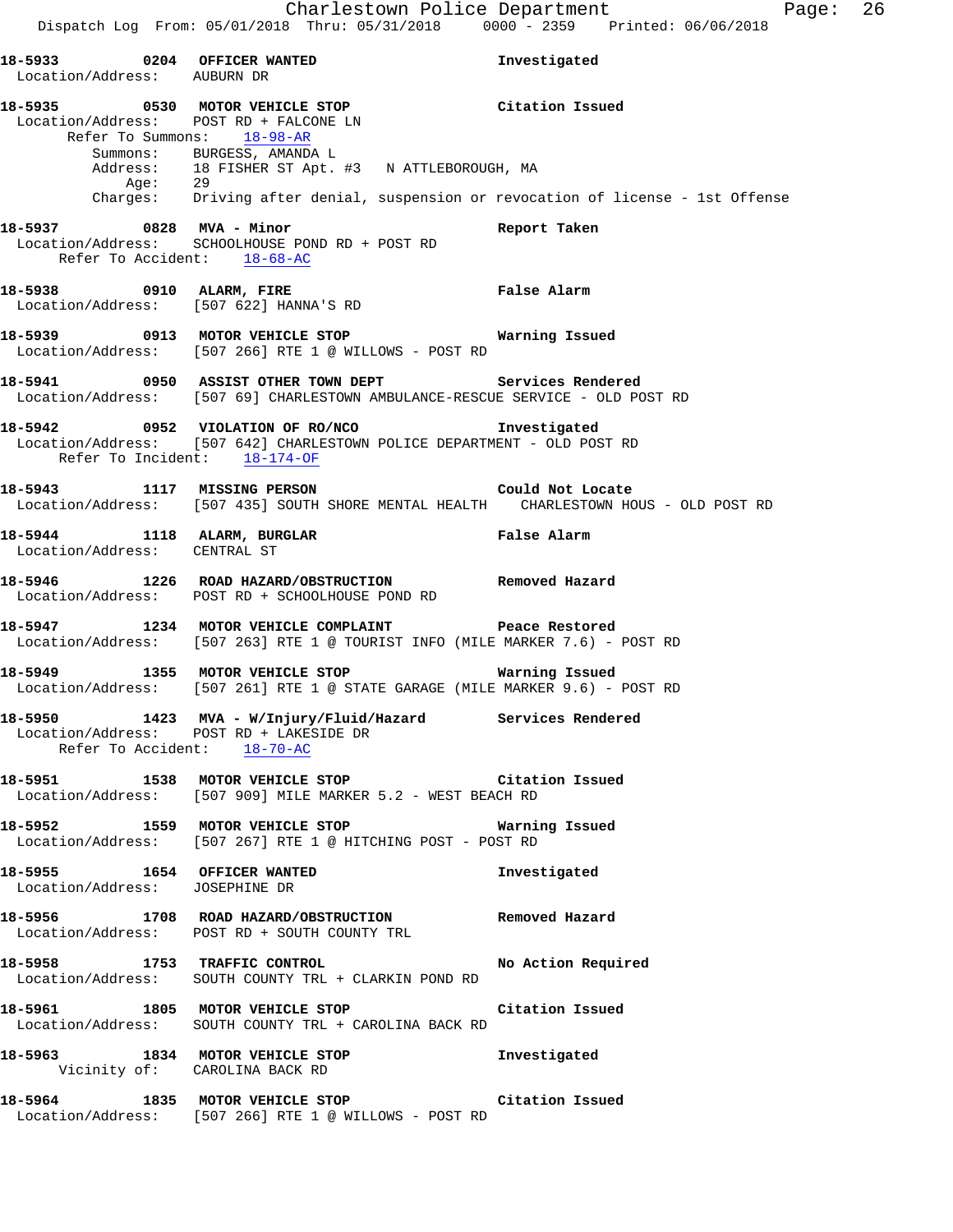**18-5933 0204 OFFICER WANTED** Investigated
Location/Address: AUBURN DR

**18-5935 0530 MOTOR VEHICLE STOP** Citation Issued
Location/Address: POST RD + FALCONE LN
Refer To Summons: 18-98-AR
Summons: BURGESS, AMANDA L
Address: 18 FISHER ST Apt. #3 N ATTLEBOROUGH, MA
Age: 29
Charges: Driving after denial, suspension or revocation of license - 1st Offense

**18-5937 0828 MVA - Minor** Report Taken
Location/Address: SCHOOLHOUSE POND RD + POST RD
Refer To Accident: 18-68-AC

**18-5938 0910 ALARM, FIRE** False Alarm
Location/Address: [507 622] HANNA'S RD

**18-5939 0913 MOTOR VEHICLE STOP** Warning Issued
Location/Address: [507 266] RTE 1 @ WILLOWS - POST RD

**18-5941 0950 ASSIST OTHER TOWN DEPT** Services Rendered
Location/Address: [507 69] CHARLESTOWN AMBULANCE-RESCUE SERVICE - OLD POST RD

**18-5942 0952 VIOLATION OF RO/NCO** Investigated
Location/Address: [507 642] CHARLESTOWN POLICE DEPARTMENT - OLD POST RD
Refer To Incident: 18-174-OF

**18-5943 1117 MISSING PERSON** Could Not Locate
Location/Address: [507 435] SOUTH SHORE MENTAL HEALTH CHARLESTOWN HOUS - OLD POST RD

**18-5944 1118 ALARM, BURGLAR** False Alarm
Location/Address: CENTRAL ST

**18-5946 1226 ROAD HAZARD/OBSTRUCTION** Removed Hazard
Location/Address: POST RD + SCHOOLHOUSE POND RD

**18-5947 1234 MOTOR VEHICLE COMPLAINT** Peace Restored
Location/Address: [507 263] RTE 1 @ TOURIST INFO (MILE MARKER 7.6) - POST RD

**18-5949 1355 MOTOR VEHICLE STOP** Warning Issued
Location/Address: [507 261] RTE 1 @ STATE GARAGE (MILE MARKER 9.6) - POST RD

**18-5950 1423 MVA - W/Injury/Fluid/Hazard** Services Rendered
Location/Address: POST RD + LAKESIDE DR
Refer To Accident: 18-70-AC

**18-5951 1538 MOTOR VEHICLE STOP** Citation Issued
Location/Address: [507 909] MILE MARKER 5.2 - WEST BEACH RD

**18-5952 1559 MOTOR VEHICLE STOP** Warning Issued
Location/Address: [507 267] RTE 1 @ HITCHING POST - POST RD

**18-5955 1654 OFFICER WANTED** Investigated
Location/Address: JOSEPHINE DR

**18-5956 1708 ROAD HAZARD/OBSTRUCTION** Removed Hazard
Location/Address: POST RD + SOUTH COUNTY TRL

**18-5958 1753 TRAFFIC CONTROL** No Action Required
Location/Address: SOUTH COUNTY TRL + CLARKIN POND RD

**18-5961 1805 MOTOR VEHICLE STOP** Citation Issued
Location/Address: SOUTH COUNTY TRL + CAROLINA BACK RD

**18-5963 1834 MOTOR VEHICLE STOP** Investigated
Vicinity of: CAROLINA BACK RD

**18-5964 1835 MOTOR VEHICLE STOP** Citation Issued
Location/Address: [507 266] RTE 1 @ WILLOWS - POST RD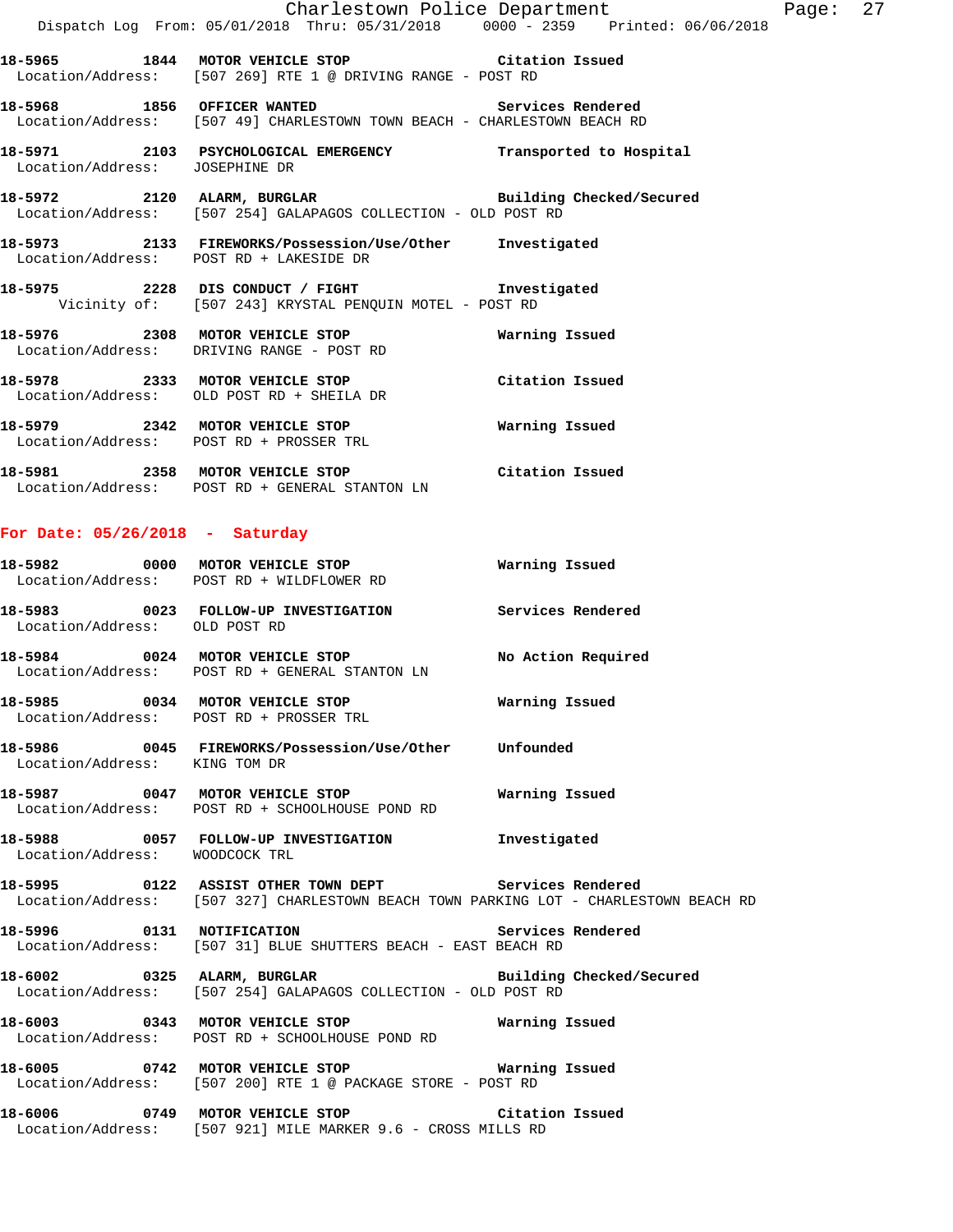18-5965 1844 **MOTOR VEHICLE STOP** Citation Issued
Location/Address: [507 269] RTE 1 @ DRIVING RANGE - POST RD

18-5968 1856 **OFFICER WANTED** Services Rendered
Location/Address: [507 49] CHARLESTOWN TOWN BEACH - CHARLESTOWN BEACH RD

18-5971 2103 **PSYCHOLOGICAL EMERGENCY** Transported to Hospital
Location/Address: JOSEPHINE DR

18-5972 2120 **ALARM, BURGLAR** Building Checked/Secured
Location/Address: [507 254] GALAPAGOS COLLECTION - OLD POST RD

18-5973 2133 **FIREWORKS/Possession/Use/Other** Investigated
Location/Address: POST RD + LAKESIDE DR

18-5975 2228 **DIS CONDUCT / FIGHT** Investigated
Vicinity of: [507 243] KRYSTAL PENQUIN MOTEL - POST RD

18-5976 2308 **MOTOR VEHICLE STOP** Warning Issued
Location/Address: DRIVING RANGE - POST RD

18-5978 2333 **MOTOR VEHICLE STOP** Citation Issued
Location/Address: OLD POST RD + SHEILA DR

18-5979 2342 **MOTOR VEHICLE STOP** Warning Issued
Location/Address: POST RD + PROSSER TRL

18-5981 2358 **MOTOR VEHICLE STOP** Citation Issued
Location/Address: POST RD + GENERAL STANTON LN

## For Date: 05/26/2018 - Saturday

18-5982 0000 **MOTOR VEHICLE STOP** Warning Issued
Location/Address: POST RD + WILDFLOWER RD

18-5983 0023 **FOLLOW-UP INVESTIGATION** Services Rendered
Location/Address: OLD POST RD

18-5984 0024 **MOTOR VEHICLE STOP** No Action Required
Location/Address: POST RD + GENERAL STANTON LN

18-5985 0034 **MOTOR VEHICLE STOP** Warning Issued
Location/Address: POST RD + PROSSER TRL

18-5986 0045 **FIREWORKS/Possession/Use/Other** Unfounded
Location/Address: KING TOM DR

18-5987 0047 **MOTOR VEHICLE STOP** Warning Issued
Location/Address: POST RD + SCHOOLHOUSE POND RD

18-5988 0057 **FOLLOW-UP INVESTIGATION** Investigated
Location/Address: WOODCOCK TRL

18-5995 0122 **ASSIST OTHER TOWN DEPT** Services Rendered
Location/Address: [507 327] CHARLESTOWN BEACH TOWN PARKING LOT - CHARLESTOWN BEACH RD

18-5996 0131 **NOTIFICATION** Services Rendered
Location/Address: [507 31] BLUE SHUTTERS BEACH - EAST BEACH RD

18-6002 0325 **ALARM, BURGLAR** Building Checked/Secured
Location/Address: [507 254] GALAPAGOS COLLECTION - OLD POST RD

18-6003 0343 **MOTOR VEHICLE STOP** Warning Issued
Location/Address: POST RD + SCHOOLHOUSE POND RD

18-6005 0742 **MOTOR VEHICLE STOP** Warning Issued
Location/Address: [507 200] RTE 1 @ PACKAGE STORE - POST RD

18-6006 0749 **MOTOR VEHICLE STOP** Citation Issued
Location/Address: [507 921] MILE MARKER 9.6 - CROSS MILLS RD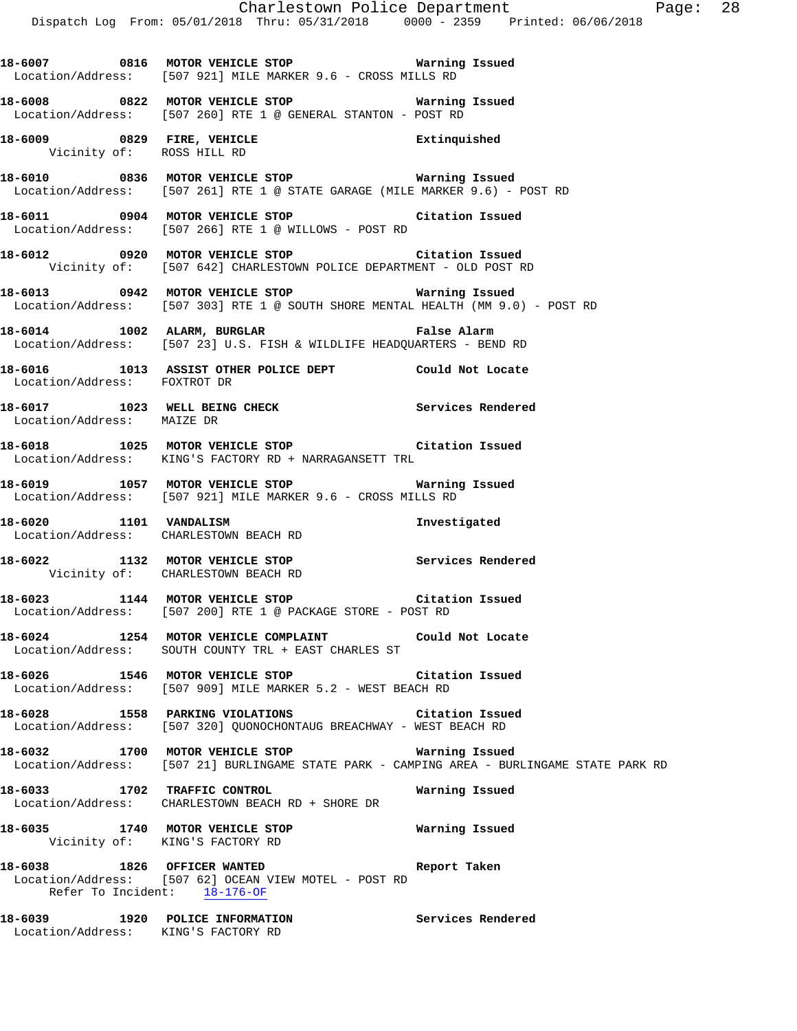**18-6007 0816 MOTOR VEHICLE STOP Warning Issued**
Location/Address: [507 921] MILE MARKER 9.6 - CROSS MILLS RD

**18-6008 0822 MOTOR VEHICLE STOP Warning Issued**
Location/Address: [507 260] RTE 1 @ GENERAL STANTON - POST RD

**18-6009 0829 FIRE, VEHICLE Extinguished**
Vicinity of: ROSS HILL RD

**18-6010 0836 MOTOR VEHICLE STOP Warning Issued**
Location/Address: [507 261] RTE 1 @ STATE GARAGE (MILE MARKER 9.6) - POST RD

**18-6011 0904 MOTOR VEHICLE STOP Citation Issued**
Location/Address: [507 266] RTE 1 @ WILLOWS - POST RD

**18-6012 0920 MOTOR VEHICLE STOP Citation Issued**
Vicinity of: [507 642] CHARLESTOWN POLICE DEPARTMENT - OLD POST RD

**18-6013 0942 MOTOR VEHICLE STOP Warning Issued**
Location/Address: [507 303] RTE 1 @ SOUTH SHORE MENTAL HEALTH (MM 9.0) - POST RD

**18-6014 1002 ALARM, BURGLAR False Alarm**
Location/Address: [507 23] U.S. FISH & WILDLIFE HEADQUARTERS - BEND RD

**18-6016 1013 ASSIST OTHER POLICE DEPT Could Not Locate**
Location/Address: FOXTROT DR

**18-6017 1023 WELL BEING CHECK Services Rendered**
Location/Address: MAIZE DR

**18-6018 1025 MOTOR VEHICLE STOP Citation Issued**
Location/Address: KING'S FACTORY RD + NARRAGANSETT TRL

**18-6019 1057 MOTOR VEHICLE STOP Warning Issued**
Location/Address: [507 921] MILE MARKER 9.6 - CROSS MILLS RD

**18-6020 1101 VANDALISM Investigated**
Location/Address: CHARLESTOWN BEACH RD

**18-6022 1132 MOTOR VEHICLE STOP Services Rendered**
Vicinity of: CHARLESTOWN BEACH RD

**18-6023 1144 MOTOR VEHICLE STOP Citation Issued**
Location/Address: [507 200] RTE 1 @ PACKAGE STORE - POST RD

**18-6024 1254 MOTOR VEHICLE COMPLAINT Could Not Locate**
Location/Address: SOUTH COUNTY TRL + EAST CHARLES ST

**18-6026 1546 MOTOR VEHICLE STOP Citation Issued**
Location/Address: [507 909] MILE MARKER 5.2 - WEST BEACH RD

**18-6028 1558 PARKING VIOLATIONS Citation Issued**
Location/Address: [507 320] QUONOCHONTAUG BREACHWAY - WEST BEACH RD

**18-6032 1700 MOTOR VEHICLE STOP Warning Issued**
Location/Address: [507 21] BURLINGAME STATE PARK - CAMPING AREA - BURLINGAME STATE PARK RD

**18-6033 1702 TRAFFIC CONTROL Warning Issued**
Location/Address: CHARLESTOWN BEACH RD + SHORE DR

**18-6035 1740 MOTOR VEHICLE STOP Warning Issued**
Vicinity of: KING'S FACTORY RD

**18-6038 1826 OFFICER WANTED Report Taken**
Location/Address: [507 62] OCEAN VIEW MOTEL - POST RD
Refer To Incident: 18-176-OF

**18-6039 1920 POLICE INFORMATION Services Rendered**
Location/Address: KING'S FACTORY RD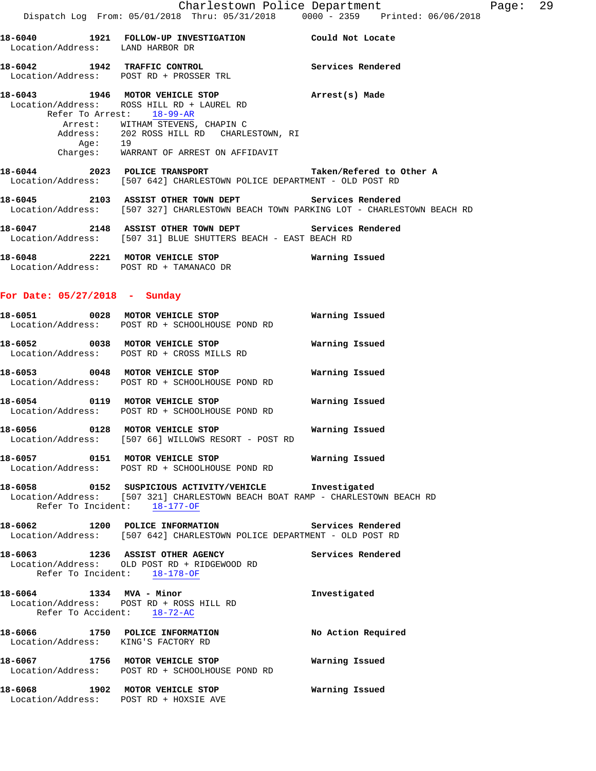**18-6040 1921 FOLLOW-UP INVESTIGATION** Could Not Locate
Location/Address: LAND HARBOR DR

**18-6042 1942 TRAFFIC CONTROL** Services Rendered
Location/Address: POST RD + PROSSER TRL

**18-6043 1946 MOTOR VEHICLE STOP** Arrest(s) Made
Location/Address: ROSS HILL RD + LAUREL RD
Refer To Arrest: 18-99-AR
Arrest: WITHAM STEVENS, CHAPIN C
Address: 202 ROSS HILL RD CHARLESTOWN, RI
Age: 19
Charges: WARRANT OF ARREST ON AFFIDAVIT

**18-6044 2023 POLICE TRANSPORT** Taken/Refered to Other A
Location/Address: [507 642] CHARLESTOWN POLICE DEPARTMENT - OLD POST RD

**18-6045 2103 ASSIST OTHER TOWN DEPT** Services Rendered
Location/Address: [507 327] CHARLESTOWN BEACH TOWN PARKING LOT - CHARLESTOWN BEACH RD

**18-6047 2148 ASSIST OTHER TOWN DEPT** Services Rendered
Location/Address: [507 31] BLUE SHUTTERS BEACH - EAST BEACH RD

**18-6048 2221 MOTOR VEHICLE STOP** Warning Issued
Location/Address: POST RD + TAMANACO DR

## For Date: 05/27/2018 - Sunday

**18-6051 0028 MOTOR VEHICLE STOP** Warning Issued
Location/Address: POST RD + SCHOOLHOUSE POND RD

**18-6052 0038 MOTOR VEHICLE STOP** Warning Issued
Location/Address: POST RD + CROSS MILLS RD

**18-6053 0048 MOTOR VEHICLE STOP** Warning Issued
Location/Address: POST RD + SCHOOLHOUSE POND RD

**18-6054 0119 MOTOR VEHICLE STOP** Warning Issued
Location/Address: POST RD + SCHOOLHOUSE POND RD

**18-6056 0128 MOTOR VEHICLE STOP** Warning Issued
Location/Address: [507 66] WILLOWS RESORT - POST RD

**18-6057 0151 MOTOR VEHICLE STOP** Warning Issued
Location/Address: POST RD + SCHOOLHOUSE POND RD

**18-6058 0152 SUSPICIOUS ACTIVITY/VEHICLE** Investigated
Location/Address: [507 321] CHARLESTOWN BEACH BOAT RAMP - CHARLESTOWN BEACH RD
Refer To Incident: 18-177-OF

**18-6062 1200 POLICE INFORMATION** Services Rendered
Location/Address: [507 642] CHARLESTOWN POLICE DEPARTMENT - OLD POST RD

**18-6063 1236 ASSIST OTHER AGENCY** Services Rendered
Location/Address: OLD POST RD + RIDGEWOOD RD
Refer To Incident: 18-178-OF

**18-6064 1334 MVA - Minor** Investigated
Location/Address: POST RD + ROSS HILL RD
Refer To Accident: 18-72-AC

**18-6066 1750 POLICE INFORMATION** No Action Required
Location/Address: KING'S FACTORY RD

**18-6067 1756 MOTOR VEHICLE STOP** Warning Issued
Location/Address: POST RD + SCHOOLHOUSE POND RD

**18-6068 1902 MOTOR VEHICLE STOP** Warning Issued
Location/Address: POST RD + HOXSIE AVE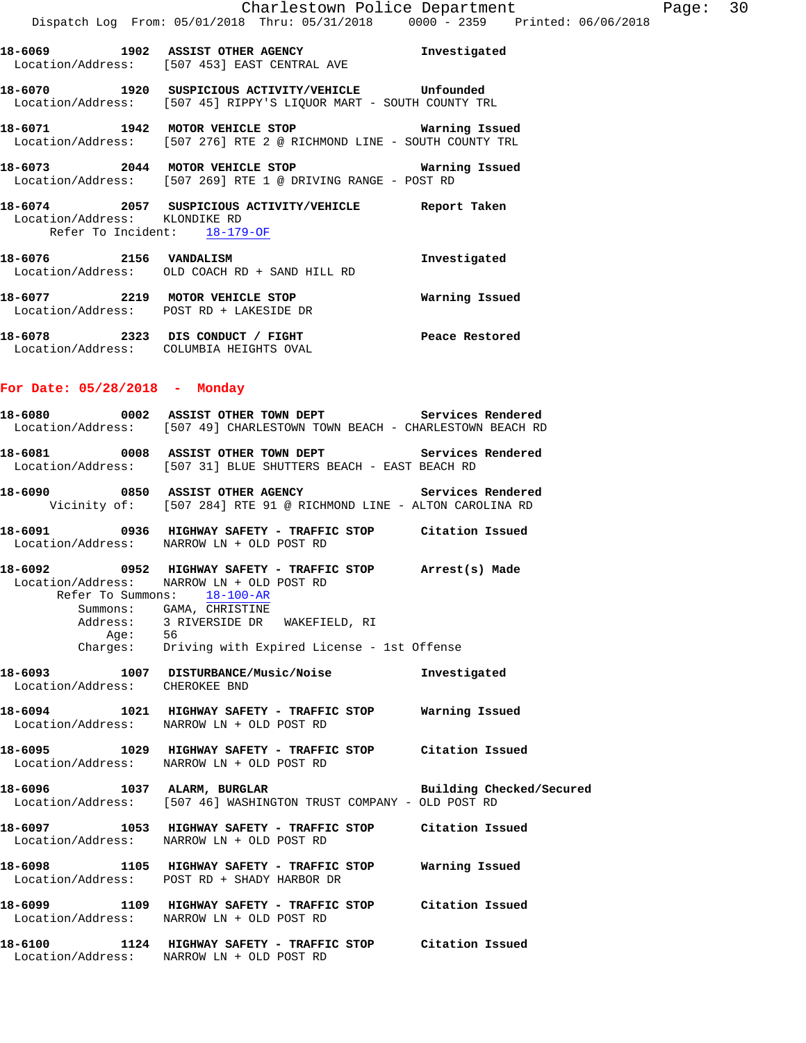18-6069 1902 **ASSIST OTHER AGENCY** Investigated
Location/Address: [507 453] EAST CENTRAL AVE

18-6070 1920 **SUSPICIOUS ACTIVITY/VEHICLE** Unfounded
Location/Address: [507 45] RIPPY'S LIQUOR MART - SOUTH COUNTY TRL

18-6071 1942 **MOTOR VEHICLE STOP** Warning Issued
Location/Address: [507 276] RTE 2 @ RICHMOND LINE - SOUTH COUNTY TRL

18-6073 2044 **MOTOR VEHICLE STOP** Warning Issued
Location/Address: [507 269] RTE 1 @ DRIVING RANGE - POST RD

18-6074 2057 **SUSPICIOUS ACTIVITY/VEHICLE** Report Taken
Location/Address: KLONDIKE RD
Refer To Incident: 18-179-OF

18-6076 2156 **VANDALISM** Investigated
Location/Address: OLD COACH RD + SAND HILL RD

18-6077 2219 **MOTOR VEHICLE STOP** Warning Issued
Location/Address: POST RD + LAKESIDE DR

18-6078 2323 **DIS CONDUCT / FIGHT** Peace Restored
Location/Address: COLUMBIA HEIGHTS OVAL

## For Date: 05/28/2018 - Monday

18-6080 0002 **ASSIST OTHER TOWN DEPT** Services Rendered
Location/Address: [507 49] CHARLESTOWN TOWN BEACH - CHARLESTOWN BEACH RD

18-6081 0008 **ASSIST OTHER TOWN DEPT** Services Rendered
Location/Address: [507 31] BLUE SHUTTERS BEACH - EAST BEACH RD

18-6090 0850 **ASSIST OTHER AGENCY** Services Rendered
Vicinity of: [507 284] RTE 91 @ RICHMOND LINE - ALTON CAROLINA RD

18-6091 0936 **HIGHWAY SAFETY - TRAFFIC STOP** Citation Issued
Location/Address: NARROW LN + OLD POST RD

18-6092 0952 **HIGHWAY SAFETY - TRAFFIC STOP** Arrest(s) Made
Location/Address: NARROW LN + OLD POST RD
Refer To Summons: 18-100-AR
Summons: GAMA, CHRISTINE
Address: 3 RIVERSIDE DR WAKEFIELD, RI
Age: 56
Charges: Driving with Expired License - 1st Offense

18-6093 1007 **DISTURBANCE/Music/Noise** Investigated
Location/Address: CHEROKEE BND

18-6094 1021 **HIGHWAY SAFETY - TRAFFIC STOP** Warning Issued
Location/Address: NARROW LN + OLD POST RD

18-6095 1029 **HIGHWAY SAFETY - TRAFFIC STOP** Citation Issued
Location/Address: NARROW LN + OLD POST RD

18-6096 1037 **ALARM, BURGLAR** Building Checked/Secured
Location/Address: [507 46] WASHINGTON TRUST COMPANY - OLD POST RD

18-6097 1053 **HIGHWAY SAFETY - TRAFFIC STOP** Citation Issued
Location/Address: NARROW LN + OLD POST RD

18-6098 1105 **HIGHWAY SAFETY - TRAFFIC STOP** Warning Issued
Location/Address: POST RD + SHADY HARBOR DR

18-6099 1109 **HIGHWAY SAFETY - TRAFFIC STOP** Citation Issued
Location/Address: NARROW LN + OLD POST RD

18-6100 1124 **HIGHWAY SAFETY - TRAFFIC STOP** Citation Issued
Location/Address: NARROW LN + OLD POST RD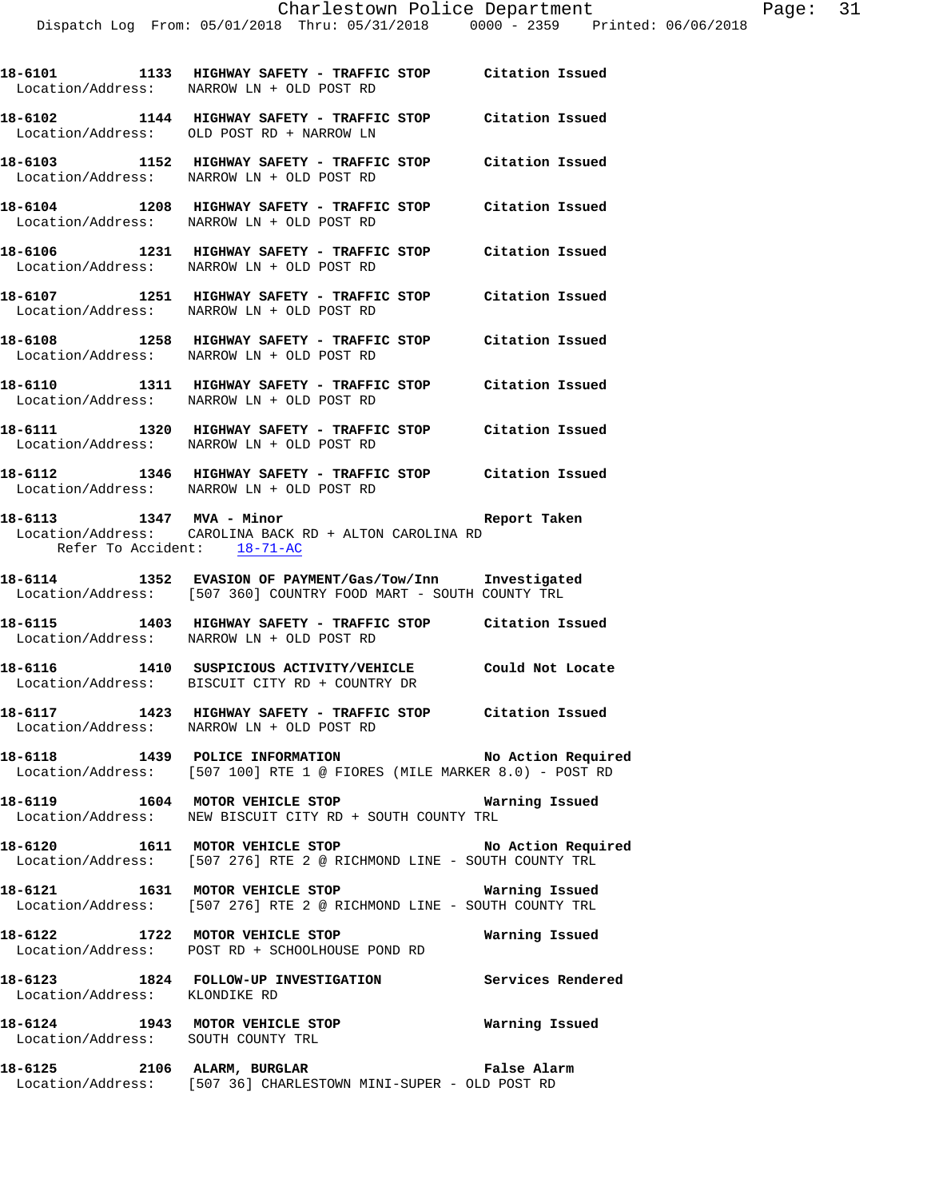18-6101 1133 HIGHWAY SAFETY - TRAFFIC STOP Citation Issued
Location/Address: NARROW LN + OLD POST RD

18-6102 1144 HIGHWAY SAFETY - TRAFFIC STOP Citation Issued
Location/Address: OLD POST RD + NARROW LN

18-6103 1152 HIGHWAY SAFETY - TRAFFIC STOP Citation Issued
Location/Address: NARROW LN + OLD POST RD

18-6104 1208 HIGHWAY SAFETY - TRAFFIC STOP Citation Issued
Location/Address: NARROW LN + OLD POST RD

18-6106 1231 HIGHWAY SAFETY - TRAFFIC STOP Citation Issued
Location/Address: NARROW LN + OLD POST RD

18-6107 1251 HIGHWAY SAFETY - TRAFFIC STOP Citation Issued
Location/Address: NARROW LN + OLD POST RD

18-6108 1258 HIGHWAY SAFETY - TRAFFIC STOP Citation Issued
Location/Address: NARROW LN + OLD POST RD

18-6110 1311 HIGHWAY SAFETY - TRAFFIC STOP Citation Issued
Location/Address: NARROW LN + OLD POST RD

18-6111 1320 HIGHWAY SAFETY - TRAFFIC STOP Citation Issued
Location/Address: NARROW LN + OLD POST RD

18-6112 1346 HIGHWAY SAFETY - TRAFFIC STOP Citation Issued
Location/Address: NARROW LN + OLD POST RD

18-6113 1347 MVA - Minor Report Taken
Location/Address: CAROLINA BACK RD + ALTON CAROLINA RD
Refer To Accident: 18-71-AC

18-6114 1352 EVASION OF PAYMENT/Gas/Tow/Inn Investigated
Location/Address: [507 360] COUNTRY FOOD MART - SOUTH COUNTY TRL

18-6115 1403 HIGHWAY SAFETY - TRAFFIC STOP Citation Issued
Location/Address: NARROW LN + OLD POST RD

18-6116 1410 SUSPICIOUS ACTIVITY/VEHICLE Could Not Locate
Location/Address: BISCUIT CITY RD + COUNTRY DR

18-6117 1423 HIGHWAY SAFETY - TRAFFIC STOP Citation Issued
Location/Address: NARROW LN + OLD POST RD

18-6118 1439 POLICE INFORMATION No Action Required
Location/Address: [507 100] RTE 1 @ FIORES (MILE MARKER 8.0) - POST RD

18-6119 1604 MOTOR VEHICLE STOP Warning Issued
Location/Address: NEW BISCUIT CITY RD + SOUTH COUNTY TRL

18-6120 1611 MOTOR VEHICLE STOP No Action Required
Location/Address: [507 276] RTE 2 @ RICHMOND LINE - SOUTH COUNTY TRL

18-6121 1631 MOTOR VEHICLE STOP Warning Issued
Location/Address: [507 276] RTE 2 @ RICHMOND LINE - SOUTH COUNTY TRL

18-6122 1722 MOTOR VEHICLE STOP Warning Issued
Location/Address: POST RD + SCHOOLHOUSE POND RD

18-6123 1824 FOLLOW-UP INVESTIGATION Services Rendered
Location/Address: KLONDIKE RD

18-6124 1943 MOTOR VEHICLE STOP Warning Issued
Location/Address: SOUTH COUNTY TRL

18-6125 2106 ALARM, BURGLAR False Alarm
Location/Address: [507 36] CHARLESTOWN MINI-SUPER - OLD POST RD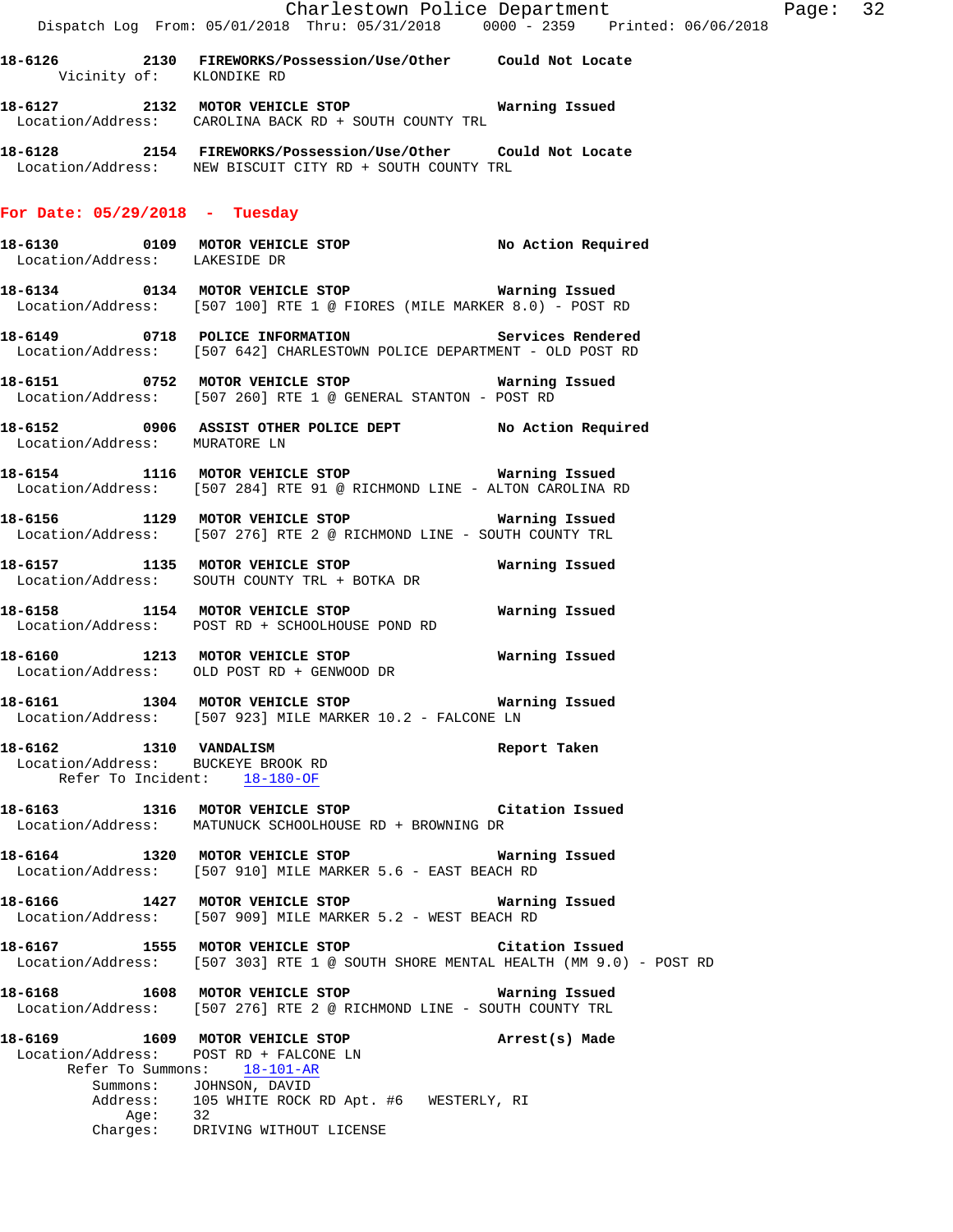**18-6126** 2130 **FIREWORKS/Possession/Use/Other** **Could Not Locate**
Vicinity of: KLONDIKE RD

**18-6127** 2132 **MOTOR VEHICLE STOP** **Warning Issued**
Location/Address: CAROLINA BACK RD + SOUTH COUNTY TRL

**18-6128** 2154 **FIREWORKS/Possession/Use/Other** **Could Not Locate**
Location/Address: NEW BISCUIT CITY RD + SOUTH COUNTY TRL

## For Date: 05/29/2018 - Tuesday

**18-6130** 0109 **MOTOR VEHICLE STOP** **No Action Required**
Location/Address: LAKESIDE DR

**18-6134** 0134 **MOTOR VEHICLE STOP** **Warning Issued**
Location/Address: [507 100] RTE 1 @ FIORES (MILE MARKER 8.0) - POST RD

**18-6149** 0718 **POLICE INFORMATION** **Services Rendered**
Location/Address: [507 642] CHARLESTOWN POLICE DEPARTMENT - OLD POST RD

**18-6151** 0752 **MOTOR VEHICLE STOP** **Warning Issued**
Location/Address: [507 260] RTE 1 @ GENERAL STANTON - POST RD

**18-6152** 0906 **ASSIST OTHER POLICE DEPT** **No Action Required**
Location/Address: MURATORE LN

**18-6154** 1116 **MOTOR VEHICLE STOP** **Warning Issued**
Location/Address: [507 284] RTE 91 @ RICHMOND LINE - ALTON CAROLINA RD

**18-6156** 1129 **MOTOR VEHICLE STOP** **Warning Issued**
Location/Address: [507 276] RTE 2 @ RICHMOND LINE - SOUTH COUNTY TRL

**18-6157** 1135 **MOTOR VEHICLE STOP** **Warning Issued**
Location/Address: SOUTH COUNTY TRL + BOTKA DR

**18-6158** 1154 **MOTOR VEHICLE STOP** **Warning Issued**
Location/Address: POST RD + SCHOOLHOUSE POND RD

**18-6160** 1213 **MOTOR VEHICLE STOP** **Warning Issued**
Location/Address: OLD POST RD + GENWOOD DR

**18-6161** 1304 **MOTOR VEHICLE STOP** **Warning Issued**
Location/Address: [507 923] MILE MARKER 10.2 - FALCONE LN

**18-6162** 1310 **VANDALISM** **Report Taken**
Location/Address: BUCKEYE BROOK RD
Refer To Incident: 18-180-OF

**18-6163** 1316 **MOTOR VEHICLE STOP** **Citation Issued**
Location/Address: MATUNUCK SCHOOLHOUSE RD + BROWNING DR

**18-6164** 1320 **MOTOR VEHICLE STOP** **Warning Issued**
Location/Address: [507 910] MILE MARKER 5.6 - EAST BEACH RD

**18-6166** 1427 **MOTOR VEHICLE STOP** **Warning Issued**
Location/Address: [507 909] MILE MARKER 5.2 - WEST BEACH RD

**18-6167** 1555 **MOTOR VEHICLE STOP** **Citation Issued**
Location/Address: [507 303] RTE 1 @ SOUTH SHORE MENTAL HEALTH (MM 9.0) - POST RD

**18-6168** 1608 **MOTOR VEHICLE STOP** **Warning Issued**
Location/Address: [507 276] RTE 2 @ RICHMOND LINE - SOUTH COUNTY TRL

**18-6169** 1609 **MOTOR VEHICLE STOP** **Arrest(s) Made**
Location/Address: POST RD + FALCONE LN
Refer To Summons: 18-101-AR
Summons: JOHNSON, DAVID
Address: 105 WHITE ROCK RD Apt. #6 WESTERLY, RI
Age: 32
Charges: DRIVING WITHOUT LICENSE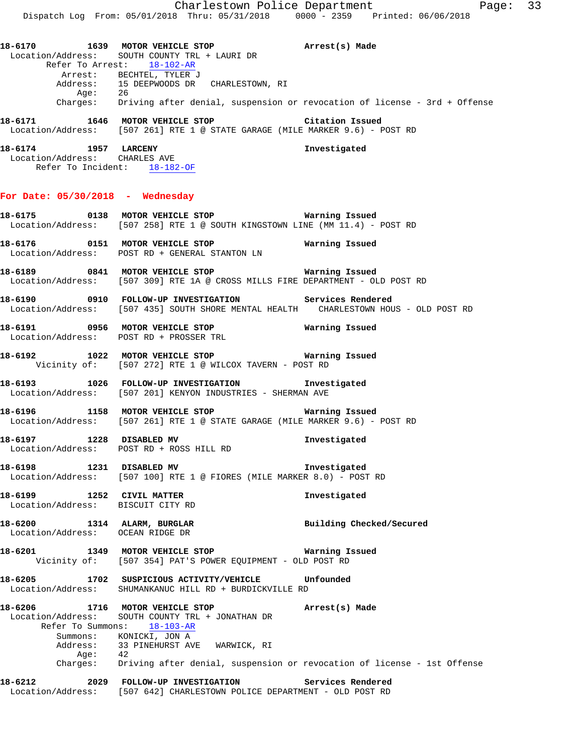**18-6170** 1639 **MOTOR VEHICLE STOP** **Arrest(s) Made**
Location/Address: SOUTH COUNTY TRL + LAURI DR
Refer To Arrest: 18-102-AR
Arrest: BECHTEL, TYLER J
Address: 15 DEEPWOODS DR CHARLESTOWN, RI
Age: 26
Charges: Driving after denial, suspension or revocation of license - 3rd + Offense

**18-6171** 1646 **MOTOR VEHICLE STOP** **Citation Issued**
Location/Address: [507 261] RTE 1 @ STATE GARAGE (MILE MARKER 9.6) - POST RD

**18-6174** 1957 **LARCENY** **Investigated**
Location/Address: CHARLES AVE
Refer To Incident: 18-182-OF

## For Date: 05/30/2018 - Wednesday

**18-6175** 0138 **MOTOR VEHICLE STOP** **Warning Issued**
Location/Address: [507 258] RTE 1 @ SOUTH KINGSTOWN LINE (MM 11.4) - POST RD

**18-6176** 0151 **MOTOR VEHICLE STOP** **Warning Issued**
Location/Address: POST RD + GENERAL STANTON LN

**18-6189** 0841 **MOTOR VEHICLE STOP** **Warning Issued**
Location/Address: [507 309] RTE 1A @ CROSS MILLS FIRE DEPARTMENT - OLD POST RD

**18-6190** 0910 **FOLLOW-UP INVESTIGATION** **Services Rendered**
Location/Address: [507 435] SOUTH SHORE MENTAL HEALTH CHARLESTOWN HOUS - OLD POST RD

**18-6191** 0956 **MOTOR VEHICLE STOP** **Warning Issued**
Location/Address: POST RD + PROSSER TRL

**18-6192** 1022 **MOTOR VEHICLE STOP** **Warning Issued**
Vicinity of: [507 272] RTE 1 @ WILCOX TAVERN - POST RD

**18-6193** 1026 **FOLLOW-UP INVESTIGATION** **Investigated**
Location/Address: [507 201] KENYON INDUSTRIES - SHERMAN AVE

**18-6196** 1158 **MOTOR VEHICLE STOP** **Warning Issued**
Location/Address: [507 261] RTE 1 @ STATE GARAGE (MILE MARKER 9.6) - POST RD

**18-6197** 1228 **DISABLED MV** **Investigated**
Location/Address: POST RD + ROSS HILL RD

**18-6198** 1231 **DISABLED MV** **Investigated**
Location/Address: [507 100] RTE 1 @ FIORES (MILE MARKER 8.0) - POST RD

**18-6199** 1252 **CIVIL MATTER** **Investigated**
Location/Address: BISCUIT CITY RD

**18-6200** 1314 **ALARM, BURGLAR** **Building Checked/Secured**
Location/Address: OCEAN RIDGE DR

**18-6201** 1349 **MOTOR VEHICLE STOP** **Warning Issued**
Vicinity of: [507 354] PAT'S POWER EQUIPMENT - OLD POST RD

**18-6205** 1702 **SUSPICIOUS ACTIVITY/VEHICLE** **Unfounded**
Location/Address: SHUMANKANUC HILL RD + BURDICKVILLE RD

**18-6206** 1716 **MOTOR VEHICLE STOP** **Arrest(s) Made**
Location/Address: SOUTH COUNTY TRL + JONATHAN DR
Refer To Summons: 18-103-AR
Summons: KONICKI, JON A
Address: 33 PINEHURST AVE WARWICK, RI
Age: 42
Charges: Driving after denial, suspension or revocation of license - 1st Offense

**18-6212** 2029 **FOLLOW-UP INVESTIGATION** **Services Rendered**
Location/Address: [507 642] CHARLESTOWN POLICE DEPARTMENT - OLD POST RD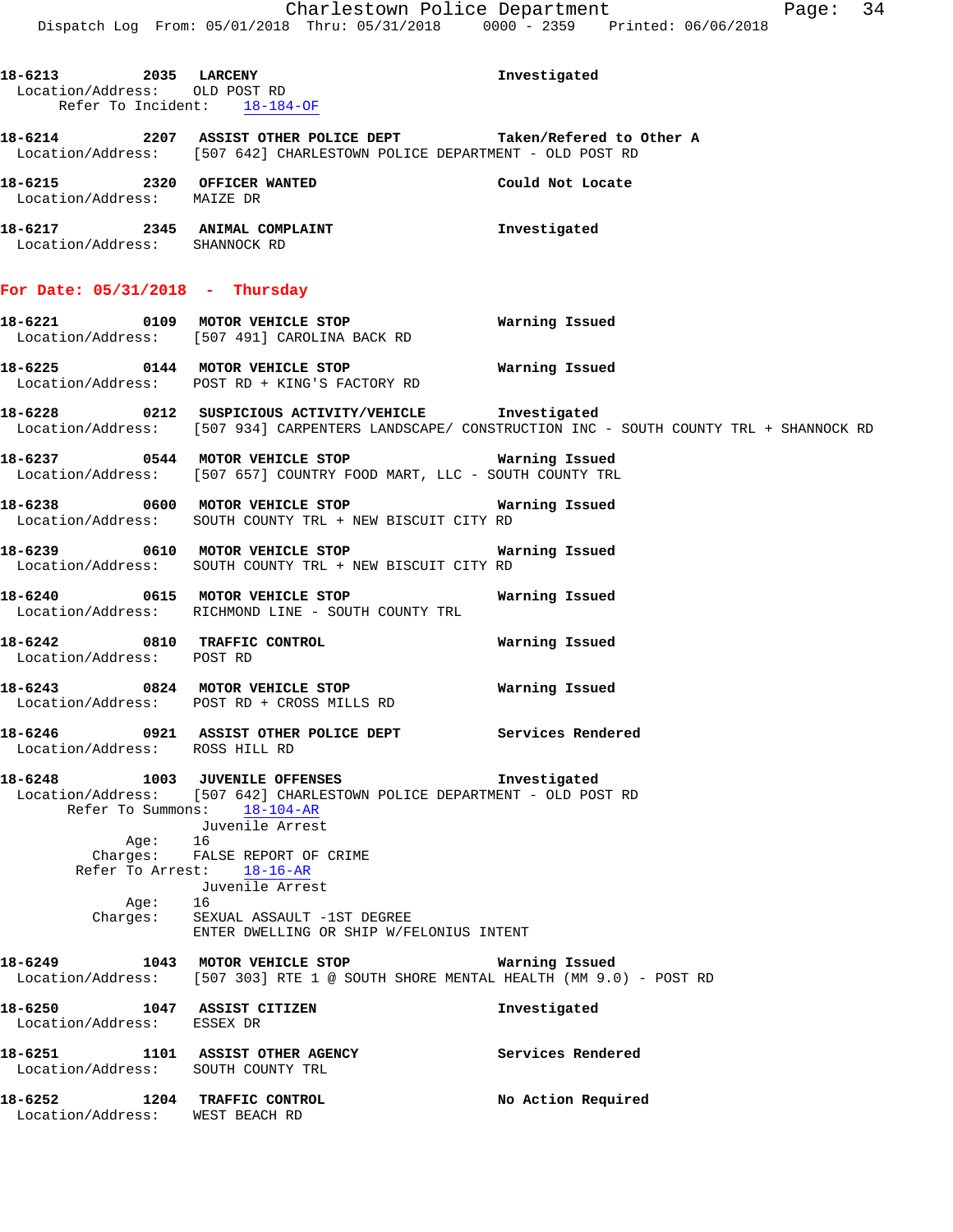18-6213 2035 LARCENY Investigated
Location/Address: OLD POST RD
Refer To Incident: 18-184-OF

18-6214 2207 ASSIST OTHER POLICE DEPT Taken/Refered to Other A
Location/Address: [507 642] CHARLESTOWN POLICE DEPARTMENT - OLD POST RD

18-6215 2320 OFFICER WANTED Could Not Locate
Location/Address: MAIZE DR

18-6217 2345 ANIMAL COMPLAINT Investigated
Location/Address: SHANNOCK RD

## For Date: 05/31/2018 - Thursday

18-6221 0109 MOTOR VEHICLE STOP Warning Issued
Location/Address: [507 491] CAROLINA BACK RD

18-6225 0144 MOTOR VEHICLE STOP Warning Issued
Location/Address: POST RD + KING'S FACTORY RD

18-6228 0212 SUSPICIOUS ACTIVITY/VEHICLE Investigated
Location/Address: [507 934] CARPENTERS LANDSCAPE/ CONSTRUCTION INC - SOUTH COUNTY TRL + SHANNOCK RD

18-6237 0544 MOTOR VEHICLE STOP Warning Issued
Location/Address: [507 657] COUNTRY FOOD MART, LLC - SOUTH COUNTY TRL

18-6238 0600 MOTOR VEHICLE STOP Warning Issued
Location/Address: SOUTH COUNTY TRL + NEW BISCUIT CITY RD

18-6239 0610 MOTOR VEHICLE STOP Warning Issued
Location/Address: SOUTH COUNTY TRL + NEW BISCUIT CITY RD

18-6240 0615 MOTOR VEHICLE STOP Warning Issued
Location/Address: RICHMOND LINE - SOUTH COUNTY TRL

18-6242 0810 TRAFFIC CONTROL Warning Issued
Location/Address: POST RD

18-6243 0824 MOTOR VEHICLE STOP Warning Issued
Location/Address: POST RD + CROSS MILLS RD

18-6246 0921 ASSIST OTHER POLICE DEPT Services Rendered
Location/Address: ROSS HILL RD

18-6248 1003 JUVENILE OFFENSES Investigated
Location/Address: [507 642] CHARLESTOWN POLICE DEPARTMENT - OLD POST RD
Refer To Summons: 18-104-AR
Juvenile Arrest
Age: 16
Charges: FALSE REPORT OF CRIME
Refer To Arrest: 18-16-AR
Juvenile Arrest
Age: 16
Charges: SEXUAL ASSAULT -1ST DEGREE
ENTER DWELLING OR SHIP W/FELONIUS INTENT

18-6249 1043 MOTOR VEHICLE STOP Warning Issued
Location/Address: [507 303] RTE 1 @ SOUTH SHORE MENTAL HEALTH (MM 9.0) - POST RD

18-6250 1047 ASSIST CITIZEN Investigated
Location/Address: ESSEX DR

18-6251 1101 ASSIST OTHER AGENCY Services Rendered
Location/Address: SOUTH COUNTY TRL

18-6252 1204 TRAFFIC CONTROL No Action Required
Location/Address: WEST BEACH RD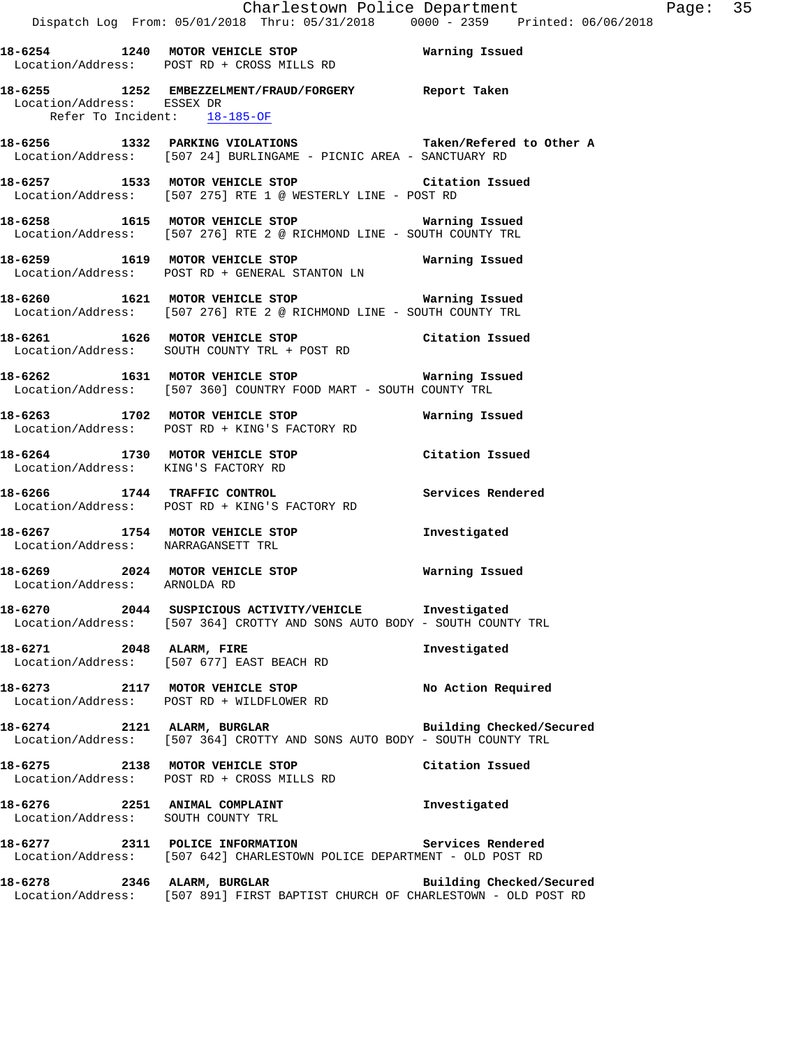**18-6254 1240 MOTOR VEHICLE STOP Warning Issued**
Location/Address: POST RD + CROSS MILLS RD

**18-6255 1252 EMBEZZELMENT/FRAUD/FORGERY Report Taken**
Location/Address: ESSEX DR
Refer To Incident: 18-185-OF

**18-6256 1332 PARKING VIOLATIONS Taken/Refered to Other A**
Location/Address: [507 24] BURLINGAME - PICNIC AREA - SANCTUARY RD

**18-6257 1533 MOTOR VEHICLE STOP Citation Issued**
Location/Address: [507 275] RTE 1 @ WESTERLY LINE - POST RD

**18-6258 1615 MOTOR VEHICLE STOP Warning Issued**
Location/Address: [507 276] RTE 2 @ RICHMOND LINE - SOUTH COUNTY TRL

**18-6259 1619 MOTOR VEHICLE STOP Warning Issued**
Location/Address: POST RD + GENERAL STANTON LN

**18-6260 1621 MOTOR VEHICLE STOP Warning Issued**
Location/Address: [507 276] RTE 2 @ RICHMOND LINE - SOUTH COUNTY TRL

**18-6261 1626 MOTOR VEHICLE STOP Citation Issued**
Location/Address: SOUTH COUNTY TRL + POST RD

**18-6262 1631 MOTOR VEHICLE STOP Warning Issued**
Location/Address: [507 360] COUNTRY FOOD MART - SOUTH COUNTY TRL

**18-6263 1702 MOTOR VEHICLE STOP Warning Issued**
Location/Address: POST RD + KING'S FACTORY RD

**18-6264 1730 MOTOR VEHICLE STOP Citation Issued**
Location/Address: KING'S FACTORY RD

**18-6266 1744 TRAFFIC CONTROL Services Rendered**
Location/Address: POST RD + KING'S FACTORY RD

**18-6267 1754 MOTOR VEHICLE STOP Investigated**
Location/Address: NARRAGANSETT TRL

**18-6269 2024 MOTOR VEHICLE STOP Warning Issued**
Location/Address: ARNOLDA RD

**18-6270 2044 SUSPICIOUS ACTIVITY/VEHICLE Investigated**
Location/Address: [507 364] CROTTY AND SONS AUTO BODY - SOUTH COUNTY TRL

**18-6271 2048 ALARM, FIRE Investigated**
Location/Address: [507 677] EAST BEACH RD

**18-6273 2117 MOTOR VEHICLE STOP No Action Required**
Location/Address: POST RD + WILDFLOWER RD

**18-6274 2121 ALARM, BURGLAR Building Checked/Secured**
Location/Address: [507 364] CROTTY AND SONS AUTO BODY - SOUTH COUNTY TRL

**18-6275 2138 MOTOR VEHICLE STOP Citation Issued**
Location/Address: POST RD + CROSS MILLS RD

**18-6276 2251 ANIMAL COMPLAINT Investigated**
Location/Address: SOUTH COUNTY TRL

**18-6277 2311 POLICE INFORMATION Services Rendered**
Location/Address: [507 642] CHARLESTOWN POLICE DEPARTMENT - OLD POST RD

**18-6278 2346 ALARM, BURGLAR Building Checked/Secured**
Location/Address: [507 891] FIRST BAPTIST CHURCH OF CHARLESTOWN - OLD POST RD